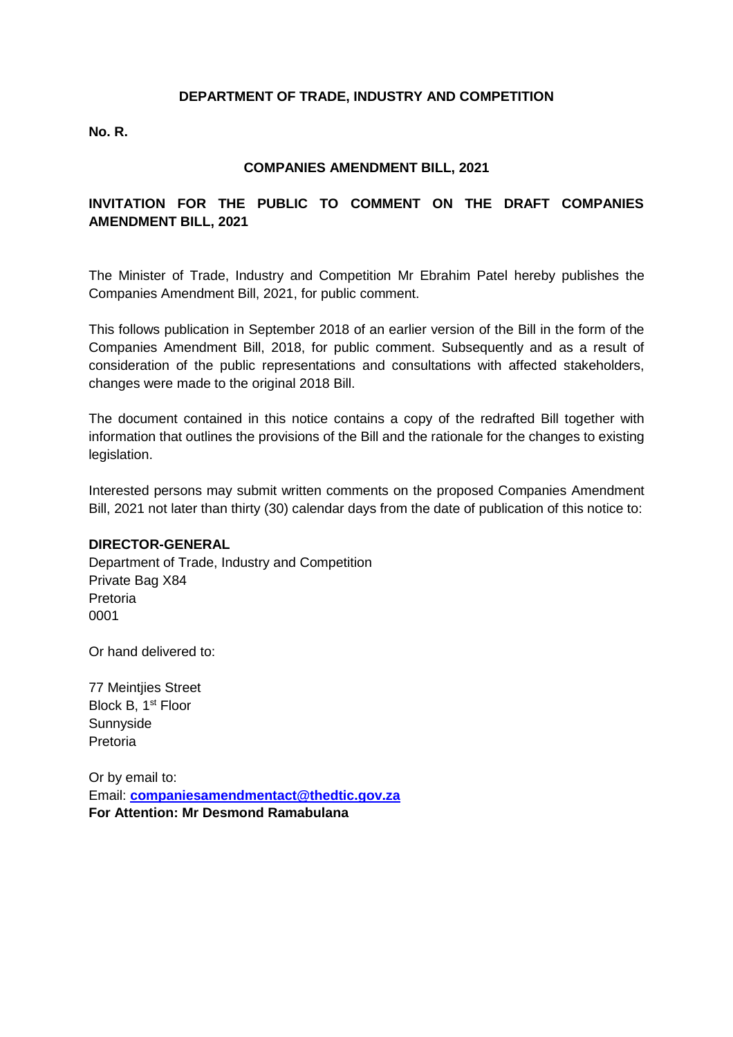**DEPARTMENT OF TRADE, INDUSTRY AND COMPETITION**

**No. R.**

**COMPANIES AMENDMENT BILL, 2021**

**INVITATION FOR THE PUBLIC TO COMMENT ON THE DRAFT COMPANIES AMENDMENT BILL, 2021**

The Minister of Trade, Industry and Competition Mr Ebrahim Patel hereby publishes the Companies Amendment Bill, 2021, for public comment.

This follows publication in September 2018 of an earlier version of the Bill in the form of the Companies Amendment Bill, 2018, for public comment. Subsequently and as a result of consideration of the public representations and consultations with affected stakeholders, changes were made to the original 2018 Bill.

The document contained in this notice contains a copy of the redrafted Bill together with information that outlines the provisions of the Bill and the rationale for the changes to existing legislation.

Interested persons may submit written comments on the proposed Companies Amendment Bill, 2021 not later than thirty (30) calendar days from the date of publication of this notice to:

**DIRECTOR-GENERAL**
Department of Trade, Industry and Competition
Private Bag X84
Pretoria
0001

Or hand delivered to:

77 Meintjies Street
Block B, 1st Floor
Sunnyside
Pretoria

Or by email to:
Email: **companiesamendmentact@thedtic.gov.za**
**For Attention: Mr Desmond Ramabulana**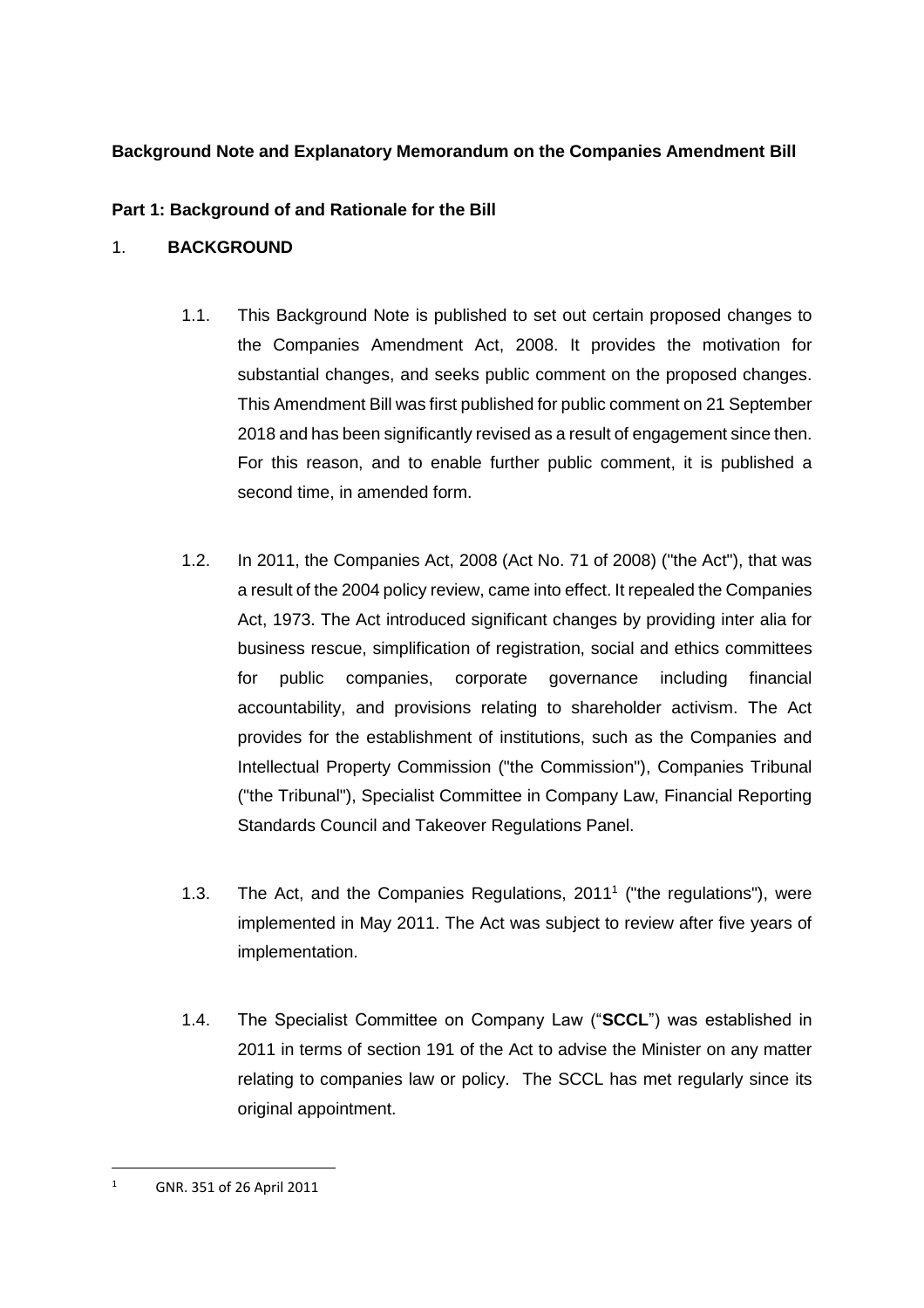**Background Note and Explanatory Memorandum on the Companies Amendment Bill**

**Part 1: Background of and Rationale for the Bill**

1. **BACKGROUND**

1.1. This Background Note is published to set out certain proposed changes to the Companies Amendment Act, 2008. It provides the motivation for substantial changes, and seeks public comment on the proposed changes. This Amendment Bill was first published for public comment on 21 September 2018 and has been significantly revised as a result of engagement since then. For this reason, and to enable further public comment, it is published a second time, in amended form.

1.2. In 2011, the Companies Act, 2008 (Act No. 71 of 2008) ("the Act"), that was a result of the 2004 policy review, came into effect. It repealed the Companies Act, 1973. The Act introduced significant changes by providing inter alia for business rescue, simplification of registration, social and ethics committees for public companies, corporate governance including financial accountability, and provisions relating to shareholder activism. The Act provides for the establishment of institutions, such as the Companies and Intellectual Property Commission ("the Commission"), Companies Tribunal ("the Tribunal"), Specialist Committee in Company Law, Financial Reporting Standards Council and Takeover Regulations Panel.

1.3. The Act, and the Companies Regulations, 2011[1] ("the regulations"), were implemented in May 2011. The Act was subject to review after five years of implementation.

1.4. The Specialist Committee on Company Law ("**SCCL**") was established in 2011 in terms of section 191 of the Act to advise the Minister on any matter relating to companies law or policy. The SCCL has met regularly since its original appointment.

---

[1] GNR. 351 of 26 April 2011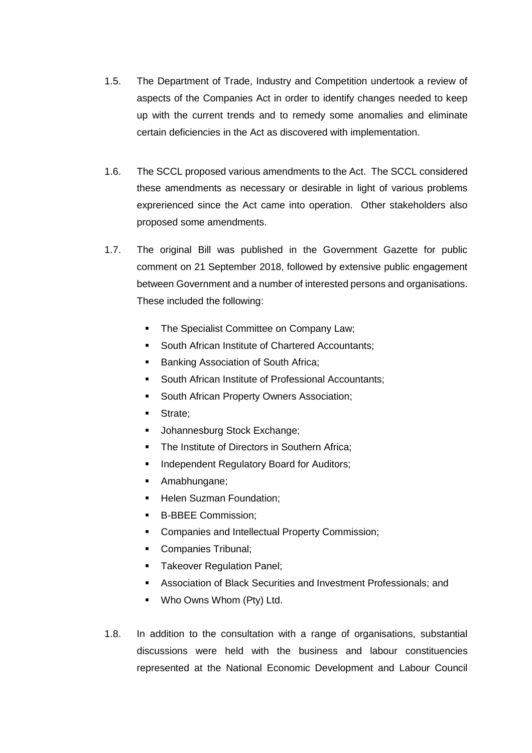1.5. The Department of Trade, Industry and Competition undertook a review of aspects of the Companies Act in order to identify changes needed to keep up with the current trends and to remedy some anomalies and eliminate certain deficiencies in the Act as discovered with implementation.

1.6. The SCCL proposed various amendments to the Act. The SCCL considered these amendments as necessary or desirable in light of various problems exprerienced since the Act came into operation. Other stakeholders also proposed some amendments.

1.7. The original Bill was published in the Government Gazette for public comment on 21 September 2018, followed by extensive public engagement between Government and a number of interested persons and organisations. These included the following:

- The Specialist Committee on Company Law;
- South African Institute of Chartered Accountants;
- Banking Association of South Africa;
- South African Institute of Professional Accountants;
- South African Property Owners Association;
- Strate;
- Johannesburg Stock Exchange;
- The Institute of Directors in Southern Africa;
- Independent Regulatory Board for Auditors;
- Amabhungane;
- Helen Suzman Foundation;
- B-BBEE Commission;
- Companies and Intellectual Property Commission;
- Companies Tribunal;
- Takeover Regulation Panel;
- Association of Black Securities and Investment Professionals; and
- Who Owns Whom (Pty) Ltd.

1.8. In addition to the consultation with a range of organisations, substantial discussions were held with the business and labour constituencies represented at the National Economic Development and Labour Council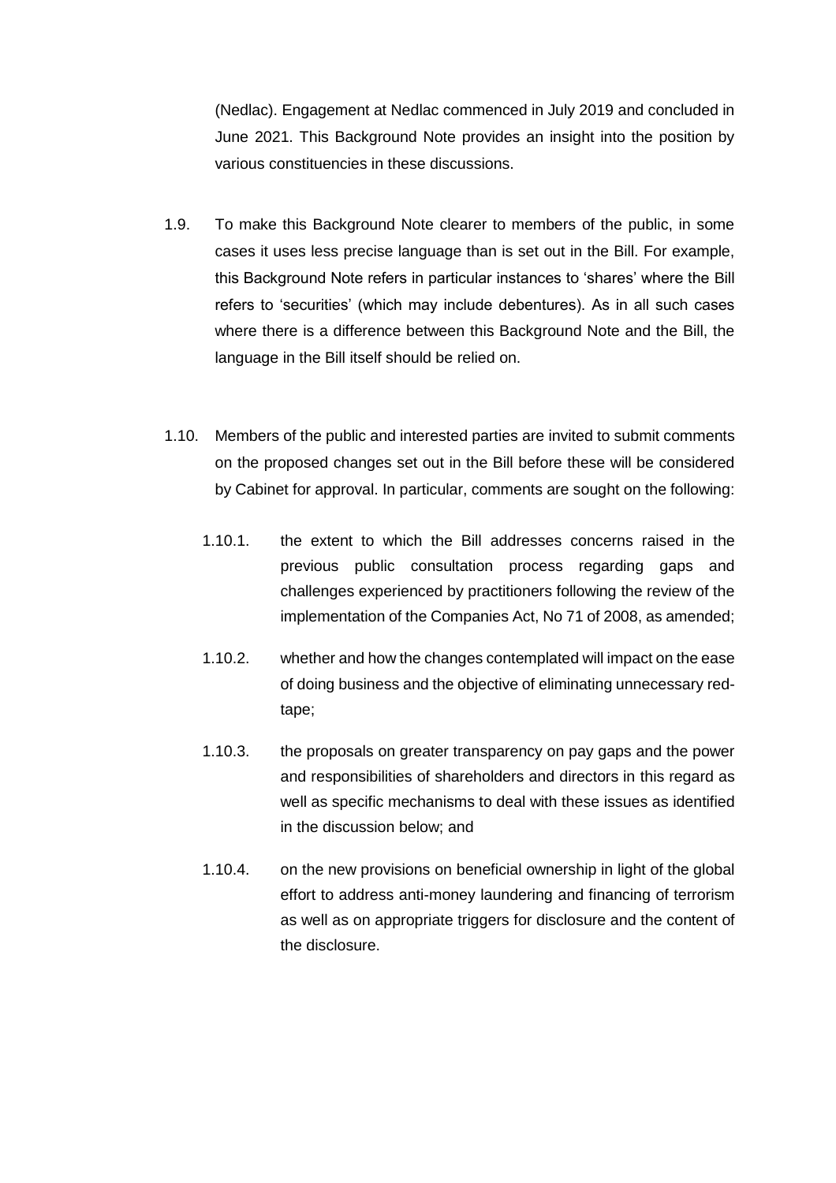(Nedlac). Engagement at Nedlac commenced in July 2019 and concluded in June 2021. This Background Note provides an insight into the position by various constituencies in these discussions.

1.9. To make this Background Note clearer to members of the public, in some cases it uses less precise language than is set out in the Bill. For example, this Background Note refers in particular instances to 'shares' where the Bill refers to 'securities' (which may include debentures). As in all such cases where there is a difference between this Background Note and the Bill, the language in the Bill itself should be relied on.

1.10. Members of the public and interested parties are invited to submit comments on the proposed changes set out in the Bill before these will be considered by Cabinet for approval. In particular, comments are sought on the following:

1.10.1. the extent to which the Bill addresses concerns raised in the previous public consultation process regarding gaps and challenges experienced by practitioners following the review of the implementation of the Companies Act, No 71 of 2008, as amended;

1.10.2. whether and how the changes contemplated will impact on the ease of doing business and the objective of eliminating unnecessary red-tape;

1.10.3. the proposals on greater transparency on pay gaps and the power and responsibilities of shareholders and directors in this regard as well as specific mechanisms to deal with these issues as identified in the discussion below; and

1.10.4. on the new provisions on beneficial ownership in light of the global effort to address anti-money laundering and financing of terrorism as well as on appropriate triggers for disclosure and the content of the disclosure.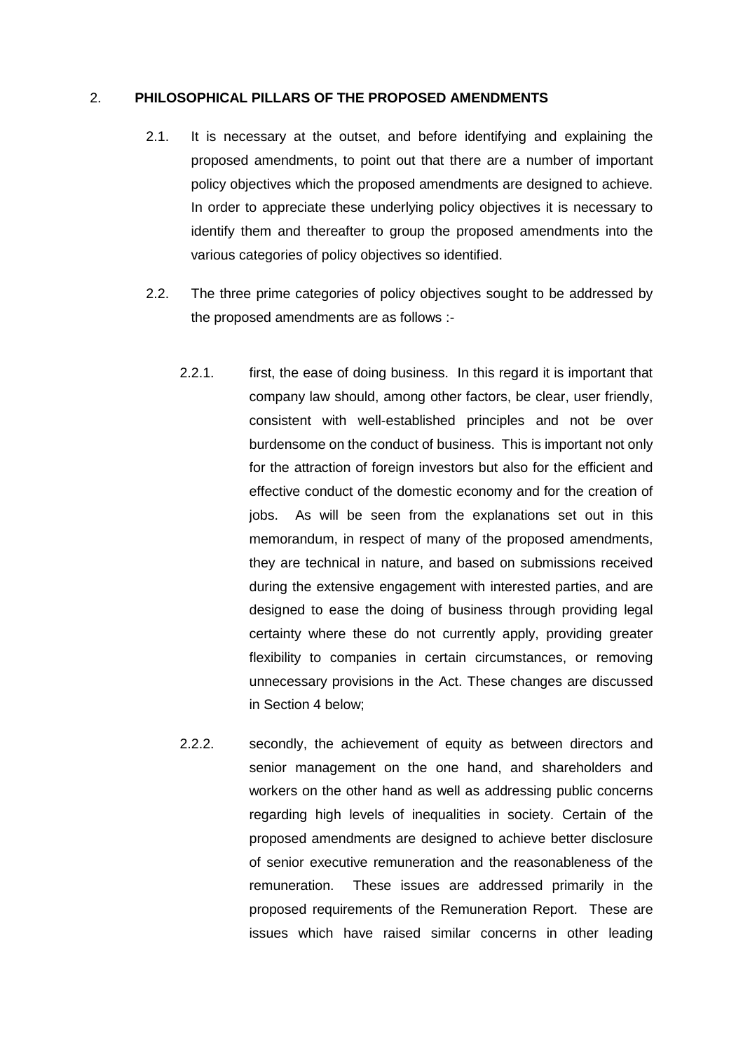## 2. PHILOSOPHICAL PILLARS OF THE PROPOSED AMENDMENTS

2.1. It is necessary at the outset, and before identifying and explaining the proposed amendments, to point out that there are a number of important policy objectives which the proposed amendments are designed to achieve. In order to appreciate these underlying policy objectives it is necessary to identify them and thereafter to group the proposed amendments into the various categories of policy objectives so identified.

2.2. The three prime categories of policy objectives sought to be addressed by the proposed amendments are as follows :-

2.2.1. first, the ease of doing business. In this regard it is important that company law should, among other factors, be clear, user friendly, consistent with well-established principles and not be over burdensome on the conduct of business. This is important not only for the attraction of foreign investors but also for the efficient and effective conduct of the domestic economy and for the creation of jobs. As will be seen from the explanations set out in this memorandum, in respect of many of the proposed amendments, they are technical in nature, and based on submissions received during the extensive engagement with interested parties, and are designed to ease the doing of business through providing legal certainty where these do not currently apply, providing greater flexibility to companies in certain circumstances, or removing unnecessary provisions in the Act. These changes are discussed in Section 4 below;

2.2.2. secondly, the achievement of equity as between directors and senior management on the one hand, and shareholders and workers on the other hand as well as addressing public concerns regarding high levels of inequalities in society. Certain of the proposed amendments are designed to achieve better disclosure of senior executive remuneration and the reasonableness of the remuneration. These issues are addressed primarily in the proposed requirements of the Remuneration Report. These are issues which have raised similar concerns in other leading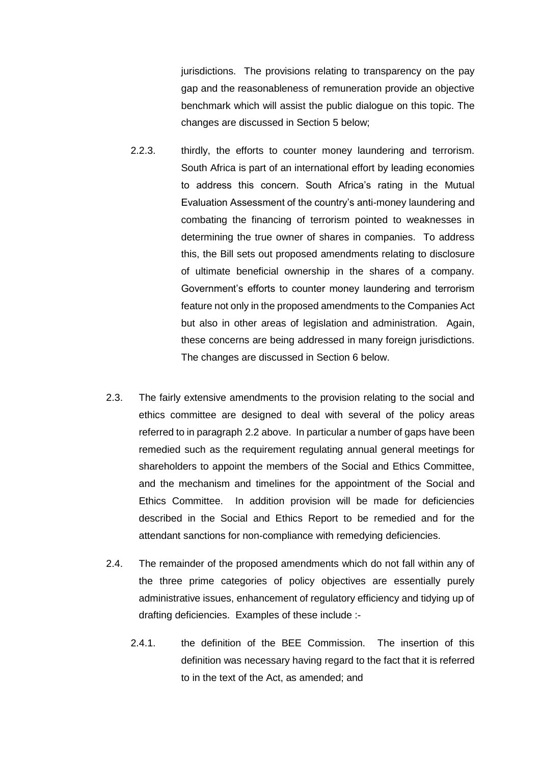jurisdictions. The provisions relating to transparency on the pay gap and the reasonableness of remuneration provide an objective benchmark which will assist the public dialogue on this topic. The changes are discussed in Section 5 below;

2.2.3. thirdly, the efforts to counter money laundering and terrorism. South Africa is part of an international effort by leading economies to address this concern. South Africa's rating in the Mutual Evaluation Assessment of the country's anti-money laundering and combating the financing of terrorism pointed to weaknesses in determining the true owner of shares in companies. To address this, the Bill sets out proposed amendments relating to disclosure of ultimate beneficial ownership in the shares of a company. Government's efforts to counter money laundering and terrorism feature not only in the proposed amendments to the Companies Act but also in other areas of legislation and administration. Again, these concerns are being addressed in many foreign jurisdictions. The changes are discussed in Section 6 below.

2.3. The fairly extensive amendments to the provision relating to the social and ethics committee are designed to deal with several of the policy areas referred to in paragraph 2.2 above. In particular a number of gaps have been remedied such as the requirement regulating annual general meetings for shareholders to appoint the members of the Social and Ethics Committee, and the mechanism and timelines for the appointment of the Social and Ethics Committee. In addition provision will be made for deficiencies described in the Social and Ethics Report to be remedied and for the attendant sanctions for non-compliance with remedying deficiencies.

2.4. The remainder of the proposed amendments which do not fall within any of the three prime categories of policy objectives are essentially purely administrative issues, enhancement of regulatory efficiency and tidying up of drafting deficiencies. Examples of these include :-

2.4.1. the definition of the BEE Commission. The insertion of this definition was necessary having regard to the fact that it is referred to in the text of the Act, as amended; and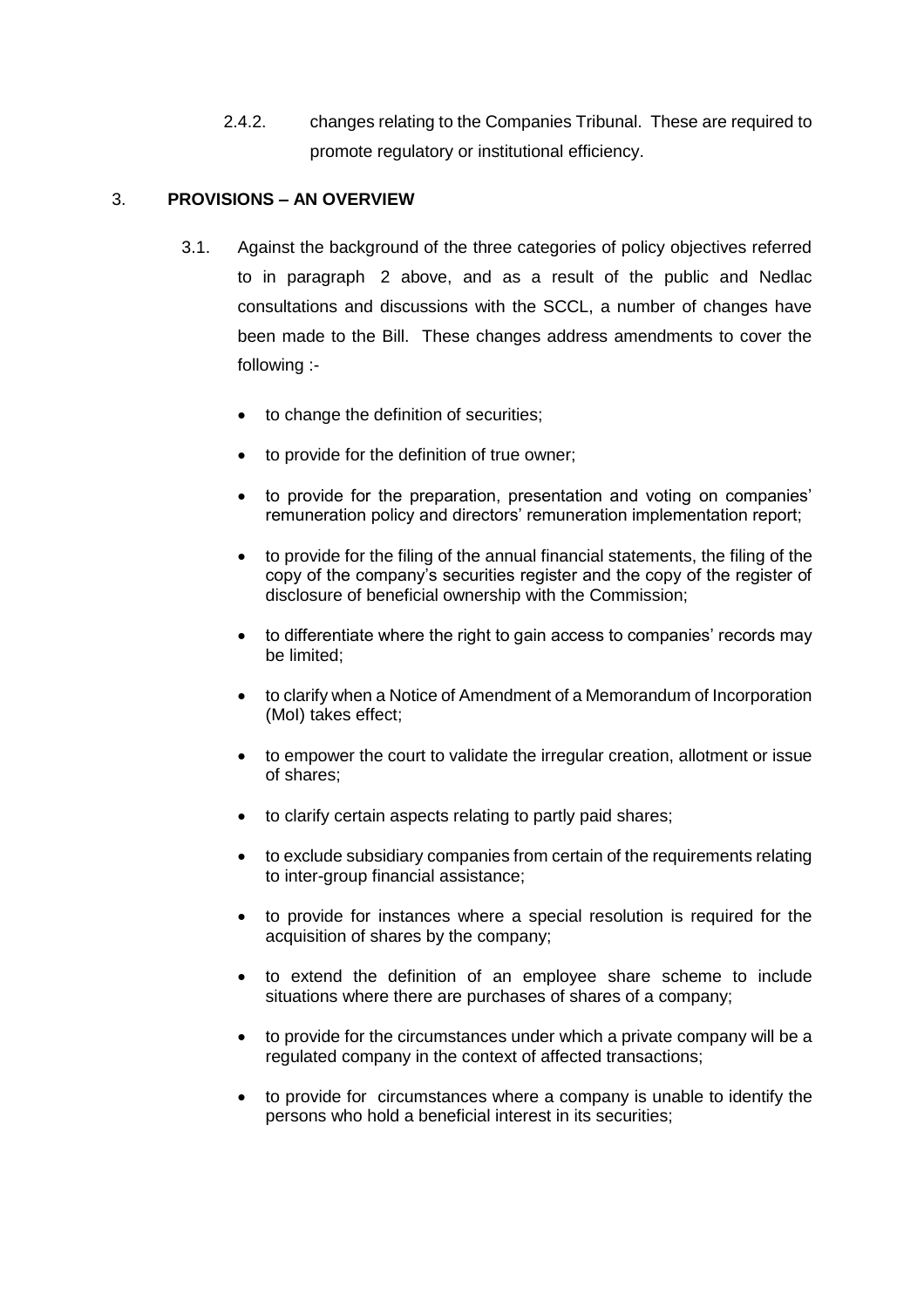2.4.2. changes relating to the Companies Tribunal. These are required to promote regulatory or institutional efficiency.

## 3. PROVISIONS – AN OVERVIEW

3.1. Against the background of the three categories of policy objectives referred to in paragraph 2 above, and as a result of the public and Nedlac consultations and discussions with the SCCL, a number of changes have been made to the Bill. These changes address amendments to cover the following :-

- to change the definition of securities;
- to provide for the definition of true owner;
- to provide for the preparation, presentation and voting on companies' remuneration policy and directors' remuneration implementation report;
- to provide for the filing of the annual financial statements, the filing of the copy of the company's securities register and the copy of the register of disclosure of beneficial ownership with the Commission;
- to differentiate where the right to gain access to companies' records may be limited;
- to clarify when a Notice of Amendment of a Memorandum of Incorporation (MoI) takes effect;
- to empower the court to validate the irregular creation, allotment or issue of shares;
- to clarify certain aspects relating to partly paid shares;
- to exclude subsidiary companies from certain of the requirements relating to inter-group financial assistance;
- to provide for instances where a special resolution is required for the acquisition of shares by the company;
- to extend the definition of an employee share scheme to include situations where there are purchases of shares of a company;
- to provide for the circumstances under which a private company will be a regulated company in the context of affected transactions;
- to provide for circumstances where a company is unable to identify the persons who hold a beneficial interest in its securities;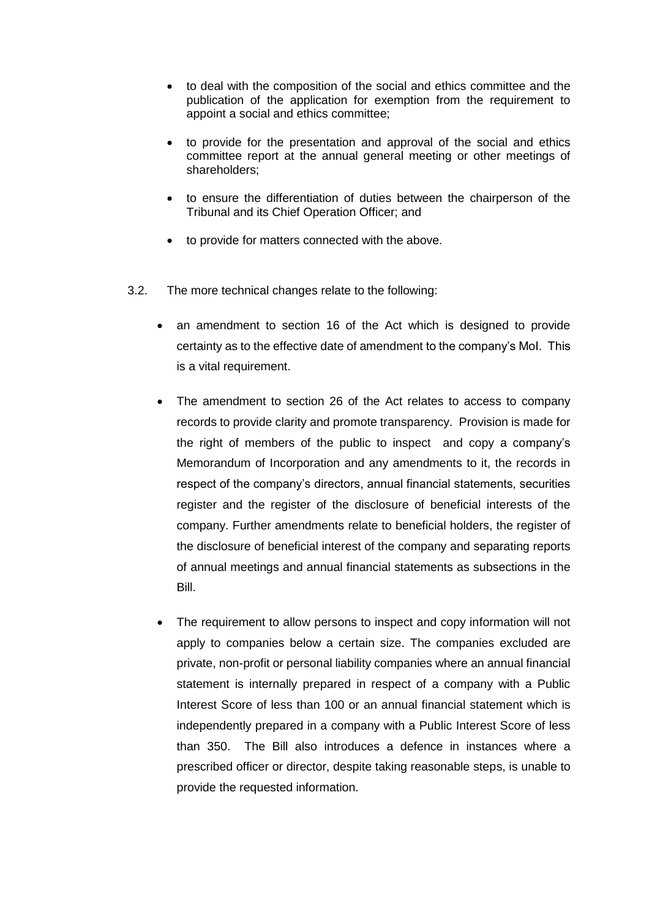- to deal with the composition of the social and ethics committee and the publication of the application for exemption from the requirement to appoint a social and ethics committee;

- to provide for the presentation and approval of the social and ethics committee report at the annual general meeting or other meetings of shareholders;

- to ensure the differentiation of duties between the chairperson of the Tribunal and its Chief Operation Officer; and

- to provide for matters connected with the above.

3.2. The more technical changes relate to the following:

- an amendment to section 16 of the Act which is designed to provide certainty as to the effective date of amendment to the company's MoI. This is a vital requirement.

- The amendment to section 26 of the Act relates to access to company records to provide clarity and promote transparency. Provision is made for the right of members of the public to inspect and copy a company's Memorandum of Incorporation and any amendments to it, the records in respect of the company's directors, annual financial statements, securities register and the register of the disclosure of beneficial interests of the company. Further amendments relate to beneficial holders, the register of the disclosure of beneficial interest of the company and separating reports of annual meetings and annual financial statements as subsections in the Bill.

- The requirement to allow persons to inspect and copy information will not apply to companies below a certain size. The companies excluded are private, non-profit or personal liability companies where an annual financial statement is internally prepared in respect of a company with a Public Interest Score of less than 100 or an annual financial statement which is independently prepared in a company with a Public Interest Score of less than 350. The Bill also introduces a defence in instances where a prescribed officer or director, despite taking reasonable steps, is unable to provide the requested information.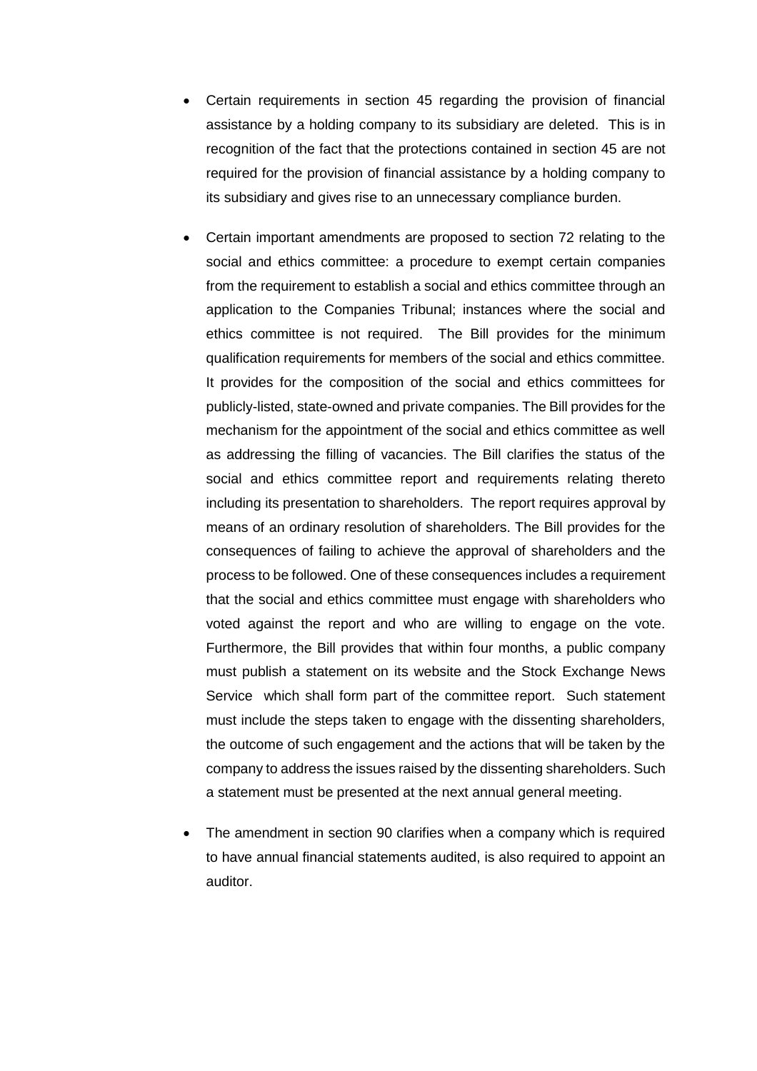- Certain requirements in section 45 regarding the provision of financial assistance by a holding company to its subsidiary are deleted. This is in recognition of the fact that the protections contained in section 45 are not required for the provision of financial assistance by a holding company to its subsidiary and gives rise to an unnecessary compliance burden.

- Certain important amendments are proposed to section 72 relating to the social and ethics committee: a procedure to exempt certain companies from the requirement to establish a social and ethics committee through an application to the Companies Tribunal; instances where the social and ethics committee is not required. The Bill provides for the minimum qualification requirements for members of the social and ethics committee. It provides for the composition of the social and ethics committees for publicly-listed, state-owned and private companies. The Bill provides for the mechanism for the appointment of the social and ethics committee as well as addressing the filling of vacancies. The Bill clarifies the status of the social and ethics committee report and requirements relating thereto including its presentation to shareholders. The report requires approval by means of an ordinary resolution of shareholders. The Bill provides for the consequences of failing to achieve the approval of shareholders and the process to be followed. One of these consequences includes a requirement that the social and ethics committee must engage with shareholders who voted against the report and who are willing to engage on the vote. Furthermore, the Bill provides that within four months, a public company must publish a statement on its website and the Stock Exchange News Service which shall form part of the committee report. Such statement must include the steps taken to engage with the dissenting shareholders, the outcome of such engagement and the actions that will be taken by the company to address the issues raised by the dissenting shareholders. Such a statement must be presented at the next annual general meeting.

- The amendment in section 90 clarifies when a company which is required to have annual financial statements audited, is also required to appoint an auditor.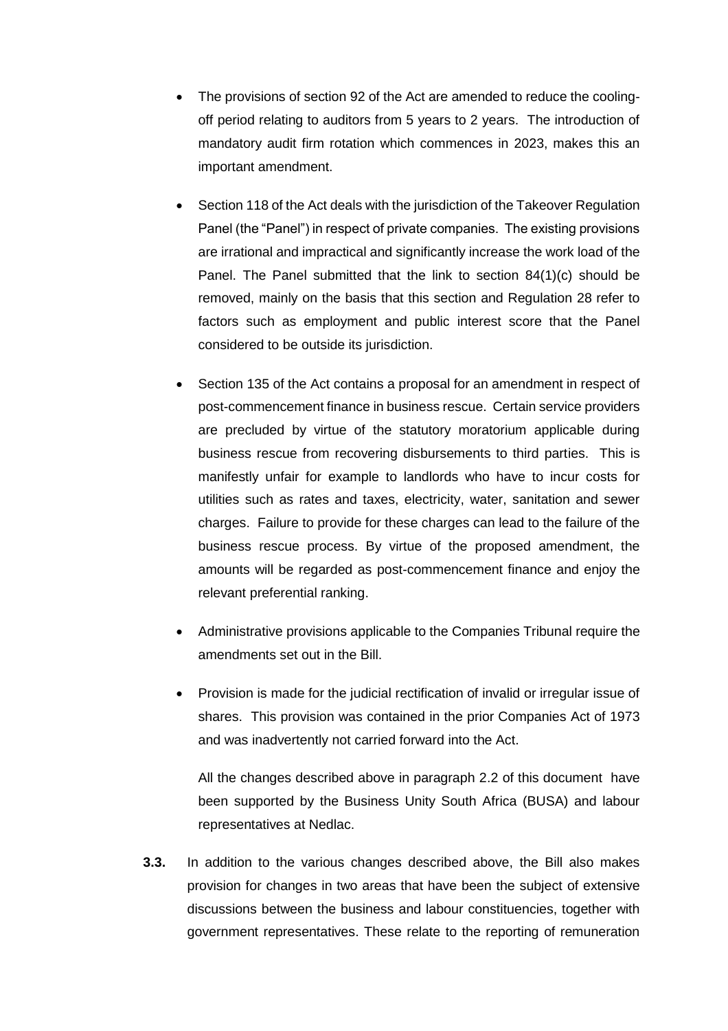- The provisions of section 92 of the Act are amended to reduce the cooling-off period relating to auditors from 5 years to 2 years. The introduction of mandatory audit firm rotation which commences in 2023, makes this an important amendment.

- Section 118 of the Act deals with the jurisdiction of the Takeover Regulation Panel (the "Panel") in respect of private companies. The existing provisions are irrational and impractical and significantly increase the work load of the Panel. The Panel submitted that the link to section 84(1)(c) should be removed, mainly on the basis that this section and Regulation 28 refer to factors such as employment and public interest score that the Panel considered to be outside its jurisdiction.

- Section 135 of the Act contains a proposal for an amendment in respect of post-commencement finance in business rescue. Certain service providers are precluded by virtue of the statutory moratorium applicable during business rescue from recovering disbursements to third parties. This is manifestly unfair for example to landlords who have to incur costs for utilities such as rates and taxes, electricity, water, sanitation and sewer charges. Failure to provide for these charges can lead to the failure of the business rescue process. By virtue of the proposed amendment, the amounts will be regarded as post-commencement finance and enjoy the relevant preferential ranking.

- Administrative provisions applicable to the Companies Tribunal require the amendments set out in the Bill.

- Provision is made for the judicial rectification of invalid or irregular issue of shares. This provision was contained in the prior Companies Act of 1973 and was inadvertently not carried forward into the Act.

  All the changes described above in paragraph 2.2 of this document have been supported by the Business Unity South Africa (BUSA) and labour representatives at Nedlac.

**3.3.** In addition to the various changes described above, the Bill also makes provision for changes in two areas that have been the subject of extensive discussions between the business and labour constituencies, together with government representatives. These relate to the reporting of remuneration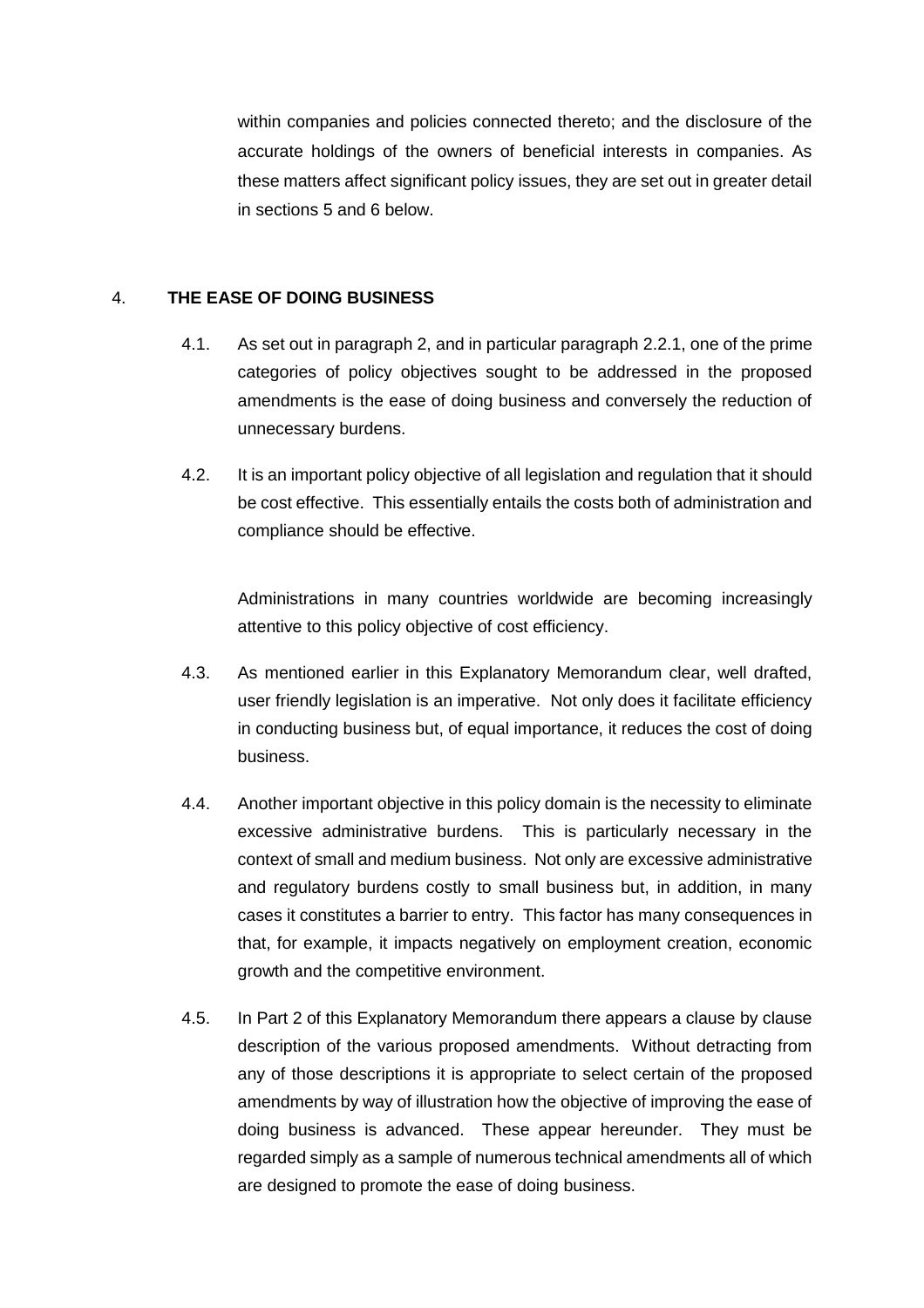within companies and policies connected thereto; and the disclosure of the accurate holdings of the owners of beneficial interests in companies. As these matters affect significant policy issues, they are set out in greater detail in sections 5 and 6 below.

## 4. THE EASE OF DOING BUSINESS

4.1. As set out in paragraph 2, and in particular paragraph 2.2.1, one of the prime categories of policy objectives sought to be addressed in the proposed amendments is the ease of doing business and conversely the reduction of unnecessary burdens.

4.2. It is an important policy objective of all legislation and regulation that it should be cost effective. This essentially entails the costs both of administration and compliance should be effective.

Administrations in many countries worldwide are becoming increasingly attentive to this policy objective of cost efficiency.

4.3. As mentioned earlier in this Explanatory Memorandum clear, well drafted, user friendly legislation is an imperative. Not only does it facilitate efficiency in conducting business but, of equal importance, it reduces the cost of doing business.

4.4. Another important objective in this policy domain is the necessity to eliminate excessive administrative burdens. This is particularly necessary in the context of small and medium business. Not only are excessive administrative and regulatory burdens costly to small business but, in addition, in many cases it constitutes a barrier to entry. This factor has many consequences in that, for example, it impacts negatively on employment creation, economic growth and the competitive environment.

4.5. In Part 2 of this Explanatory Memorandum there appears a clause by clause description of the various proposed amendments. Without detracting from any of those descriptions it is appropriate to select certain of the proposed amendments by way of illustration how the objective of improving the ease of doing business is advanced. These appear hereunder. They must be regarded simply as a sample of numerous technical amendments all of which are designed to promote the ease of doing business.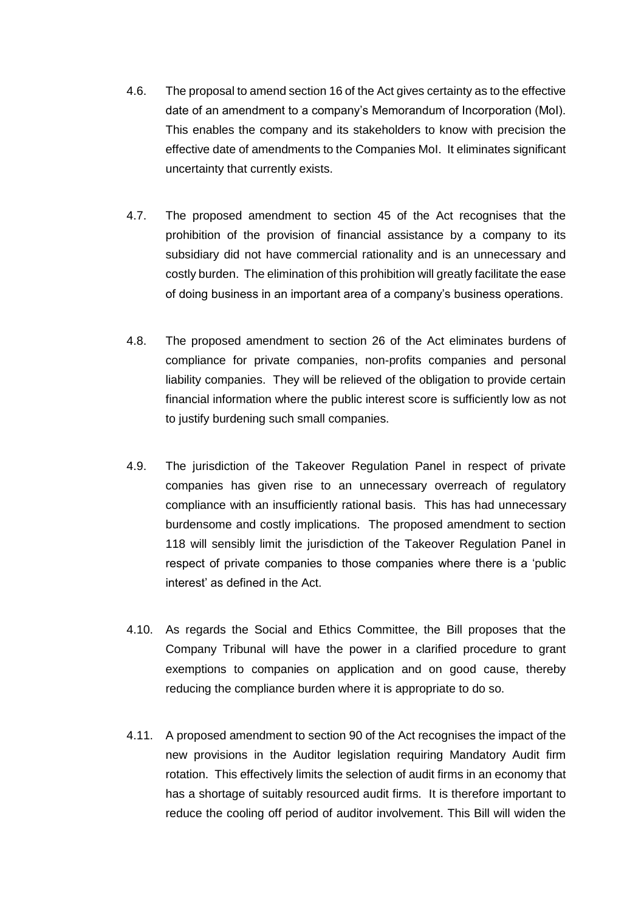4.6. The proposal to amend section 16 of the Act gives certainty as to the effective date of an amendment to a company's Memorandum of Incorporation (MoI). This enables the company and its stakeholders to know with precision the effective date of amendments to the Companies MoI. It eliminates significant uncertainty that currently exists.

4.7. The proposed amendment to section 45 of the Act recognises that the prohibition of the provision of financial assistance by a company to its subsidiary did not have commercial rationality and is an unnecessary and costly burden. The elimination of this prohibition will greatly facilitate the ease of doing business in an important area of a company's business operations.

4.8. The proposed amendment to section 26 of the Act eliminates burdens of compliance for private companies, non-profits companies and personal liability companies. They will be relieved of the obligation to provide certain financial information where the public interest score is sufficiently low as not to justify burdening such small companies.

4.9. The jurisdiction of the Takeover Regulation Panel in respect of private companies has given rise to an unnecessary overreach of regulatory compliance with an insufficiently rational basis. This has had unnecessary burdensome and costly implications. The proposed amendment to section 118 will sensibly limit the jurisdiction of the Takeover Regulation Panel in respect of private companies to those companies where there is a 'public interest' as defined in the Act.

4.10. As regards the Social and Ethics Committee, the Bill proposes that the Company Tribunal will have the power in a clarified procedure to grant exemptions to companies on application and on good cause, thereby reducing the compliance burden where it is appropriate to do so.

4.11. A proposed amendment to section 90 of the Act recognises the impact of the new provisions in the Auditor legislation requiring Mandatory Audit firm rotation. This effectively limits the selection of audit firms in an economy that has a shortage of suitably resourced audit firms. It is therefore important to reduce the cooling off period of auditor involvement. This Bill will widen the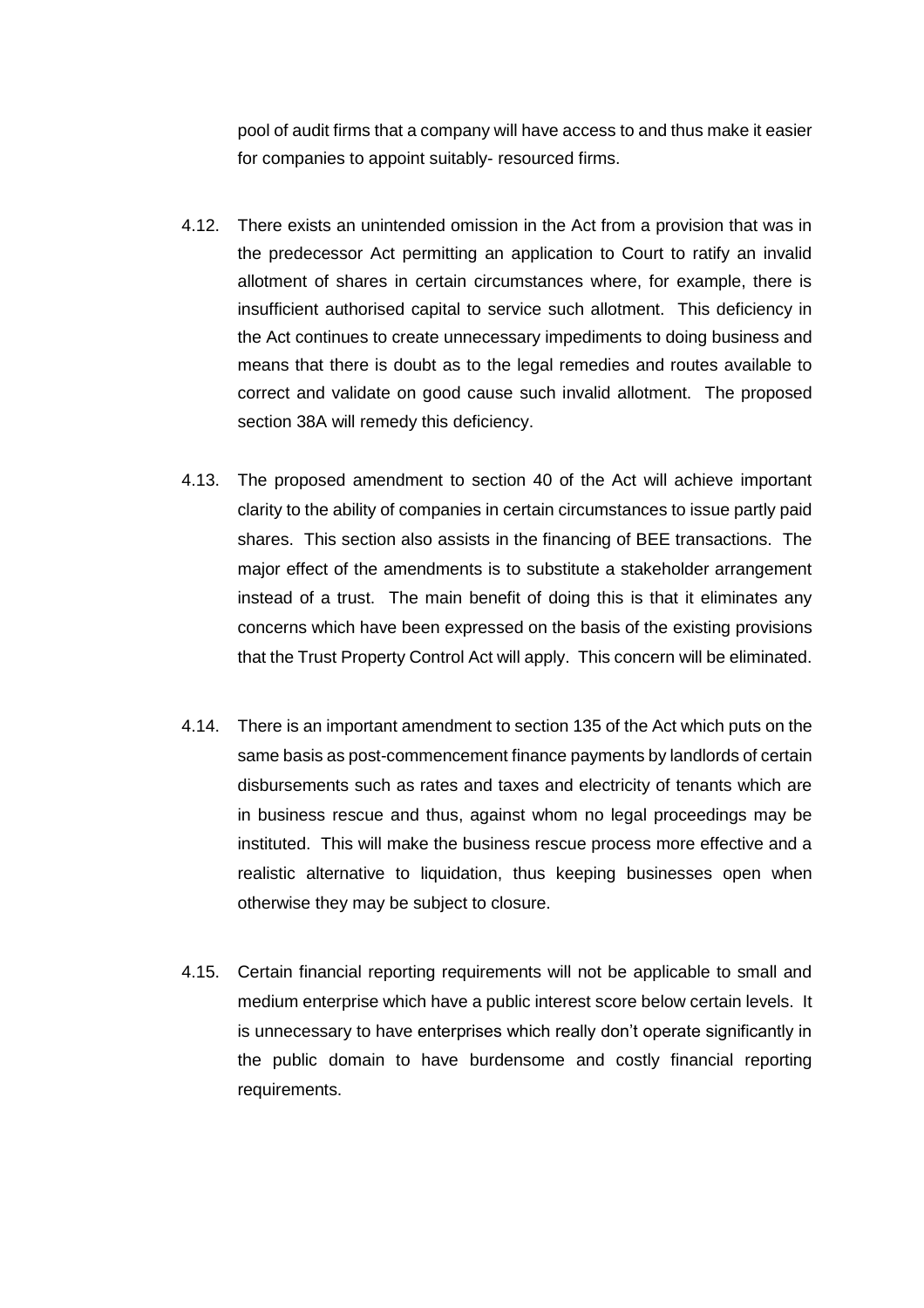pool of audit firms that a company will have access to and thus make it easier for companies to appoint suitably- resourced firms.

4.12. There exists an unintended omission in the Act from a provision that was in the predecessor Act permitting an application to Court to ratify an invalid allotment of shares in certain circumstances where, for example, there is insufficient authorised capital to service such allotment. This deficiency in the Act continues to create unnecessary impediments to doing business and means that there is doubt as to the legal remedies and routes available to correct and validate on good cause such invalid allotment. The proposed section 38A will remedy this deficiency.

4.13. The proposed amendment to section 40 of the Act will achieve important clarity to the ability of companies in certain circumstances to issue partly paid shares. This section also assists in the financing of BEE transactions. The major effect of the amendments is to substitute a stakeholder arrangement instead of a trust. The main benefit of doing this is that it eliminates any concerns which have been expressed on the basis of the existing provisions that the Trust Property Control Act will apply. This concern will be eliminated.

4.14. There is an important amendment to section 135 of the Act which puts on the same basis as post-commencement finance payments by landlords of certain disbursements such as rates and taxes and electricity of tenants which are in business rescue and thus, against whom no legal proceedings may be instituted. This will make the business rescue process more effective and a realistic alternative to liquidation, thus keeping businesses open when otherwise they may be subject to closure.

4.15. Certain financial reporting requirements will not be applicable to small and medium enterprise which have a public interest score below certain levels. It is unnecessary to have enterprises which really don't operate significantly in the public domain to have burdensome and costly financial reporting requirements.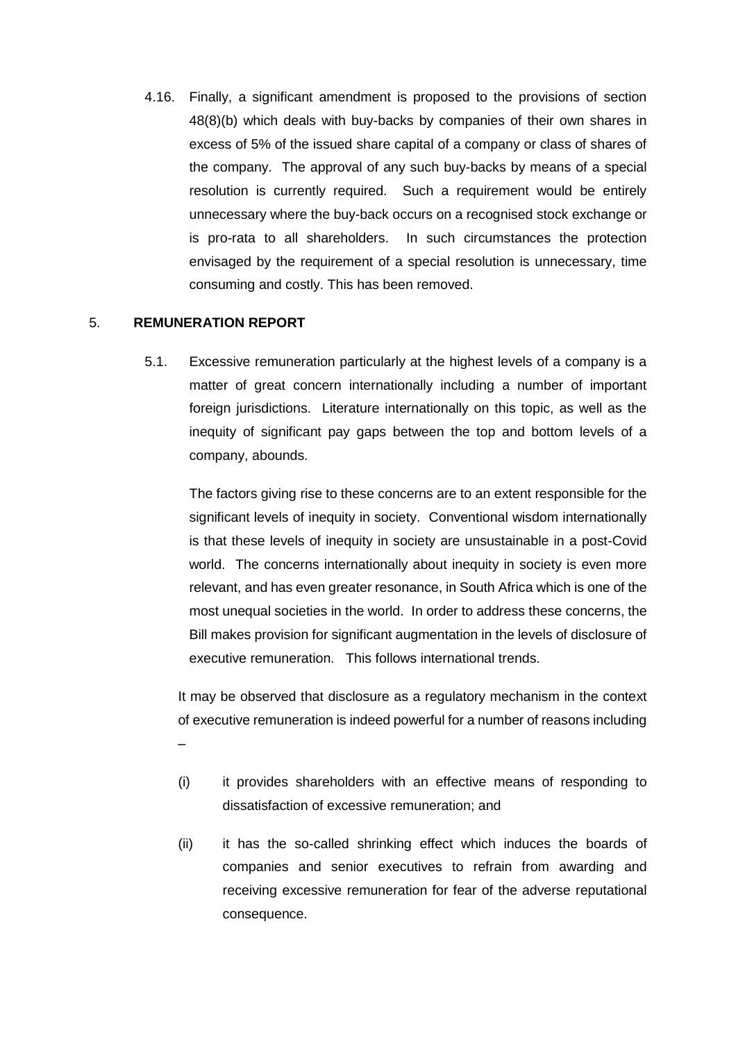4.16. Finally, a significant amendment is proposed to the provisions of section 48(8)(b) which deals with buy-backs by companies of their own shares in excess of 5% of the issued share capital of a company or class of shares of the company. The approval of any such buy-backs by means of a special resolution is currently required. Such a requirement would be entirely unnecessary where the buy-back occurs on a recognised stock exchange or is pro-rata to all shareholders. In such circumstances the protection envisaged by the requirement of a special resolution is unnecessary, time consuming and costly. This has been removed.

## 5. REMUNERATION REPORT

5.1. Excessive remuneration particularly at the highest levels of a company is a matter of great concern internationally including a number of important foreign jurisdictions. Literature internationally on this topic, as well as the inequity of significant pay gaps between the top and bottom levels of a company, abounds.

The factors giving rise to these concerns are to an extent responsible for the significant levels of inequity in society. Conventional wisdom internationally is that these levels of inequity in society are unsustainable in a post-Covid world. The concerns internationally about inequity in society is even more relevant, and has even greater resonance, in South Africa which is one of the most unequal societies in the world. In order to address these concerns, the Bill makes provision for significant augmentation in the levels of disclosure of executive remuneration. This follows international trends.

It may be observed that disclosure as a regulatory mechanism in the context of executive remuneration is indeed powerful for a number of reasons including –

(i) it provides shareholders with an effective means of responding to dissatisfaction of excessive remuneration; and

(ii) it has the so-called shrinking effect which induces the boards of companies and senior executives to refrain from awarding and receiving excessive remuneration for fear of the adverse reputational consequence.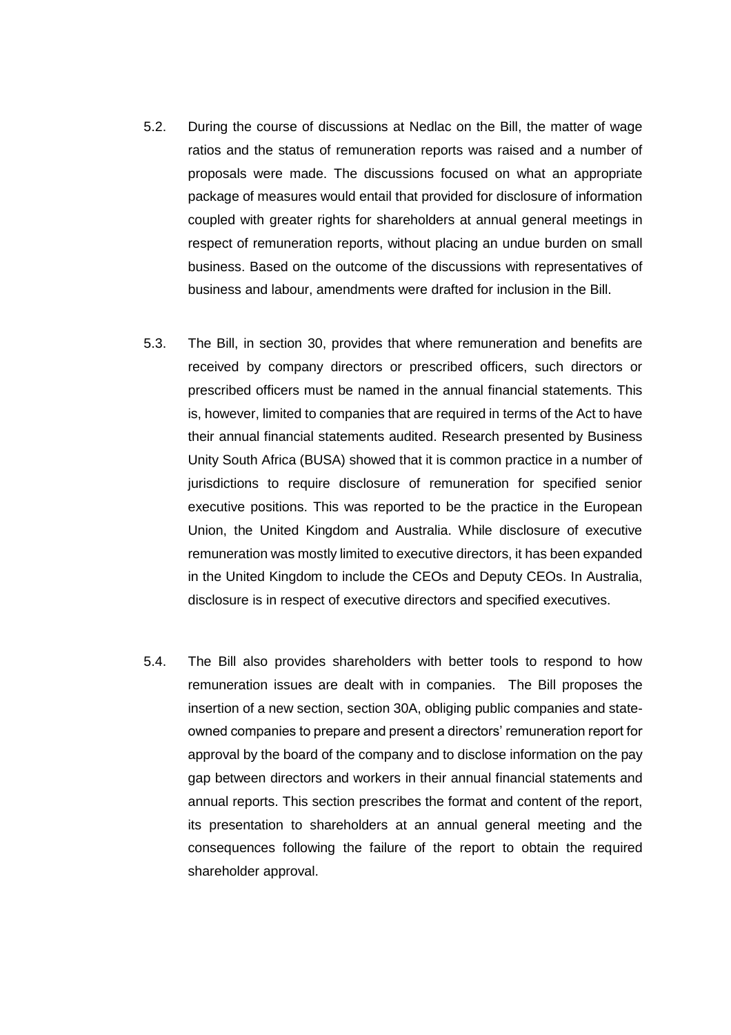5.2. During the course of discussions at Nedlac on the Bill, the matter of wage ratios and the status of remuneration reports was raised and a number of proposals were made. The discussions focused on what an appropriate package of measures would entail that provided for disclosure of information coupled with greater rights for shareholders at annual general meetings in respect of remuneration reports, without placing an undue burden on small business. Based on the outcome of the discussions with representatives of business and labour, amendments were drafted for inclusion in the Bill.

5.3. The Bill, in section 30, provides that where remuneration and benefits are received by company directors or prescribed officers, such directors or prescribed officers must be named in the annual financial statements. This is, however, limited to companies that are required in terms of the Act to have their annual financial statements audited. Research presented by Business Unity South Africa (BUSA) showed that it is common practice in a number of jurisdictions to require disclosure of remuneration for specified senior executive positions. This was reported to be the practice in the European Union, the United Kingdom and Australia. While disclosure of executive remuneration was mostly limited to executive directors, it has been expanded in the United Kingdom to include the CEOs and Deputy CEOs. In Australia, disclosure is in respect of executive directors and specified executives.

5.4. The Bill also provides shareholders with better tools to respond to how remuneration issues are dealt with in companies. The Bill proposes the insertion of a new section, section 30A, obliging public companies and state-owned companies to prepare and present a directors' remuneration report for approval by the board of the company and to disclose information on the pay gap between directors and workers in their annual financial statements and annual reports. This section prescribes the format and content of the report, its presentation to shareholders at an annual general meeting and the consequences following the failure of the report to obtain the required shareholder approval.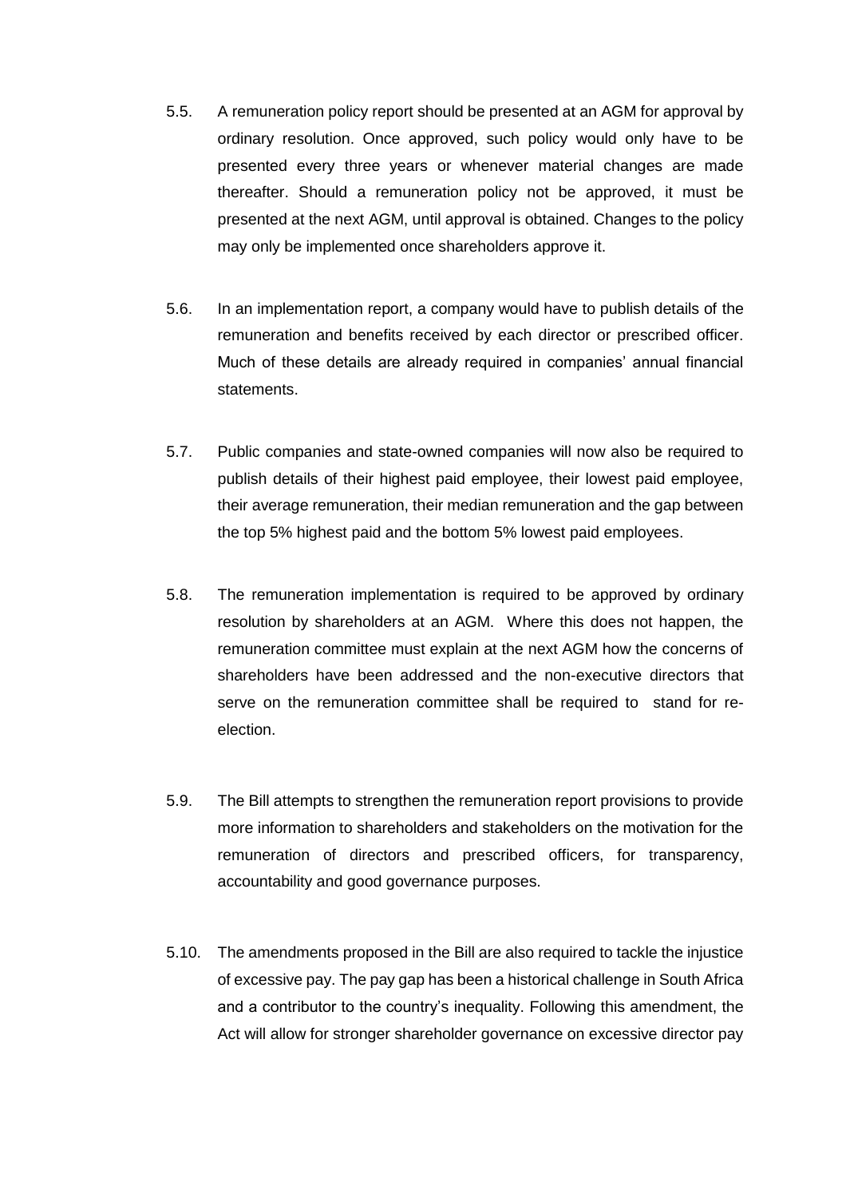5.5. A remuneration policy report should be presented at an AGM for approval by ordinary resolution. Once approved, such policy would only have to be presented every three years or whenever material changes are made thereafter. Should a remuneration policy not be approved, it must be presented at the next AGM, until approval is obtained. Changes to the policy may only be implemented once shareholders approve it.

5.6. In an implementation report, a company would have to publish details of the remuneration and benefits received by each director or prescribed officer. Much of these details are already required in companies' annual financial statements.

5.7. Public companies and state-owned companies will now also be required to publish details of their highest paid employee, their lowest paid employee, their average remuneration, their median remuneration and the gap between the top 5% highest paid and the bottom 5% lowest paid employees.

5.8. The remuneration implementation is required to be approved by ordinary resolution by shareholders at an AGM. Where this does not happen, the remuneration committee must explain at the next AGM how the concerns of shareholders have been addressed and the non-executive directors that serve on the remuneration committee shall be required to stand for re-election.

5.9. The Bill attempts to strengthen the remuneration report provisions to provide more information to shareholders and stakeholders on the motivation for the remuneration of directors and prescribed officers, for transparency, accountability and good governance purposes.

5.10. The amendments proposed in the Bill are also required to tackle the injustice of excessive pay. The pay gap has been a historical challenge in South Africa and a contributor to the country's inequality. Following this amendment, the Act will allow for stronger shareholder governance on excessive director pay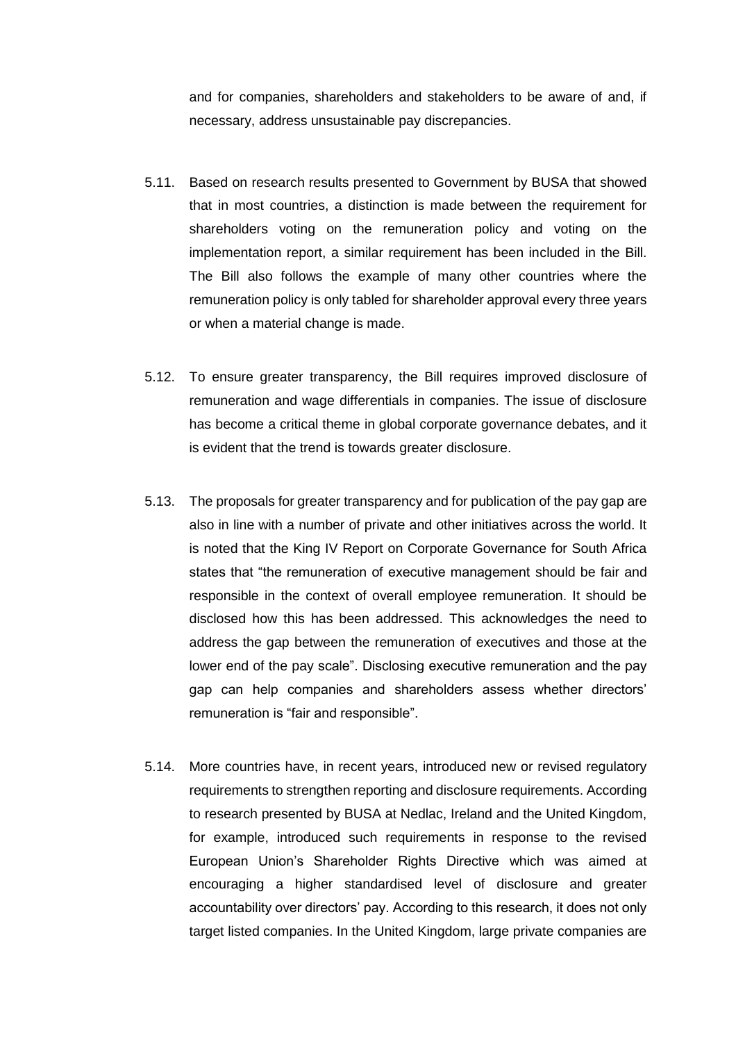and for companies, shareholders and stakeholders to be aware of and, if necessary, address unsustainable pay discrepancies.

5.11. Based on research results presented to Government by BUSA that showed that in most countries, a distinction is made between the requirement for shareholders voting on the remuneration policy and voting on the implementation report, a similar requirement has been included in the Bill. The Bill also follows the example of many other countries where the remuneration policy is only tabled for shareholder approval every three years or when a material change is made.

5.12. To ensure greater transparency, the Bill requires improved disclosure of remuneration and wage differentials in companies. The issue of disclosure has become a critical theme in global corporate governance debates, and it is evident that the trend is towards greater disclosure.

5.13. The proposals for greater transparency and for publication of the pay gap are also in line with a number of private and other initiatives across the world. It is noted that the King IV Report on Corporate Governance for South Africa states that "the remuneration of executive management should be fair and responsible in the context of overall employee remuneration. It should be disclosed how this has been addressed. This acknowledges the need to address the gap between the remuneration of executives and those at the lower end of the pay scale". Disclosing executive remuneration and the pay gap can help companies and shareholders assess whether directors' remuneration is "fair and responsible".

5.14. More countries have, in recent years, introduced new or revised regulatory requirements to strengthen reporting and disclosure requirements. According to research presented by BUSA at Nedlac, Ireland and the United Kingdom, for example, introduced such requirements in response to the revised European Union's Shareholder Rights Directive which was aimed at encouraging a higher standardised level of disclosure and greater accountability over directors' pay. According to this research, it does not only target listed companies. In the United Kingdom, large private companies are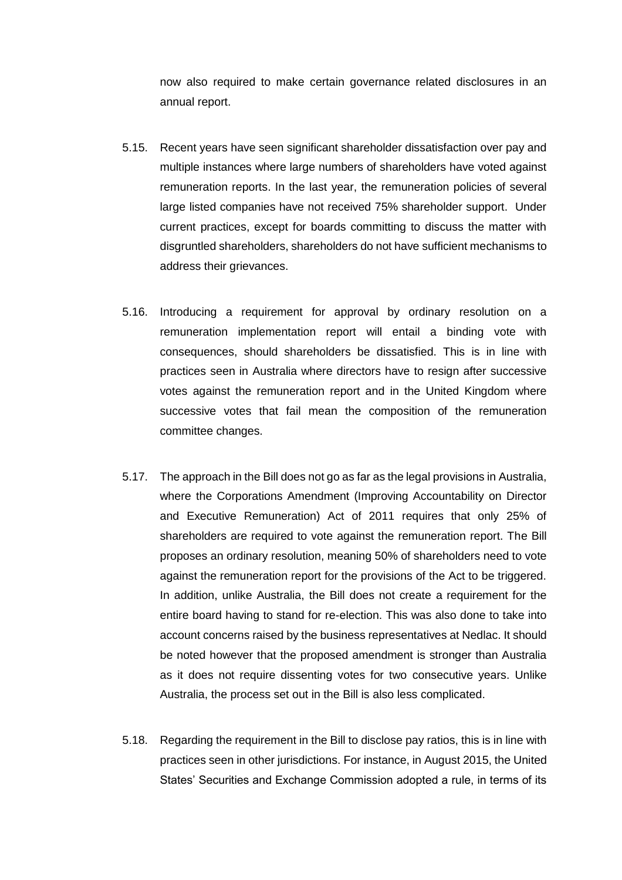now also required to make certain governance related disclosures in an annual report.

5.15. Recent years have seen significant shareholder dissatisfaction over pay and multiple instances where large numbers of shareholders have voted against remuneration reports. In the last year, the remuneration policies of several large listed companies have not received 75% shareholder support. Under current practices, except for boards committing to discuss the matter with disgruntled shareholders, shareholders do not have sufficient mechanisms to address their grievances.

5.16. Introducing a requirement for approval by ordinary resolution on a remuneration implementation report will entail a binding vote with consequences, should shareholders be dissatisfied. This is in line with practices seen in Australia where directors have to resign after successive votes against the remuneration report and in the United Kingdom where successive votes that fail mean the composition of the remuneration committee changes.

5.17. The approach in the Bill does not go as far as the legal provisions in Australia, where the Corporations Amendment (Improving Accountability on Director and Executive Remuneration) Act of 2011 requires that only 25% of shareholders are required to vote against the remuneration report. The Bill proposes an ordinary resolution, meaning 50% of shareholders need to vote against the remuneration report for the provisions of the Act to be triggered. In addition, unlike Australia, the Bill does not create a requirement for the entire board having to stand for re-election. This was also done to take into account concerns raised by the business representatives at Nedlac. It should be noted however that the proposed amendment is stronger than Australia as it does not require dissenting votes for two consecutive years. Unlike Australia, the process set out in the Bill is also less complicated.

5.18. Regarding the requirement in the Bill to disclose pay ratios, this is in line with practices seen in other jurisdictions. For instance, in August 2015, the United States' Securities and Exchange Commission adopted a rule, in terms of its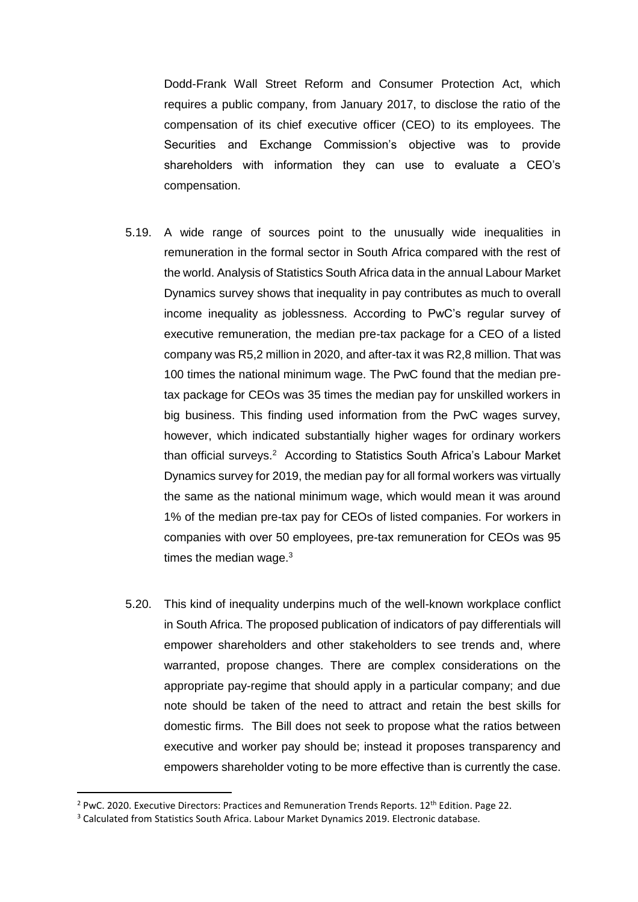Dodd-Frank Wall Street Reform and Consumer Protection Act, which requires a public company, from January 2017, to disclose the ratio of the compensation of its chief executive officer (CEO) to its employees. The Securities and Exchange Commission's objective was to provide shareholders with information they can use to evaluate a CEO's compensation.

5.19. A wide range of sources point to the unusually wide inequalities in remuneration in the formal sector in South Africa compared with the rest of the world. Analysis of Statistics South Africa data in the annual Labour Market Dynamics survey shows that inequality in pay contributes as much to overall income inequality as joblessness. According to PwC's regular survey of executive remuneration, the median pre-tax package for a CEO of a listed company was R5,2 million in 2020, and after-tax it was R2,8 million. That was 100 times the national minimum wage. The PwC found that the median pre-tax package for CEOs was 35 times the median pay for unskilled workers in big business. This finding used information from the PwC wages survey, however, which indicated substantially higher wages for ordinary workers than official surveys.[2] According to Statistics South Africa's Labour Market Dynamics survey for 2019, the median pay for all formal workers was virtually the same as the national minimum wage, which would mean it was around 1% of the median pre-tax pay for CEOs of listed companies. For workers in companies with over 50 employees, pre-tax remuneration for CEOs was 95 times the median wage.[3]

5.20. This kind of inequality underpins much of the well-known workplace conflict in South Africa. The proposed publication of indicators of pay differentials will empower shareholders and other stakeholders to see trends and, where warranted, propose changes. There are complex considerations on the appropriate pay-regime that should apply in a particular company; and due note should be taken of the need to attract and retain the best skills for domestic firms. The Bill does not seek to propose what the ratios between executive and worker pay should be; instead it proposes transparency and empowers shareholder voting to be more effective than is currently the case.

---

[2] PwC. 2020. Executive Directors: Practices and Remuneration Trends Reports. 12th Edition. Page 22.

[3] Calculated from Statistics South Africa. Labour Market Dynamics 2019. Electronic database.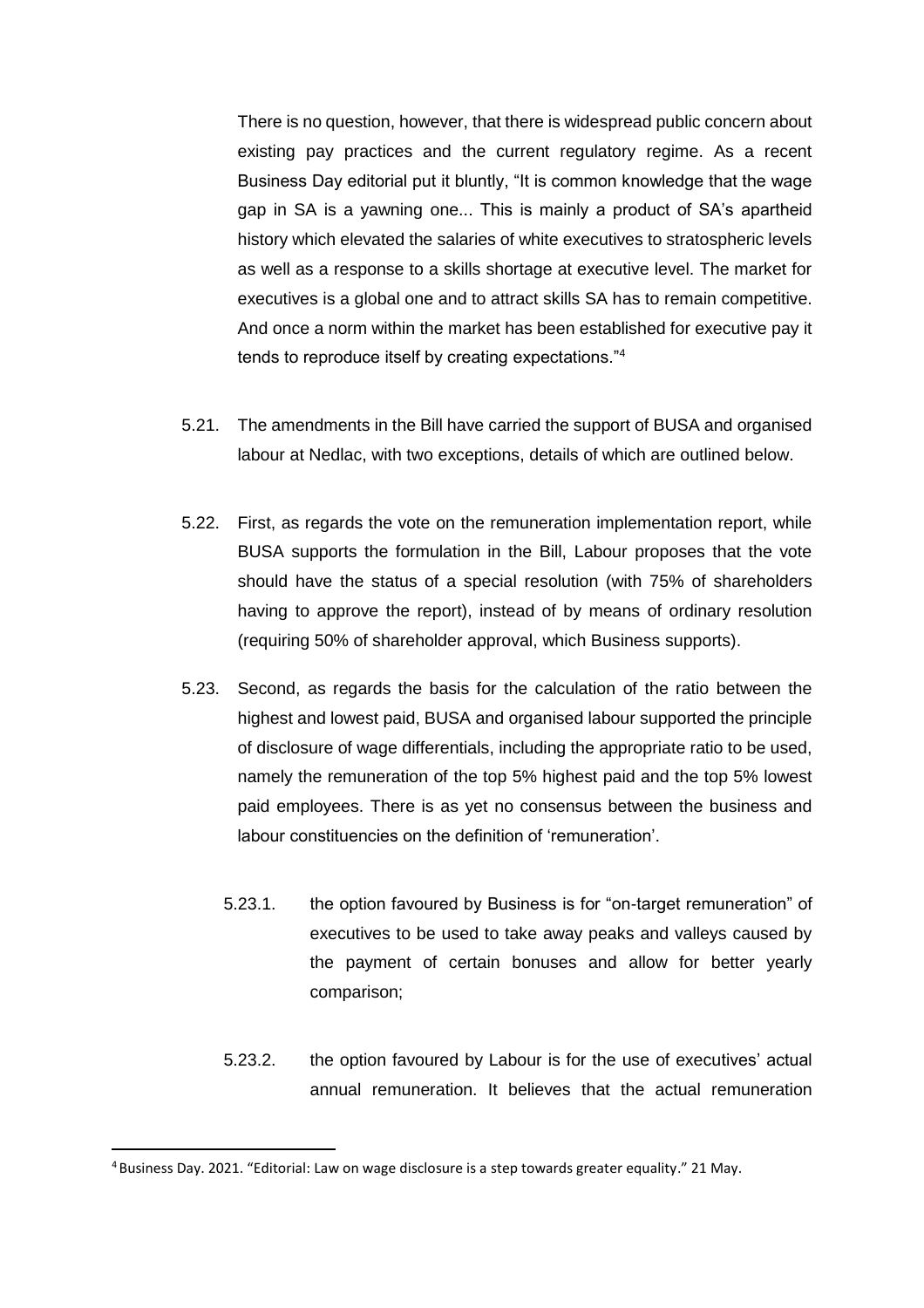There is no question, however, that there is widespread public concern about existing pay practices and the current regulatory regime. As a recent Business Day editorial put it bluntly, "It is common knowledge that the wage gap in SA is a yawning one... This is mainly a product of SA's apartheid history which elevated the salaries of white executives to stratospheric levels as well as a response to a skills shortage at executive level. The market for executives is a global one and to attract skills SA has to remain competitive. And once a norm within the market has been established for executive pay it tends to reproduce itself by creating expectations."[4]

5.21. The amendments in the Bill have carried the support of BUSA and organised labour at Nedlac, with two exceptions, details of which are outlined below.

5.22. First, as regards the vote on the remuneration implementation report, while BUSA supports the formulation in the Bill, Labour proposes that the vote should have the status of a special resolution (with 75% of shareholders having to approve the report), instead of by means of ordinary resolution (requiring 50% of shareholder approval, which Business supports).

5.23. Second, as regards the basis for the calculation of the ratio between the highest and lowest paid, BUSA and organised labour supported the principle of disclosure of wage differentials, including the appropriate ratio to be used, namely the remuneration of the top 5% highest paid and the top 5% lowest paid employees. There is as yet no consensus between the business and labour constituencies on the definition of 'remuneration'.

5.23.1. the option favoured by Business is for "on-target remuneration" of executives to be used to take away peaks and valleys caused by the payment of certain bonuses and allow for better yearly comparison;

5.23.2. the option favoured by Labour is for the use of executives' actual annual remuneration. It believes that the actual remuneration

[4] Business Day. 2021. "Editorial: Law on wage disclosure is a step towards greater equality." 21 May.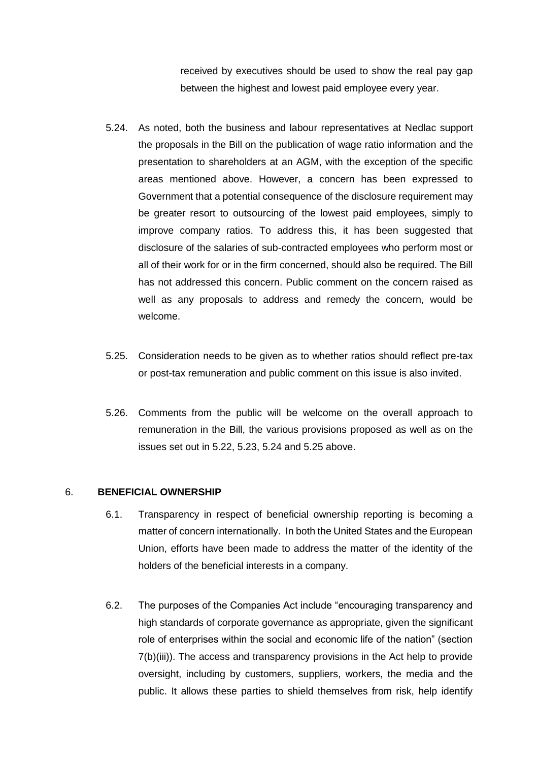received by executives should be used to show the real pay gap between the highest and lowest paid employee every year.

5.24. As noted, both the business and labour representatives at Nedlac support the proposals in the Bill on the publication of wage ratio information and the presentation to shareholders at an AGM, with the exception of the specific areas mentioned above. However, a concern has been expressed to Government that a potential consequence of the disclosure requirement may be greater resort to outsourcing of the lowest paid employees, simply to improve company ratios. To address this, it has been suggested that disclosure of the salaries of sub-contracted employees who perform most or all of their work for or in the firm concerned, should also be required. The Bill has not addressed this concern. Public comment on the concern raised as well as any proposals to address and remedy the concern, would be welcome.

5.25. Consideration needs to be given as to whether ratios should reflect pre-tax or post-tax remuneration and public comment on this issue is also invited.

5.26. Comments from the public will be welcome on the overall approach to remuneration in the Bill, the various provisions proposed as well as on the issues set out in 5.22, 5.23, 5.24 and 5.25 above.

## 6. BENEFICIAL OWNERSHIP

6.1. Transparency in respect of beneficial ownership reporting is becoming a matter of concern internationally. In both the United States and the European Union, efforts have been made to address the matter of the identity of the holders of the beneficial interests in a company.

6.2. The purposes of the Companies Act include "encouraging transparency and high standards of corporate governance as appropriate, given the significant role of enterprises within the social and economic life of the nation" (section 7(b)(iii)). The access and transparency provisions in the Act help to provide oversight, including by customers, suppliers, workers, the media and the public. It allows these parties to shield themselves from risk, help identify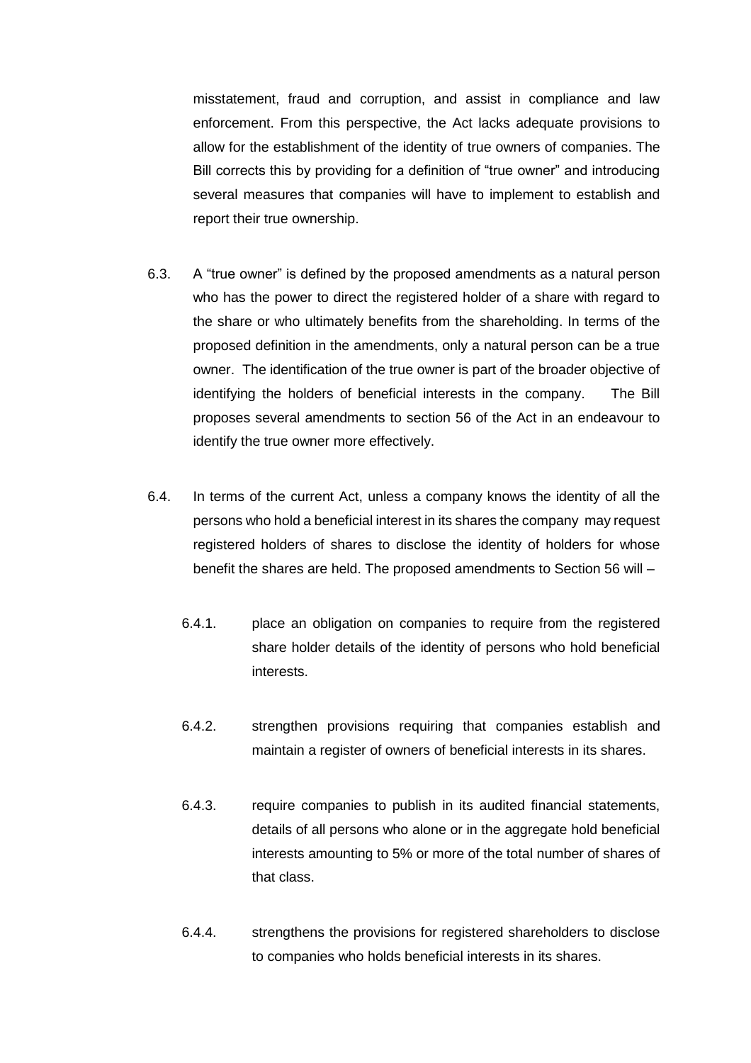misstatement, fraud and corruption, and assist in compliance and law enforcement. From this perspective, the Act lacks adequate provisions to allow for the establishment of the identity of true owners of companies. The Bill corrects this by providing for a definition of "true owner" and introducing several measures that companies will have to implement to establish and report their true ownership.

6.3. A "true owner" is defined by the proposed amendments as a natural person who has the power to direct the registered holder of a share with regard to the share or who ultimately benefits from the shareholding. In terms of the proposed definition in the amendments, only a natural person can be a true owner. The identification of the true owner is part of the broader objective of identifying the holders of beneficial interests in the company. The Bill proposes several amendments to section 56 of the Act in an endeavour to identify the true owner more effectively.

6.4. In terms of the current Act, unless a company knows the identity of all the persons who hold a beneficial interest in its shares the company may request registered holders of shares to disclose the identity of holders for whose benefit the shares are held. The proposed amendments to Section 56 will –

6.4.1. place an obligation on companies to require from the registered share holder details of the identity of persons who hold beneficial interests.

6.4.2. strengthen provisions requiring that companies establish and maintain a register of owners of beneficial interests in its shares.

6.4.3. require companies to publish in its audited financial statements, details of all persons who alone or in the aggregate hold beneficial interests amounting to 5% or more of the total number of shares of that class.

6.4.4. strengthens the provisions for registered shareholders to disclose to companies who holds beneficial interests in its shares.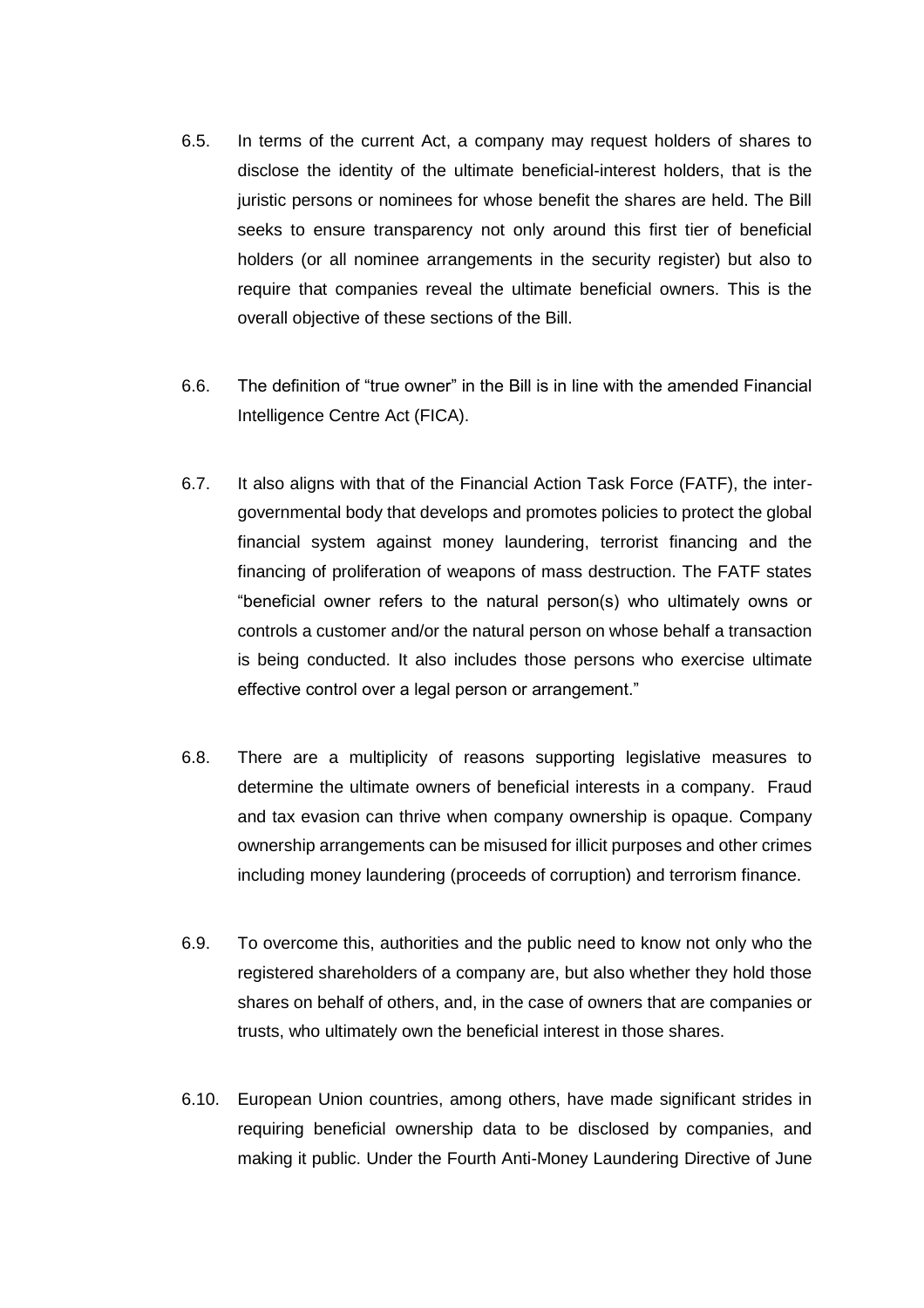6.5. In terms of the current Act, a company may request holders of shares to disclose the identity of the ultimate beneficial-interest holders, that is the juristic persons or nominees for whose benefit the shares are held. The Bill seeks to ensure transparency not only around this first tier of beneficial holders (or all nominee arrangements in the security register) but also to require that companies reveal the ultimate beneficial owners. This is the overall objective of these sections of the Bill.

6.6. The definition of "true owner" in the Bill is in line with the amended Financial Intelligence Centre Act (FICA).

6.7. It also aligns with that of the Financial Action Task Force (FATF), the inter-governmental body that develops and promotes policies to protect the global financial system against money laundering, terrorist financing and the financing of proliferation of weapons of mass destruction. The FATF states "beneficial owner refers to the natural person(s) who ultimately owns or controls a customer and/or the natural person on whose behalf a transaction is being conducted. It also includes those persons who exercise ultimate effective control over a legal person or arrangement."

6.8. There are a multiplicity of reasons supporting legislative measures to determine the ultimate owners of beneficial interests in a company. Fraud and tax evasion can thrive when company ownership is opaque. Company ownership arrangements can be misused for illicit purposes and other crimes including money laundering (proceeds of corruption) and terrorism finance.

6.9. To overcome this, authorities and the public need to know not only who the registered shareholders of a company are, but also whether they hold those shares on behalf of others, and, in the case of owners that are companies or trusts, who ultimately own the beneficial interest in those shares.

6.10. European Union countries, among others, have made significant strides in requiring beneficial ownership data to be disclosed by companies, and making it public. Under the Fourth Anti-Money Laundering Directive of June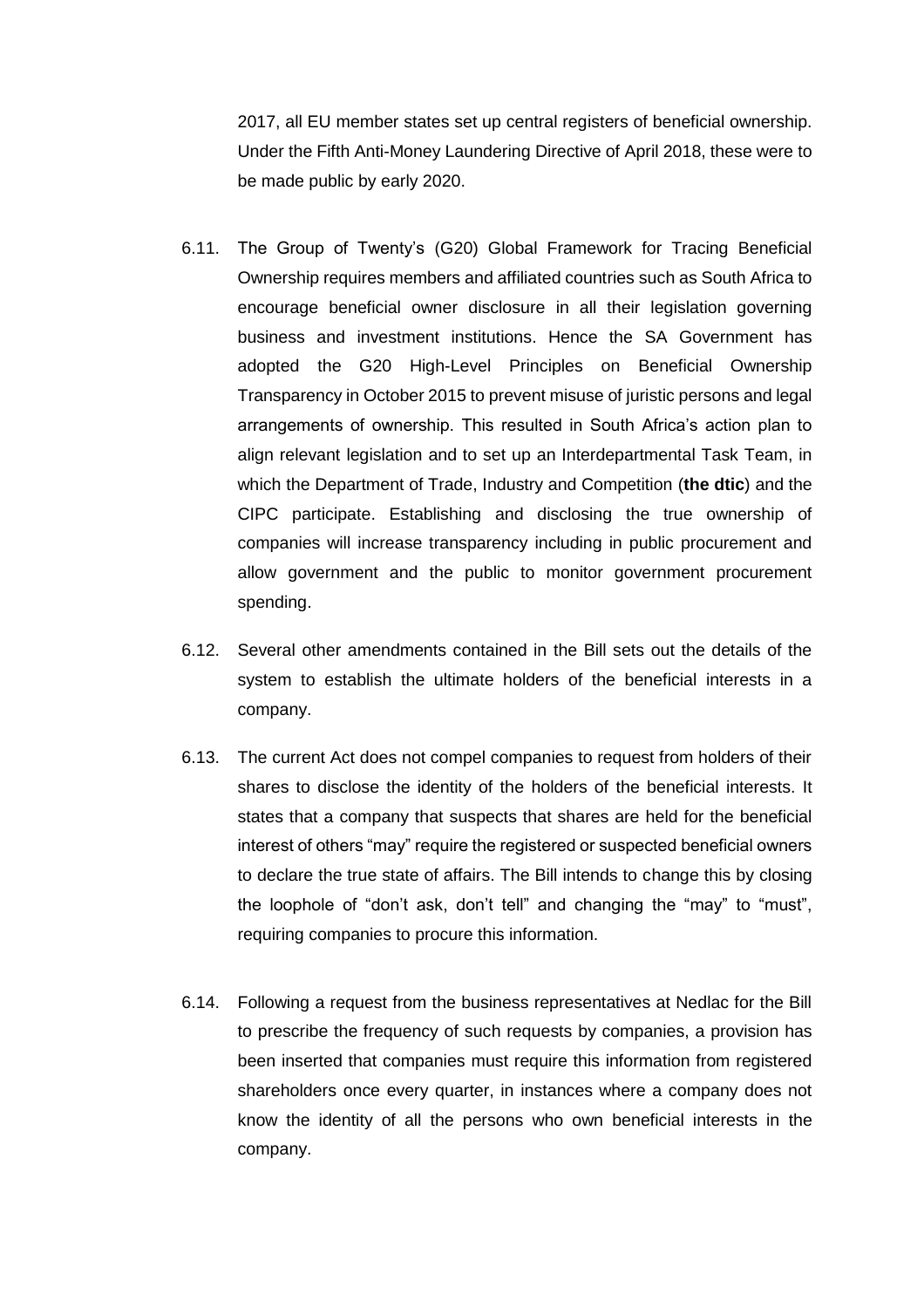2017, all EU member states set up central registers of beneficial ownership. Under the Fifth Anti-Money Laundering Directive of April 2018, these were to be made public by early 2020.

6.11. The Group of Twenty's (G20) Global Framework for Tracing Beneficial Ownership requires members and affiliated countries such as South Africa to encourage beneficial owner disclosure in all their legislation governing business and investment institutions. Hence the SA Government has adopted the G20 High-Level Principles on Beneficial Ownership Transparency in October 2015 to prevent misuse of juristic persons and legal arrangements of ownership. This resulted in South Africa's action plan to align relevant legislation and to set up an Interdepartmental Task Team, in which the Department of Trade, Industry and Competition (**the dtic**) and the CIPC participate. Establishing and disclosing the true ownership of companies will increase transparency including in public procurement and allow government and the public to monitor government procurement spending.

6.12. Several other amendments contained in the Bill sets out the details of the system to establish the ultimate holders of the beneficial interests in a company.

6.13. The current Act does not compel companies to request from holders of their shares to disclose the identity of the holders of the beneficial interests. It states that a company that suspects that shares are held for the beneficial interest of others "may" require the registered or suspected beneficial owners to declare the true state of affairs. The Bill intends to change this by closing the loophole of "don't ask, don't tell" and changing the "may" to "must", requiring companies to procure this information.

6.14. Following a request from the business representatives at Nedlac for the Bill to prescribe the frequency of such requests by companies, a provision has been inserted that companies must require this information from registered shareholders once every quarter, in instances where a company does not know the identity of all the persons who own beneficial interests in the company.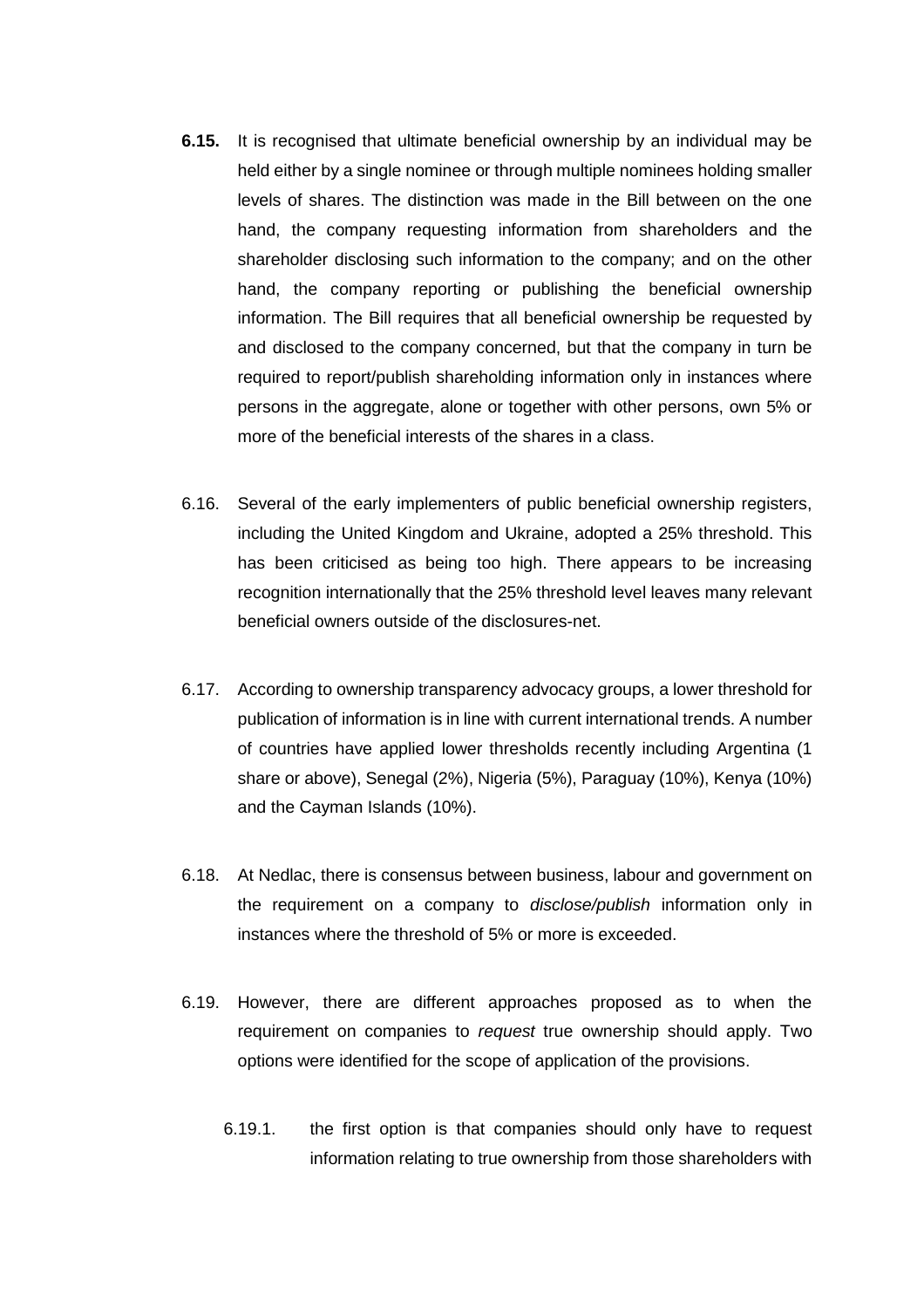**6.15.** It is recognised that ultimate beneficial ownership by an individual may be held either by a single nominee or through multiple nominees holding smaller levels of shares. The distinction was made in the Bill between on the one hand, the company requesting information from shareholders and the shareholder disclosing such information to the company; and on the other hand, the company reporting or publishing the beneficial ownership information. The Bill requires that all beneficial ownership be requested by and disclosed to the company concerned, but that the company in turn be required to report/publish shareholding information only in instances where persons in the aggregate, alone or together with other persons, own 5% or more of the beneficial interests of the shares in a class.

6.16. Several of the early implementers of public beneficial ownership registers, including the United Kingdom and Ukraine, adopted a 25% threshold. This has been criticised as being too high. There appears to be increasing recognition internationally that the 25% threshold level leaves many relevant beneficial owners outside of the disclosures-net.

6.17. According to ownership transparency advocacy groups, a lower threshold for publication of information is in line with current international trends. A number of countries have applied lower thresholds recently including Argentina (1 share or above), Senegal (2%), Nigeria (5%), Paraguay (10%), Kenya (10%) and the Cayman Islands (10%).

6.18. At Nedlac, there is consensus between business, labour and government on the requirement on a company to *disclose/publish* information only in instances where the threshold of 5% or more is exceeded.

6.19. However, there are different approaches proposed as to when the requirement on companies to *request* true ownership should apply. Two options were identified for the scope of application of the provisions.

6.19.1. the first option is that companies should only have to request information relating to true ownership from those shareholders with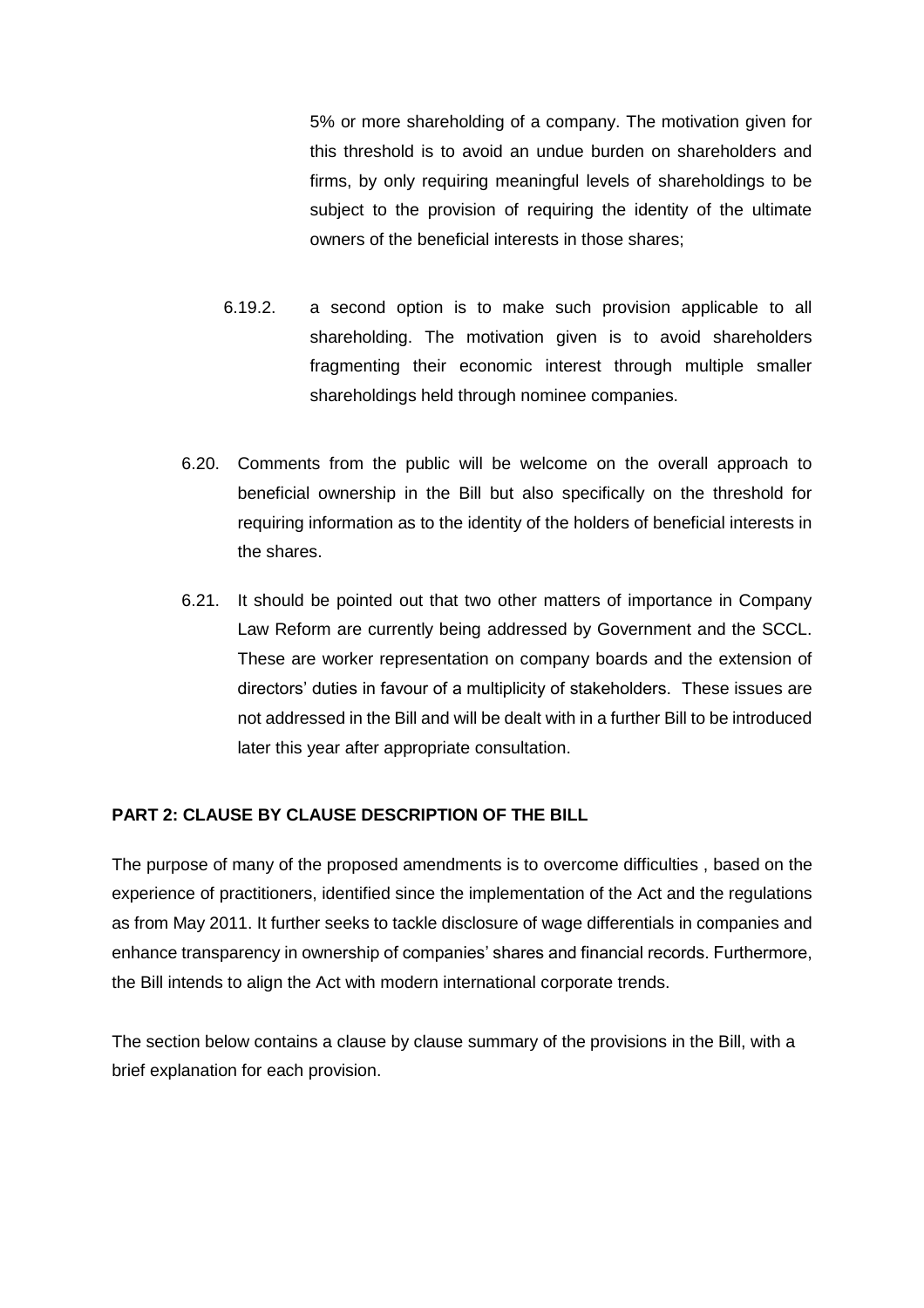5% or more shareholding of a company. The motivation given for this threshold is to avoid an undue burden on shareholders and firms, by only requiring meaningful levels of shareholdings to be subject to the provision of requiring the identity of the ultimate owners of the beneficial interests in those shares;

6.19.2. a second option is to make such provision applicable to all shareholding. The motivation given is to avoid shareholders fragmenting their economic interest through multiple smaller shareholdings held through nominee companies.

6.20. Comments from the public will be welcome on the overall approach to beneficial ownership in the Bill but also specifically on the threshold for requiring information as to the identity of the holders of beneficial interests in the shares.

6.21. It should be pointed out that two other matters of importance in Company Law Reform are currently being addressed by Government and the SCCL. These are worker representation on company boards and the extension of directors' duties in favour of a multiplicity of stakeholders. These issues are not addressed in the Bill and will be dealt with in a further Bill to be introduced later this year after appropriate consultation.

**PART 2: CLAUSE BY CLAUSE DESCRIPTION OF THE BILL**

The purpose of many of the proposed amendments is to overcome difficulties , based on the experience of practitioners, identified since the implementation of the Act and the regulations as from May 2011. It further seeks to tackle disclosure of wage differentials in companies and enhance transparency in ownership of companies' shares and financial records. Furthermore, the Bill intends to align the Act with modern international corporate trends.

The section below contains a clause by clause summary of the provisions in the Bill, with a brief explanation for each provision.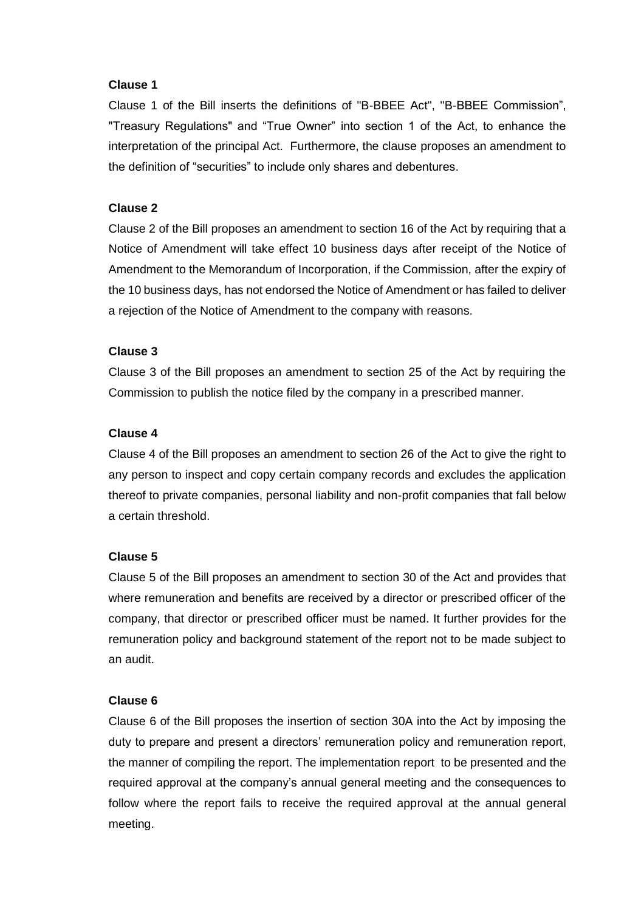**Clause 1**

Clause 1 of the Bill inserts the definitions of "B-BBEE Act", "B-BBEE Commission", "Treasury Regulations" and "True Owner" into section 1 of the Act, to enhance the interpretation of the principal Act. Furthermore, the clause proposes an amendment to the definition of "securities" to include only shares and debentures.

**Clause 2**

Clause 2 of the Bill proposes an amendment to section 16 of the Act by requiring that a Notice of Amendment will take effect 10 business days after receipt of the Notice of Amendment to the Memorandum of Incorporation, if the Commission, after the expiry of the 10 business days, has not endorsed the Notice of Amendment or has failed to deliver a rejection of the Notice of Amendment to the company with reasons.

**Clause 3**

Clause 3 of the Bill proposes an amendment to section 25 of the Act by requiring the Commission to publish the notice filed by the company in a prescribed manner.

**Clause 4**

Clause 4 of the Bill proposes an amendment to section 26 of the Act to give the right to any person to inspect and copy certain company records and excludes the application thereof to private companies, personal liability and non-profit companies that fall below a certain threshold.

**Clause 5**

Clause 5 of the Bill proposes an amendment to section 30 of the Act and provides that where remuneration and benefits are received by a director or prescribed officer of the company, that director or prescribed officer must be named. It further provides for the remuneration policy and background statement of the report not to be made subject to an audit.

**Clause 6**

Clause 6 of the Bill proposes the insertion of section 30A into the Act by imposing the duty to prepare and present a directors' remuneration policy and remuneration report, the manner of compiling the report. The implementation report to be presented and the required approval at the company's annual general meeting and the consequences to follow where the report fails to receive the required approval at the annual general meeting.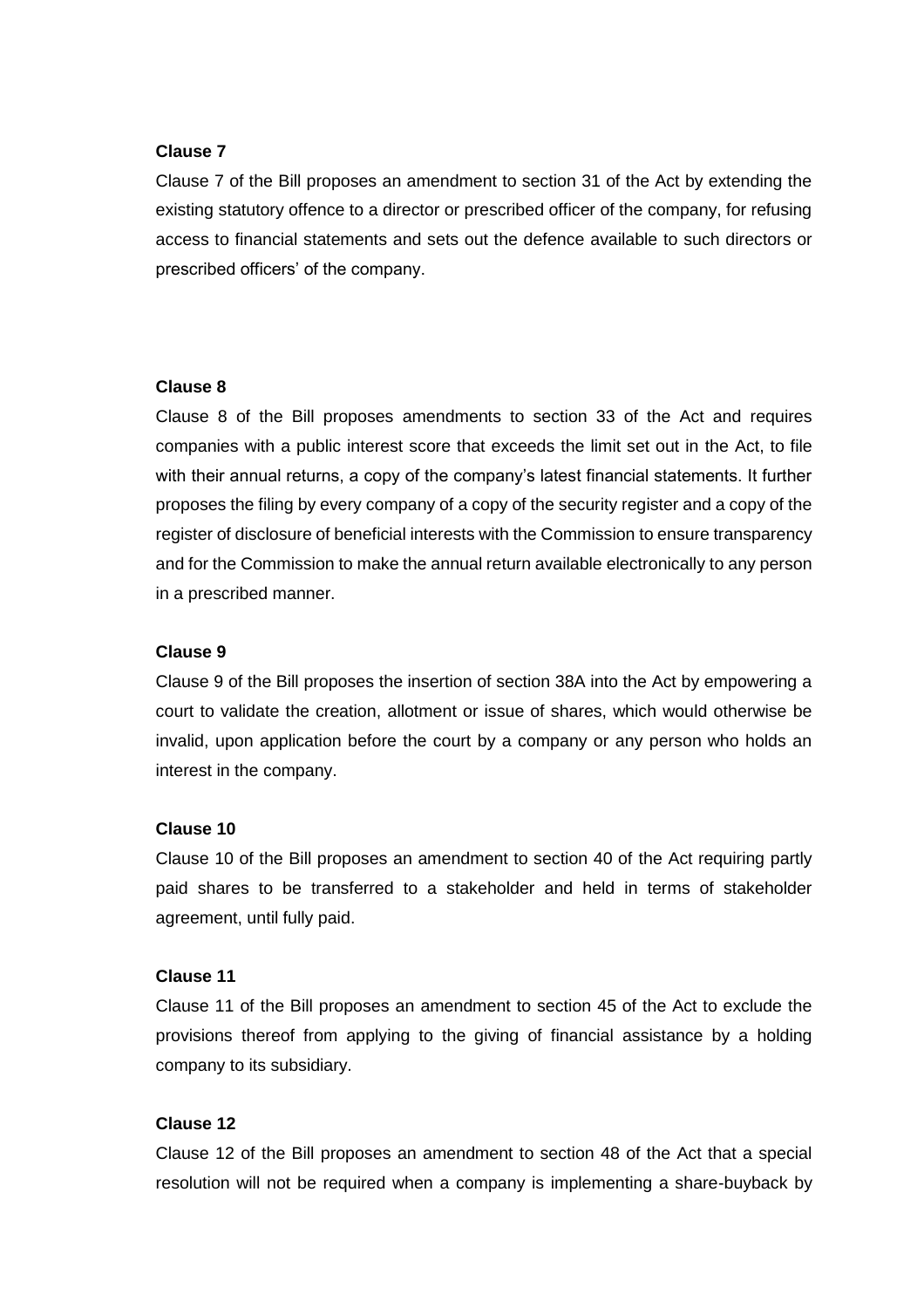**Clause 7**

Clause 7 of the Bill proposes an amendment to section 31 of the Act by extending the existing statutory offence to a director or prescribed officer of the company, for refusing access to financial statements and sets out the defence available to such directors or prescribed officers' of the company.

**Clause 8**

Clause 8 of the Bill proposes amendments to section 33 of the Act and requires companies with a public interest score that exceeds the limit set out in the Act, to file with their annual returns, a copy of the company's latest financial statements. It further proposes the filing by every company of a copy of the security register and a copy of the register of disclosure of beneficial interests with the Commission to ensure transparency and for the Commission to make the annual return available electronically to any person in a prescribed manner.

**Clause 9**

Clause 9 of the Bill proposes the insertion of section 38A into the Act by empowering a court to validate the creation, allotment or issue of shares, which would otherwise be invalid, upon application before the court by a company or any person who holds an interest in the company.

**Clause 10**

Clause 10 of the Bill proposes an amendment to section 40 of the Act requiring partly paid shares to be transferred to a stakeholder and held in terms of stakeholder agreement, until fully paid.

**Clause 11**

Clause 11 of the Bill proposes an amendment to section 45 of the Act to exclude the provisions thereof from applying to the giving of financial assistance by a holding company to its subsidiary.

**Clause 12**

Clause 12 of the Bill proposes an amendment to section 48 of the Act that a special resolution will not be required when a company is implementing a share-buyback by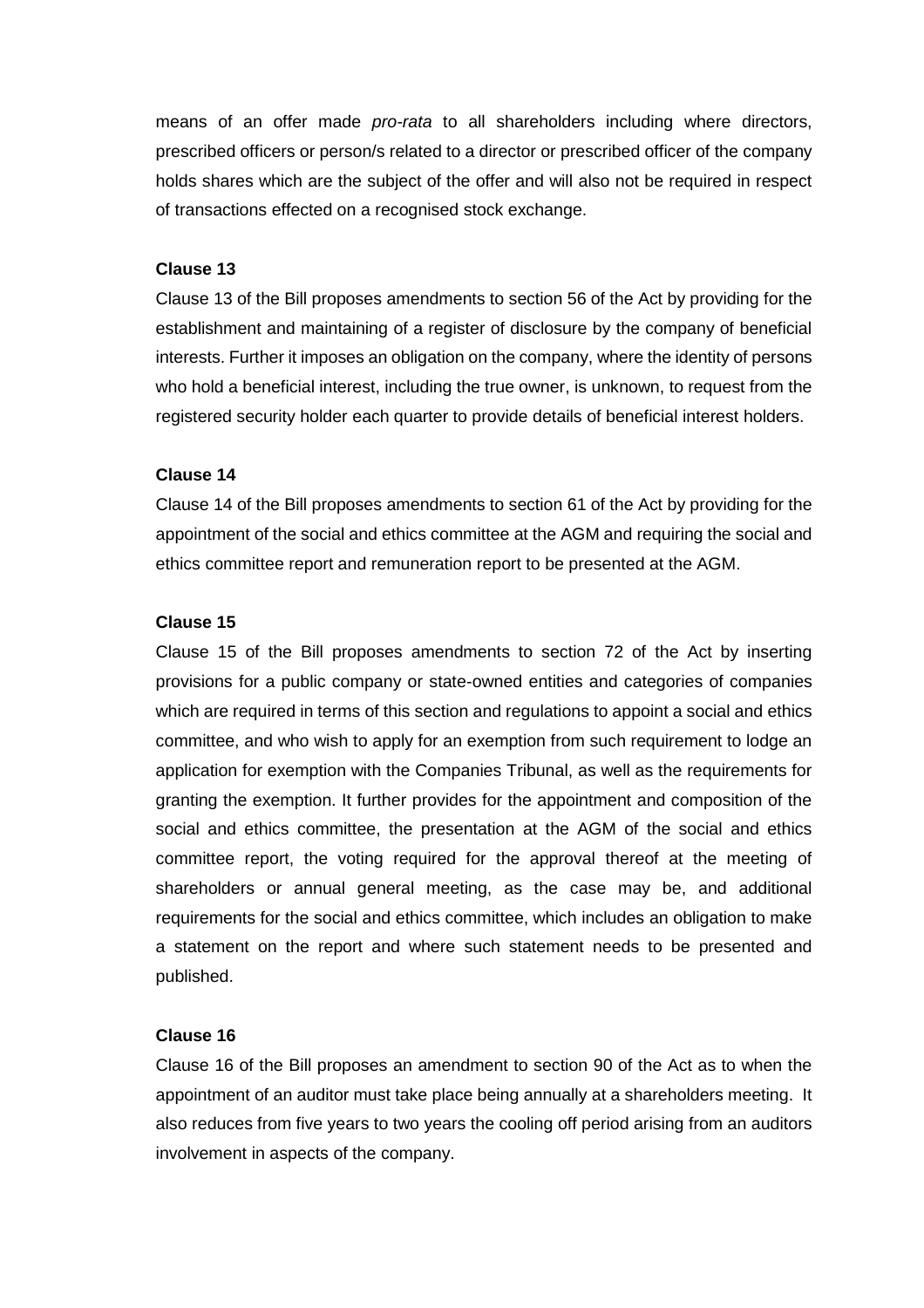means of an offer made *pro-rata* to all shareholders including where directors, prescribed officers or person/s related to a director or prescribed officer of the company holds shares which are the subject of the offer and will also not be required in respect of transactions effected on a recognised stock exchange.

**Clause 13**

Clause 13 of the Bill proposes amendments to section 56 of the Act by providing for the establishment and maintaining of a register of disclosure by the company of beneficial interests. Further it imposes an obligation on the company, where the identity of persons who hold a beneficial interest, including the true owner, is unknown, to request from the registered security holder each quarter to provide details of beneficial interest holders.

**Clause 14**

Clause 14 of the Bill proposes amendments to section 61 of the Act by providing for the appointment of the social and ethics committee at the AGM and requiring the social and ethics committee report and remuneration report to be presented at the AGM.

**Clause 15**

Clause 15 of the Bill proposes amendments to section 72 of the Act by inserting provisions for a public company or state-owned entities and categories of companies which are required in terms of this section and regulations to appoint a social and ethics committee, and who wish to apply for an exemption from such requirement to lodge an application for exemption with the Companies Tribunal, as well as the requirements for granting the exemption. It further provides for the appointment and composition of the social and ethics committee, the presentation at the AGM of the social and ethics committee report, the voting required for the approval thereof at the meeting of shareholders or annual general meeting, as the case may be, and additional requirements for the social and ethics committee, which includes an obligation to make a statement on the report and where such statement needs to be presented and published.

**Clause 16**

Clause 16 of the Bill proposes an amendment to section 90 of the Act as to when the appointment of an auditor must take place being annually at a shareholders meeting. It also reduces from five years to two years the cooling off period arising from an auditors involvement in aspects of the company.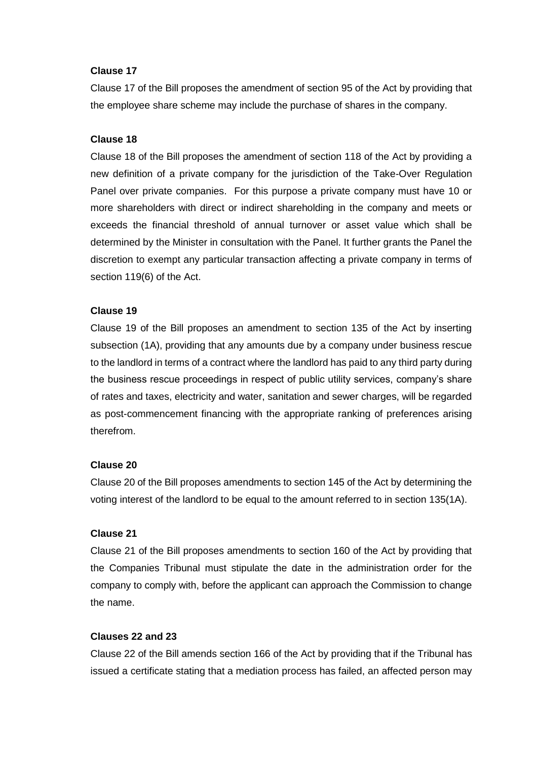**Clause 17**

Clause 17 of the Bill proposes the amendment of section 95 of the Act by providing that the employee share scheme may include the purchase of shares in the company.

**Clause 18**

Clause 18 of the Bill proposes the amendment of section 118 of the Act by providing a new definition of a private company for the jurisdiction of the Take-Over Regulation Panel over private companies. For this purpose a private company must have 10 or more shareholders with direct or indirect shareholding in the company and meets or exceeds the financial threshold of annual turnover or asset value which shall be determined by the Minister in consultation with the Panel. It further grants the Panel the discretion to exempt any particular transaction affecting a private company in terms of section 119(6) of the Act.

**Clause 19**

Clause 19 of the Bill proposes an amendment to section 135 of the Act by inserting subsection (1A), providing that any amounts due by a company under business rescue to the landlord in terms of a contract where the landlord has paid to any third party during the business rescue proceedings in respect of public utility services, company's share of rates and taxes, electricity and water, sanitation and sewer charges, will be regarded as post-commencement financing with the appropriate ranking of preferences arising therefrom.

**Clause 20**

Clause 20 of the Bill proposes amendments to section 145 of the Act by determining the voting interest of the landlord to be equal to the amount referred to in section 135(1A).

**Clause 21**

Clause 21 of the Bill proposes amendments to section 160 of the Act by providing that the Companies Tribunal must stipulate the date in the administration order for the company to comply with, before the applicant can approach the Commission to change the name.

**Clauses 22 and 23**

Clause 22 of the Bill amends section 166 of the Act by providing that if the Tribunal has issued a certificate stating that a mediation process has failed, an affected person may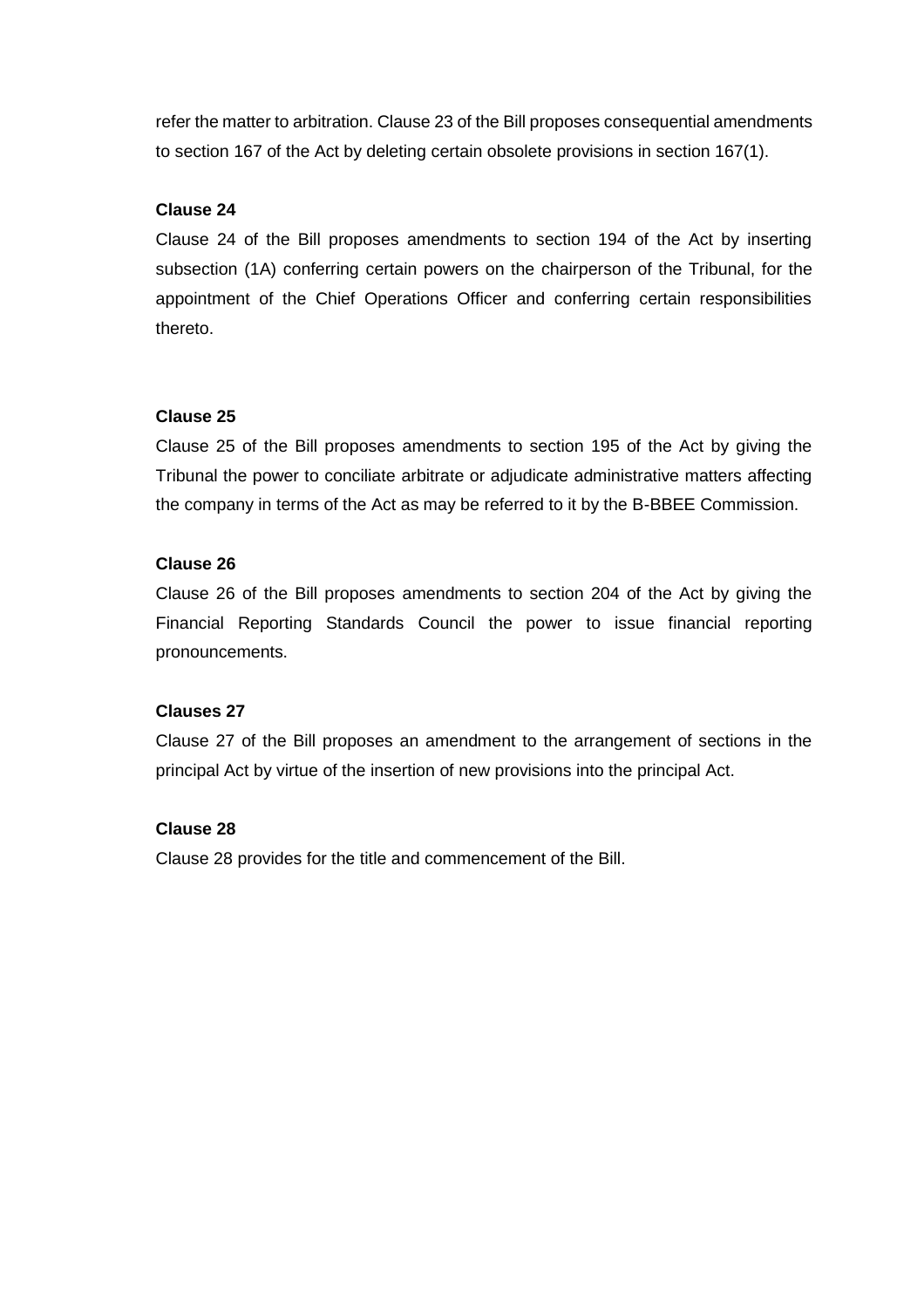refer the matter to arbitration. Clause 23 of the Bill proposes consequential amendments to section 167 of the Act by deleting certain obsolete provisions in section 167(1).

**Clause 24**

Clause 24 of the Bill proposes amendments to section 194 of the Act by inserting subsection (1A) conferring certain powers on the chairperson of the Tribunal, for the appointment of the Chief Operations Officer and conferring certain responsibilities thereto.

**Clause 25**

Clause 25 of the Bill proposes amendments to section 195 of the Act by giving the Tribunal the power to conciliate arbitrate or adjudicate administrative matters affecting the company in terms of the Act as may be referred to it by the B-BBEE Commission.

**Clause 26**

Clause 26 of the Bill proposes amendments to section 204 of the Act by giving the Financial Reporting Standards Council the power to issue financial reporting pronouncements.

**Clauses 27**

Clause 27 of the Bill proposes an amendment to the arrangement of sections in the principal Act by virtue of the insertion of new provisions into the principal Act.

**Clause 28**

Clause 28 provides for the title and commencement of the Bill.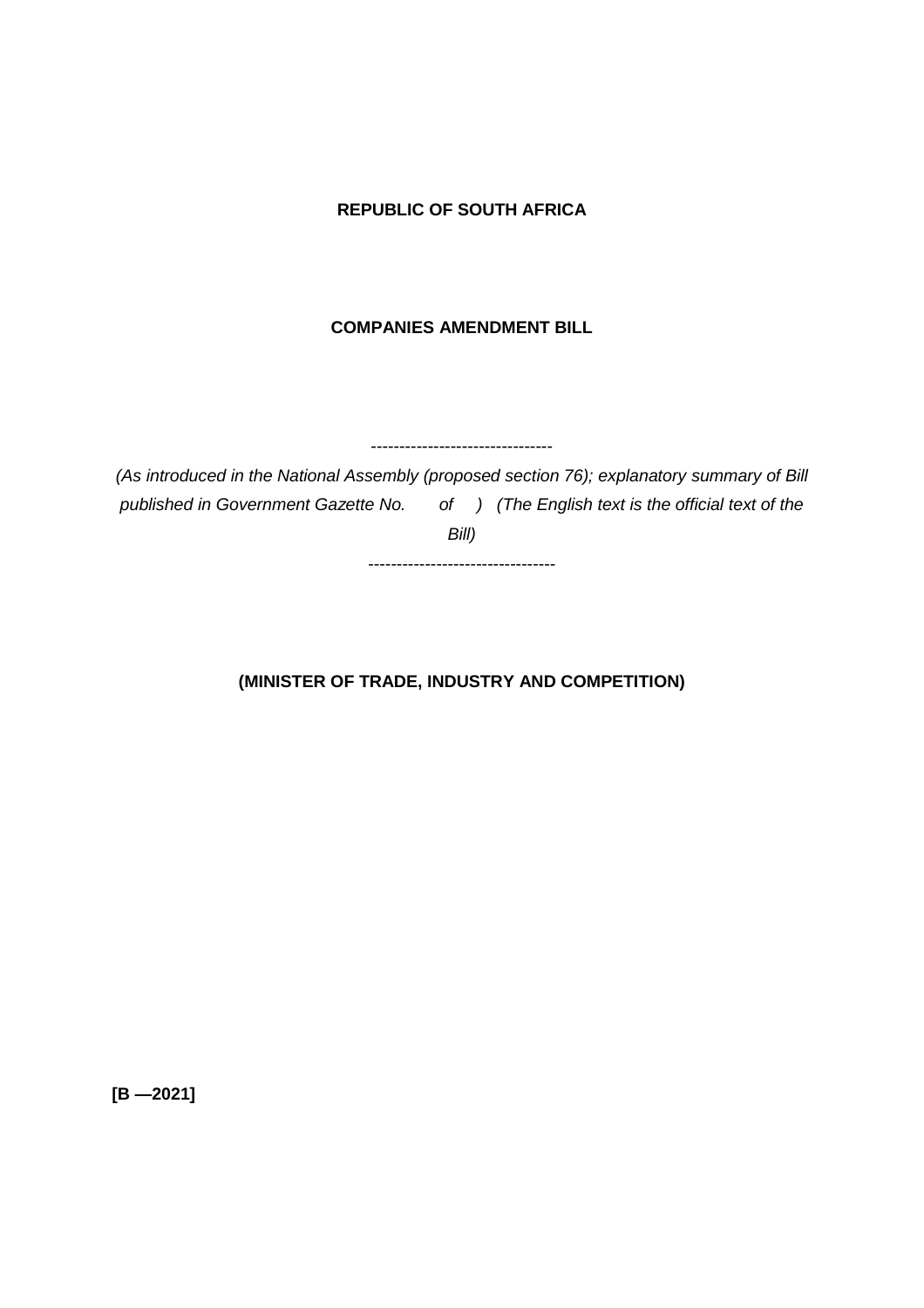**REPUBLIC OF SOUTH AFRICA**

**COMPANIES AMENDMENT BILL**

--------------------------------

*(As introduced in the National Assembly (proposed section 76); explanatory summary of Bill published in Government Gazette No.  of  )  (The English text is the official text of the Bill)*

---------------------------------

**(MINISTER OF TRADE, INDUSTRY AND COMPETITION)**

**[B —2021]**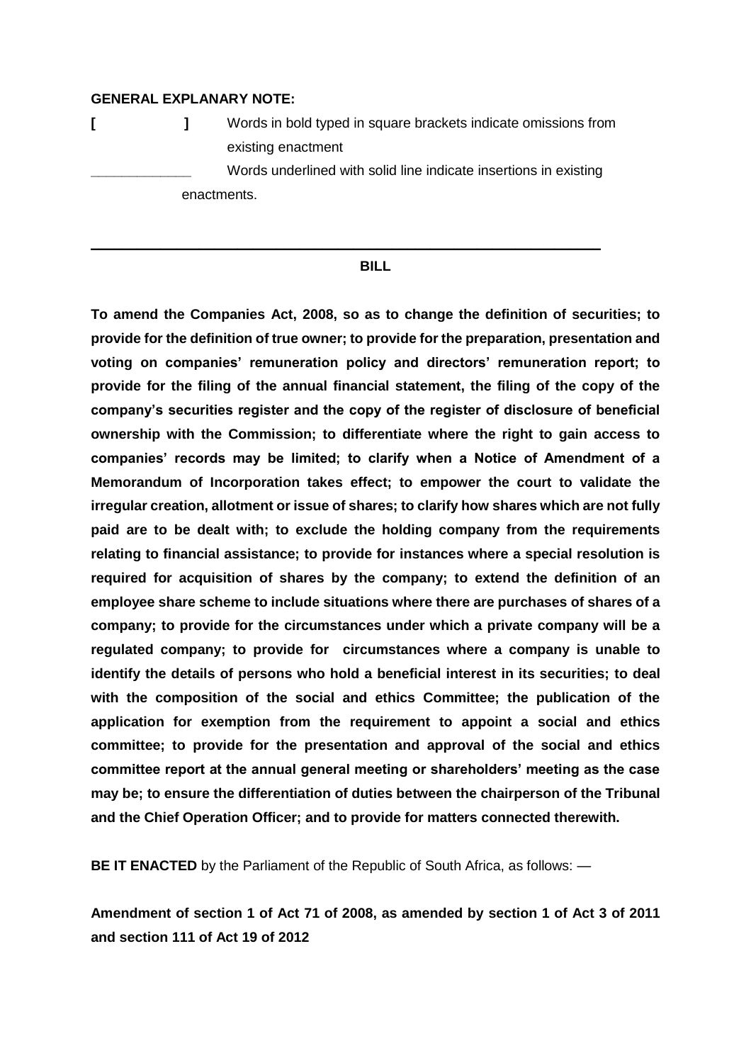**GENERAL EXPLANARY NOTE:**

**[ ]** Words in bold typed in square brackets indicate omissions from existing enactment

_____________ Words underlined with solid line indicate insertions in existing enactments.

---

**BILL**

**To amend the Companies Act, 2008, so as to change the definition of securities; to provide for the definition of true owner; to provide for the preparation, presentation and voting on companies' remuneration policy and directors' remuneration report; to provide for the filing of the annual financial statement, the filing of the copy of the company's securities register and the copy of the register of disclosure of beneficial ownership with the Commission; to differentiate where the right to gain access to companies' records may be limited; to clarify when a Notice of Amendment of a Memorandum of Incorporation takes effect; to empower the court to validate the irregular creation, allotment or issue of shares; to clarify how shares which are not fully paid are to be dealt with; to exclude the holding company from the requirements relating to financial assistance; to provide for instances where a special resolution is required for acquisition of shares by the company; to extend the definition of an employee share scheme to include situations where there are purchases of shares of a company; to provide for the circumstances under which a private company will be a regulated company; to provide for circumstances where a company is unable to identify the details of persons who hold a beneficial interest in its securities; to deal with the composition of the social and ethics Committee; the publication of the application for exemption from the requirement to appoint a social and ethics committee; to provide for the presentation and approval of the social and ethics committee report at the annual general meeting or shareholders' meeting as the case may be; to ensure the differentiation of duties between the chairperson of the Tribunal and the Chief Operation Officer; and to provide for matters connected therewith.**

**BE IT ENACTED** by the Parliament of the Republic of South Africa, as follows: —

**Amendment of section 1 of Act 71 of 2008, as amended by section 1 of Act 3 of 2011 and section 111 of Act 19 of 2012**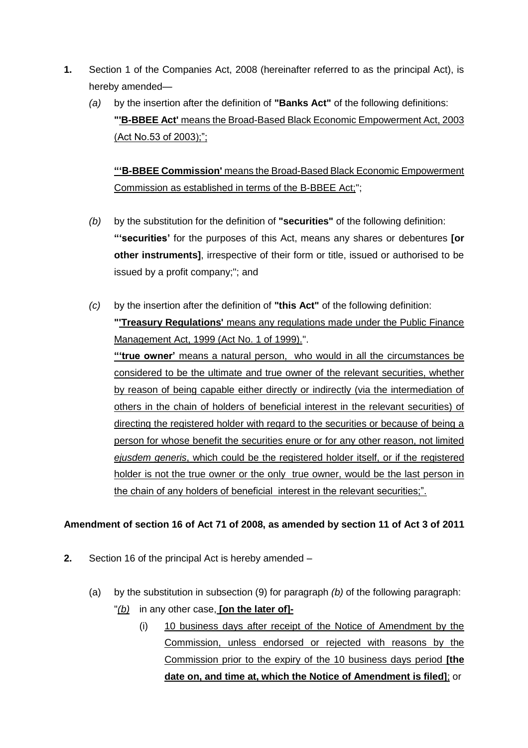**1.** Section 1 of the Companies Act, 2008 (hereinafter referred to as the principal Act), is hereby amended—

*(a)* by the insertion after the definition of **"Banks Act"** of the following definitions:
**"'B-BBEE Act'** means the Broad-Based Black Economic Empowerment Act, 2003 (Act No.53 of 2003);";

**"'B-BBEE Commission'** means the Broad-Based Black Economic Empowerment Commission as established in terms of the B-BBEE Act;";

*(b)* by the substitution for the definition of **"securities"** of the following definition:
**"'securities'** for the purposes of this Act, means any shares or debentures **[or other instruments]**, irrespective of their form or title, issued or authorised to be issued by a profit company;"; and

*(c)* by the insertion after the definition of **"this Act"** of the following definition:
**"'Treasury Regulations'** means any regulations made under the Public Finance Management Act, 1999 (Act No. 1 of 1999).".
**"'true owner'** means a natural person, who would in all the circumstances be considered to be the ultimate and true owner of the relevant securities, whether by reason of being capable either directly or indirectly (via the intermediation of others in the chain of holders of beneficial interest in the relevant securities) of directing the registered holder with regard to the securities or because of being a person for whose benefit the securities enure or for any other reason, not limited *ejusdem generis*, which could be the registered holder itself, or if the registered holder is not the true owner or the only true owner, would be the last person in the chain of any holders of beneficial interest in the relevant securities;".

**Amendment of section 16 of Act 71 of 2008, as amended by section 11 of Act 3 of 2011**

**2.** Section 16 of the principal Act is hereby amended –

(a) by the substitution in subsection (9) for paragraph *(b)* of the following paragraph:
"*(b)* in any other case, **[on the later of]-**

(i) 10 business days after receipt of the Notice of Amendment by the Commission, unless endorsed or rejected with reasons by the Commission prior to the expiry of the 10 business days period **[the date on, and time at, which the Notice of Amendment is filed]**; or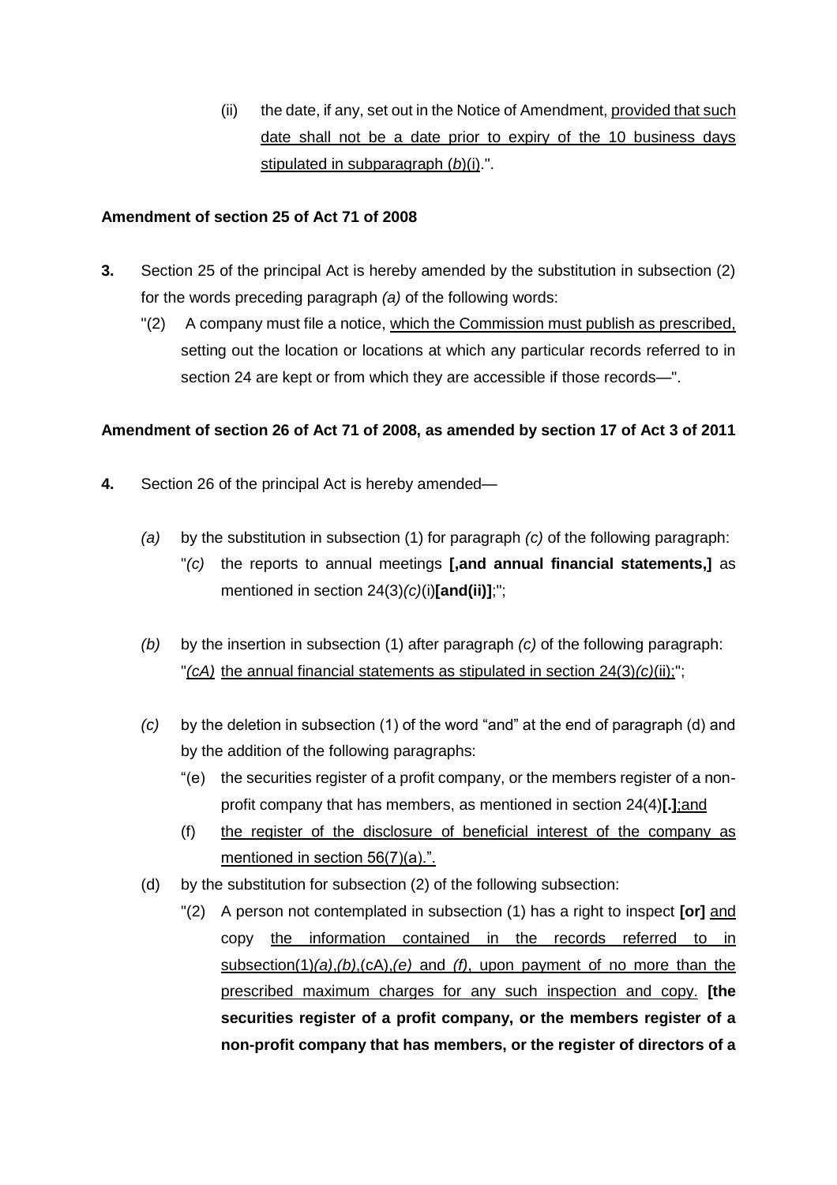(ii) the date, if any, set out in the Notice of Amendment, <u>provided that such date shall not be a date prior to expiry of the 10 business days stipulated in subparagraph (*b*)(i)</u>.".

**Amendment of section 25 of Act 71 of 2008**

**3.** Section 25 of the principal Act is hereby amended by the substitution in subsection (2) for the words preceding paragraph *(a)* of the following words:

"(2) A company must file a notice, <u>which the Commission must publish as prescribed,</u> setting out the location or locations at which any particular records referred to in section 24 are kept or from which they are accessible if those records—".

**Amendment of section 26 of Act 71 of 2008, as amended by section 17 of Act 3 of 2011**

**4.** Section 26 of the principal Act is hereby amended—

*(a)* by the substitution in subsection (1) for paragraph *(c)* of the following paragraph:

"*(c)* the reports to annual meetings **[,and annual financial statements,]** as mentioned in section 24(3)*(c)*(i)**[and(ii)]**;";

*(b)* by the insertion in subsection (1) after paragraph *(c)* of the following paragraph:

"<u>*(cA)* the annual financial statements as stipulated in section 24(3)*(c)*(ii);</u>";

*(c)* by the deletion in subsection (1) of the word "and" at the end of paragraph (d) and by the addition of the following paragraphs:

"(e) the securities register of a profit company, or the members register of a non-profit company that has members, as mentioned in section 24(4)**[.]**<u>;and</u>

(f) <u>the register of the disclosure of beneficial interest of the company as mentioned in section 56(7)(a).".</u>

(d) by the substitution for subsection (2) of the following subsection:

"(2) A person not contemplated in subsection (1) has a right to inspect **[or]** <u>and</u> copy <u>the information contained in the records referred to in subsection(1)*(a)*,*(b)*,(cA),*(e)* and *(f)*, upon payment of no more than the prescribed maximum charges for any such inspection and copy.</u> **[the securities register of a profit company, or the members register of a non-profit company that has members, or the register of directors of a**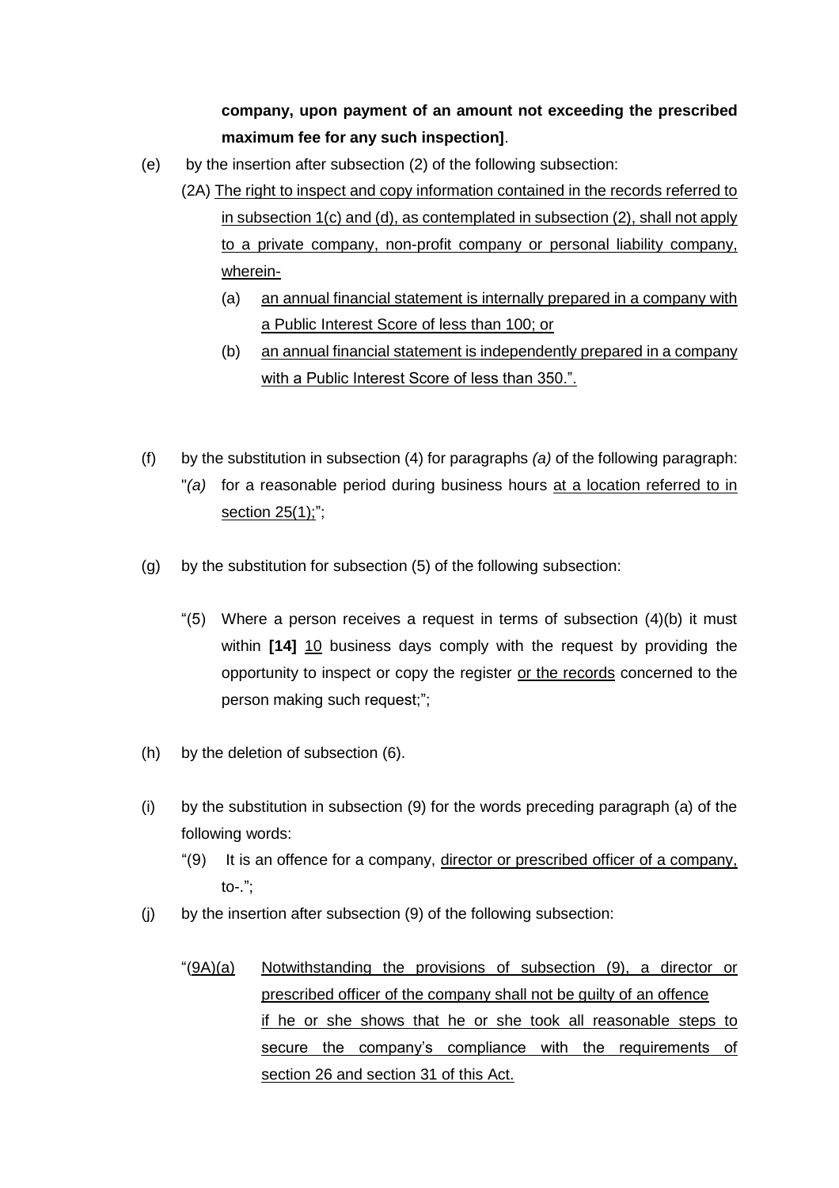**company, upon payment of an amount not exceeding the prescribed maximum fee for any such inspection]**.

(e) by the insertion after subsection (2) of the following subsection:

(2A) <u>The right to inspect and copy information contained in the records referred to in subsection 1(c) and (d), as contemplated in subsection (2), shall not apply to a private company, non-profit company or personal liability company, wherein-</u>

(a) <u>an annual financial statement is internally prepared in a company with a Public Interest Score of less than 100; or</u>

(b) <u>an annual financial statement is independently prepared in a company with a Public Interest Score of less than 350.".</u>

(f) by the substitution in subsection (4) for paragraphs *(a)* of the following paragraph:

"*(a)* for a reasonable period during business hours <u>at a location referred to in section 25(1);</u>";

(g) by the substitution for subsection (5) of the following subsection:

"(5) Where a person receives a request in terms of subsection (4)(b) it must within **[14]** <u>10</u> business days comply with the request by providing the opportunity to inspect or copy the register <u>or the records</u> concerned to the person making such request;";

(h) by the deletion of subsection (6).

(i) by the substitution in subsection (9) for the words preceding paragraph (a) of the following words:

"(9) It is an offence for a company, <u>director or prescribed officer of a company,</u> to-.";

(j) by the insertion after subsection (9) of the following subsection:

"<u>(9A)(a)</u> <u>Notwithstanding the provisions of subsection (9), a director or prescribed officer of the company shall not be guilty of an offence if he or she shows that he or she took all reasonable steps to secure the company's compliance with the requirements of section 26 and section 31 of this Act.</u>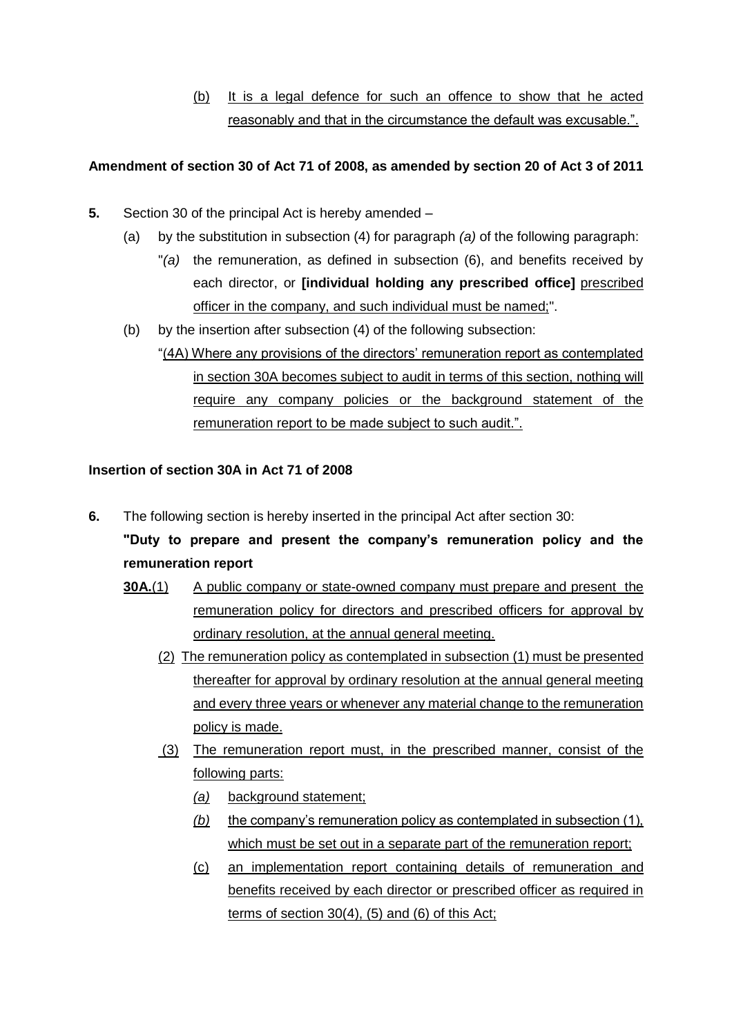(b) It is a legal defence for such an offence to show that he acted reasonably and that in the circumstance the default was excusable.".

**Amendment of section 30 of Act 71 of 2008, as amended by section 20 of Act 3 of 2011**

**5.** Section 30 of the principal Act is hereby amended –

(a) by the substitution in subsection (4) for paragraph *(a)* of the following paragraph:

"*(a)* the remuneration, as defined in subsection (6), and benefits received by each director, or **[individual holding any prescribed office]** prescribed officer in the company, and such individual must be named;".

(b) by the insertion after subsection (4) of the following subsection:

"(4A) Where any provisions of the directors' remuneration report as contemplated in section 30A becomes subject to audit in terms of this section, nothing will require any company policies or the background statement of the remuneration report to be made subject to such audit.".

**Insertion of section 30A in Act 71 of 2008**

**6.** The following section is hereby inserted in the principal Act after section 30:

**"Duty to prepare and present the company's remuneration policy and the remuneration report**

**30A.**(1) A public company or state-owned company must prepare and present the remuneration policy for directors and prescribed officers for approval by ordinary resolution, at the annual general meeting.

(2) The remuneration policy as contemplated in subsection (1) must be presented thereafter for approval by ordinary resolution at the annual general meeting and every three years or whenever any material change to the remuneration policy is made.

(3) The remuneration report must, in the prescribed manner, consist of the following parts:

*(a)* background statement;

*(b)* the company's remuneration policy as contemplated in subsection (1), which must be set out in a separate part of the remuneration report;

(c) an implementation report containing details of remuneration and benefits received by each director or prescribed officer as required in terms of section 30(4), (5) and (6) of this Act;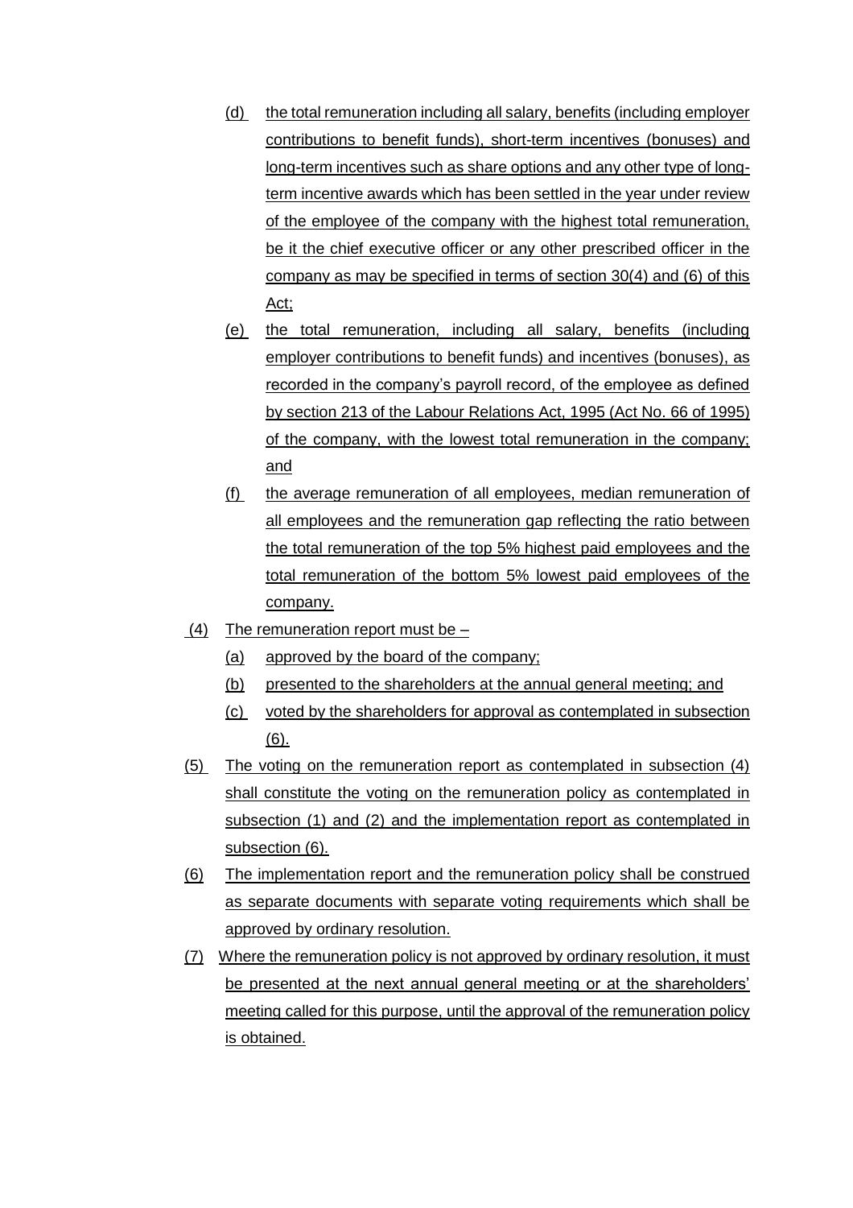(d) the total remuneration including all salary, benefits (including employer contributions to benefit funds), short-term incentives (bonuses) and long-term incentives such as share options and any other type of long-term incentive awards which has been settled in the year under review of the employee of the company with the highest total remuneration, be it the chief executive officer or any other prescribed officer in the company as may be specified in terms of section 30(4) and (6) of this Act;

(e) the total remuneration, including all salary, benefits (including employer contributions to benefit funds) and incentives (bonuses), as recorded in the company's payroll record, of the employee as defined by section 213 of the Labour Relations Act, 1995 (Act No. 66 of 1995) of the company, with the lowest total remuneration in the company; and

(f) the average remuneration of all employees, median remuneration of all employees and the remuneration gap reflecting the ratio between the total remuneration of the top 5% highest paid employees and the total remuneration of the bottom 5% lowest paid employees of the company.

(4) The remuneration report must be –

(a) approved by the board of the company;

(b) presented to the shareholders at the annual general meeting; and

(c) voted by the shareholders for approval as contemplated in subsection (6).

(5) The voting on the remuneration report as contemplated in subsection (4) shall constitute the voting on the remuneration policy as contemplated in subsection (1) and (2) and the implementation report as contemplated in subsection (6).

(6) The implementation report and the remuneration policy shall be construed as separate documents with separate voting requirements which shall be approved by ordinary resolution.

(7) Where the remuneration policy is not approved by ordinary resolution, it must be presented at the next annual general meeting or at the shareholders' meeting called for this purpose, until the approval of the remuneration policy is obtained.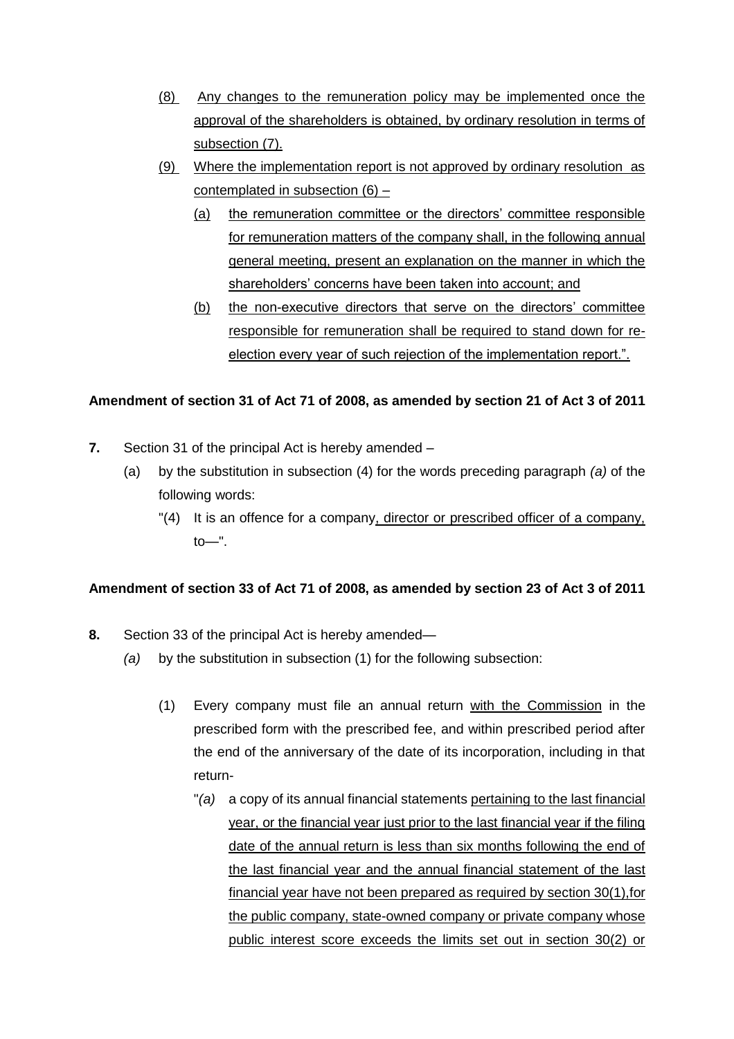(8) <u>Any changes to the remuneration policy may be implemented once the approval of the shareholders is obtained, by ordinary resolution in terms of subsection (7).</u>

(9) <u>Where the implementation report is not approved by ordinary resolution as contemplated in subsection (6) –</u>

(a) <u>the remuneration committee or the directors' committee responsible for remuneration matters of the company shall, in the following annual general meeting, present an explanation on the manner in which the shareholders' concerns have been taken into account; and</u>

(b) <u>the non-executive directors that serve on the directors' committee responsible for remuneration shall be required to stand down for re-election every year of such rejection of the implementation report.".</u>

**Amendment of section 31 of Act 71 of 2008, as amended by section 21 of Act 3 of 2011**

**7.** Section 31 of the principal Act is hereby amended –

(a) by the substitution in subsection (4) for the words preceding paragraph *(a)* of the following words:

"(4) It is an offence for a company<u>, director or prescribed officer of a company,</u> to—".

**Amendment of section 33 of Act 71 of 2008, as amended by section 23 of Act 3 of 2011**

**8.** Section 33 of the principal Act is hereby amended—

*(a)* by the substitution in subsection (1) for the following subsection:

(1) Every company must file an annual return <u>with the Commission</u> in the prescribed form with the prescribed fee, and within prescribed period after the end of the anniversary of the date of its incorporation, including in that return-

"*(a)* a copy of its annual financial statements <u>pertaining to the last financial year, or the financial year just prior to the last financial year if the filing date of the annual return is less than six months following the end of the last financial year and the annual financial statement of the last financial year have not been prepared as required by section 30(1),for the public company, state-owned company or private company whose public interest score exceeds the limits set out in section 30(2) or</u>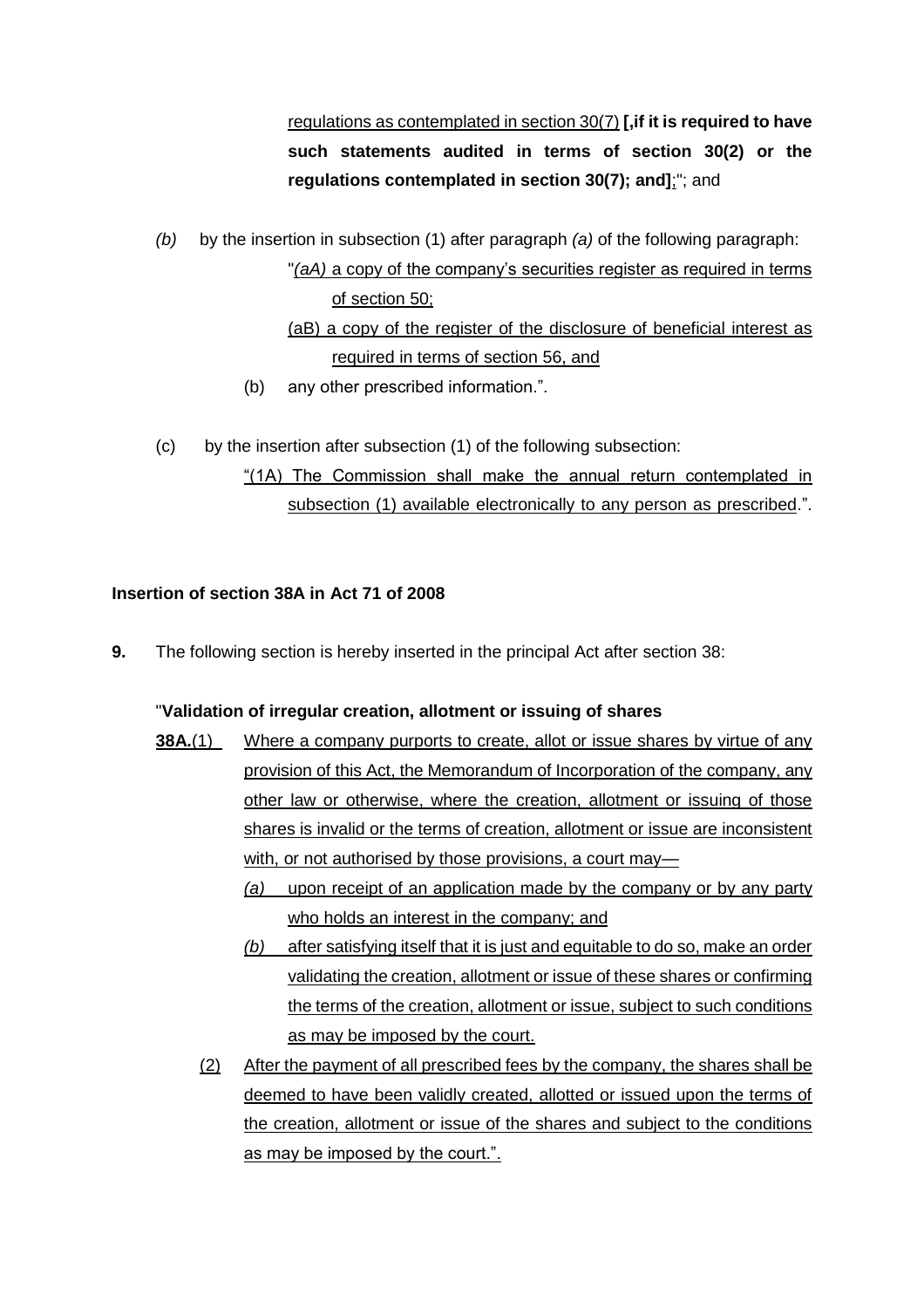regulations as contemplated in section 30(7) **[,if it is required to have such statements audited in terms of section 30(2) or the regulations contemplated in section 30(7); and]**;"; and

*(b)* by the insertion in subsection (1) after paragraph *(a)* of the following paragraph:

"*(aA)* a copy of the company's securities register as required in terms of section 50;

(aB) a copy of the register of the disclosure of beneficial interest as required in terms of section 56, and

(b) any other prescribed information.".

(c) by the insertion after subsection (1) of the following subsection:

"(1A) The Commission shall make the annual return contemplated in subsection (1) available electronically to any person as prescribed.".

**Insertion of section 38A in Act 71 of 2008**

**9.** The following section is hereby inserted in the principal Act after section 38:

"**Validation of irregular creation, allotment or issuing of shares**

**38A.**(1) Where a company purports to create, allot or issue shares by virtue of any provision of this Act, the Memorandum of Incorporation of the company, any other law or otherwise, where the creation, allotment or issuing of those shares is invalid or the terms of creation, allotment or issue are inconsistent with, or not authorised by those provisions, a court may—

*(a)* upon receipt of an application made by the company or by any party who holds an interest in the company; and

*(b)* after satisfying itself that it is just and equitable to do so, make an order validating the creation, allotment or issue of these shares or confirming the terms of the creation, allotment or issue, subject to such conditions as may be imposed by the court.

(2) After the payment of all prescribed fees by the company, the shares shall be deemed to have been validly created, allotted or issued upon the terms of the creation, allotment or issue of the shares and subject to the conditions as may be imposed by the court.".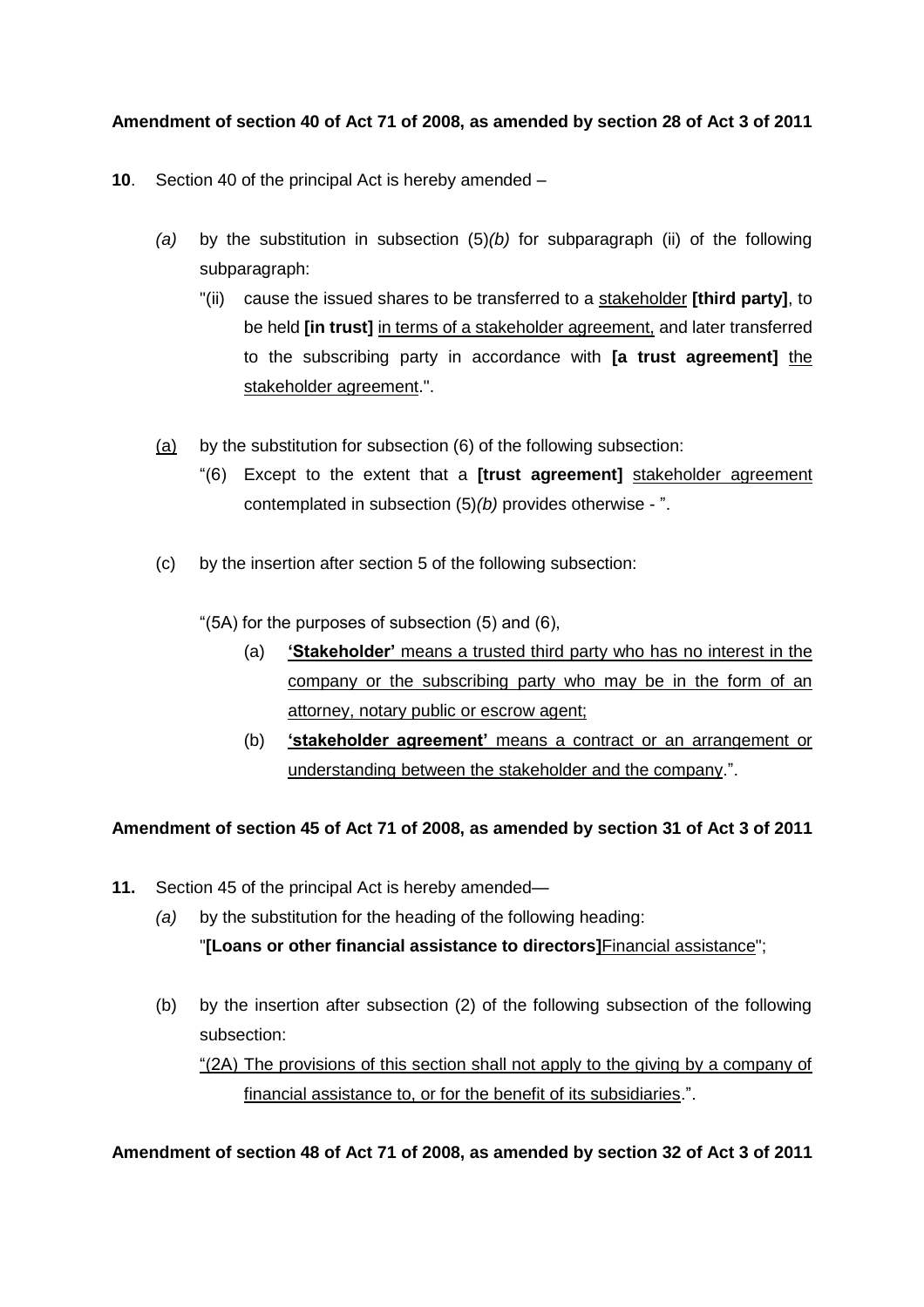**Amendment of section 40 of Act 71 of 2008, as amended by section 28 of Act 3 of 2011**

**10**. Section 40 of the principal Act is hereby amended –

*(a)* by the substitution in subsection (5)*(b)* for subparagraph (ii) of the following subparagraph:

"(ii) cause the issued shares to be transferred to a stakeholder **[third party]**, to be held **[in trust]** in terms of a stakeholder agreement, and later transferred to the subscribing party in accordance with **[a trust agreement]** the stakeholder agreement.".

(a) by the substitution for subsection (6) of the following subsection:

"(6) Except to the extent that a **[trust agreement]** stakeholder agreement contemplated in subsection (5)*(b)* provides otherwise - ".

(c) by the insertion after section 5 of the following subsection:

"(5A) for the purposes of subsection (5) and (6),

(a) **'Stakeholder'** means a trusted third party who has no interest in the company or the subscribing party who may be in the form of an attorney, notary public or escrow agent;

(b) **'stakeholder agreement'** means a contract or an arrangement or understanding between the stakeholder and the company.".

**Amendment of section 45 of Act 71 of 2008, as amended by section 31 of Act 3 of 2011**

**11.** Section 45 of the principal Act is hereby amended—

*(a)* by the substitution for the heading of the following heading:

"**[Loans or other financial assistance to directors]**Financial assistance";

(b) by the insertion after subsection (2) of the following subsection of the following subsection:

"(2A) The provisions of this section shall not apply to the giving by a company of financial assistance to, or for the benefit of its subsidiaries.".

**Amendment of section 48 of Act 71 of 2008, as amended by section 32 of Act 3 of 2011**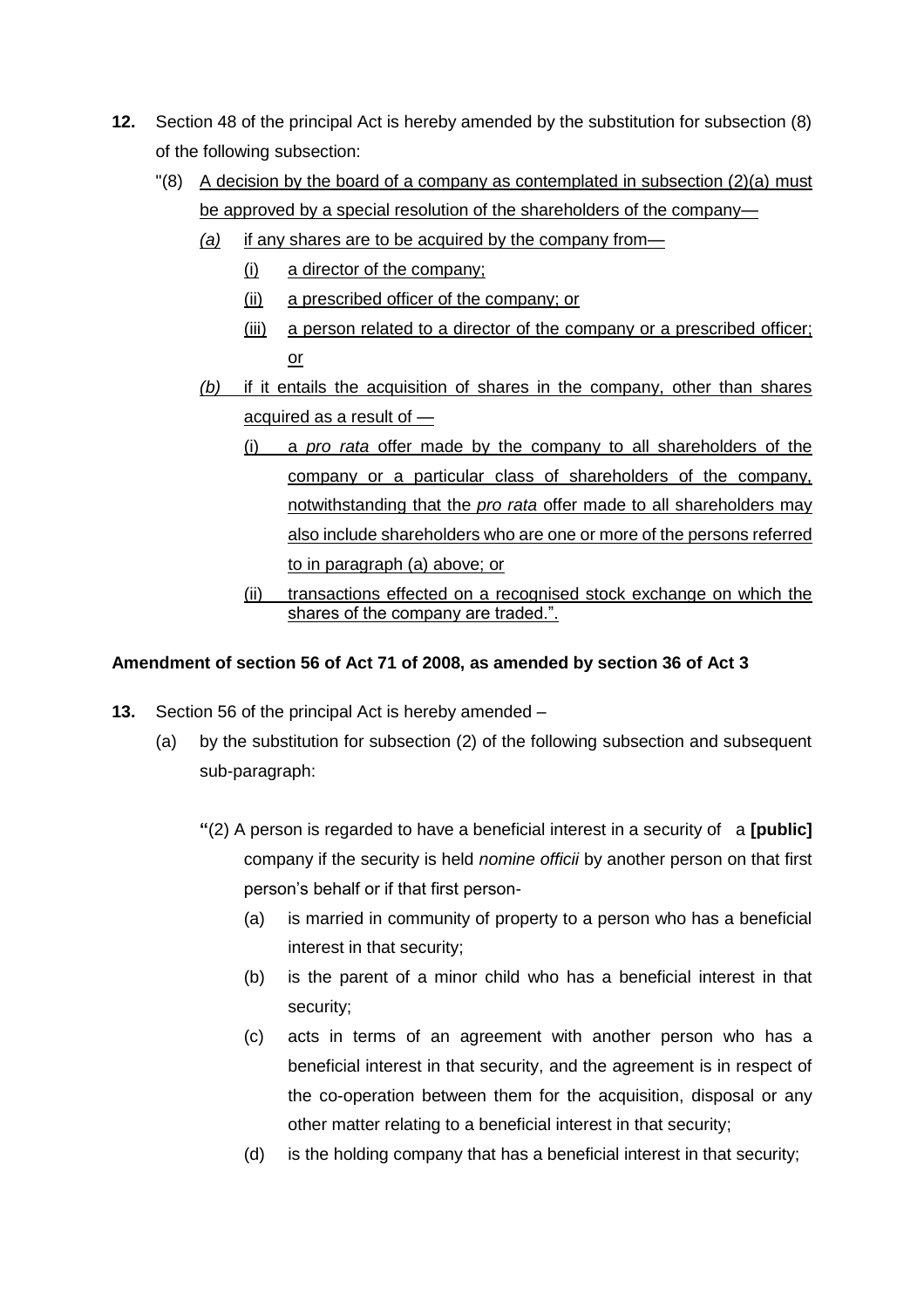**12.** Section 48 of the principal Act is hereby amended by the substitution for subsection (8) of the following subsection:

"(8) A decision by the board of a company as contemplated in subsection (2)(a) must be approved by a special resolution of the shareholders of the company—

*(a)* if any shares are to be acquired by the company from—

(i) a director of the company;

(ii) a prescribed officer of the company; or

(iii) a person related to a director of the company or a prescribed officer; or

*(b)* if it entails the acquisition of shares in the company, other than shares acquired as a result of —

(i) a *pro rata* offer made by the company to all shareholders of the company or a particular class of shareholders of the company, notwithstanding that the *pro rata* offer made to all shareholders may also include shareholders who are one or more of the persons referred to in paragraph (a) above; or

(ii) transactions effected on a recognised stock exchange on which the shares of the company are traded.".

**Amendment of section 56 of Act 71 of 2008, as amended by section 36 of Act 3**

**13.** Section 56 of the principal Act is hereby amended –

(a) by the substitution for subsection (2) of the following subsection and subsequent sub-paragraph:

"(2) A person is regarded to have a beneficial interest in a security of a **[public]** company if the security is held *nomine officii* by another person on that first person's behalf or if that first person-

(a) is married in community of property to a person who has a beneficial interest in that security;

(b) is the parent of a minor child who has a beneficial interest in that security;

(c) acts in terms of an agreement with another person who has a beneficial interest in that security, and the agreement is in respect of the co-operation between them for the acquisition, disposal or any other matter relating to a beneficial interest in that security;

(d) is the holding company that has a beneficial interest in that security;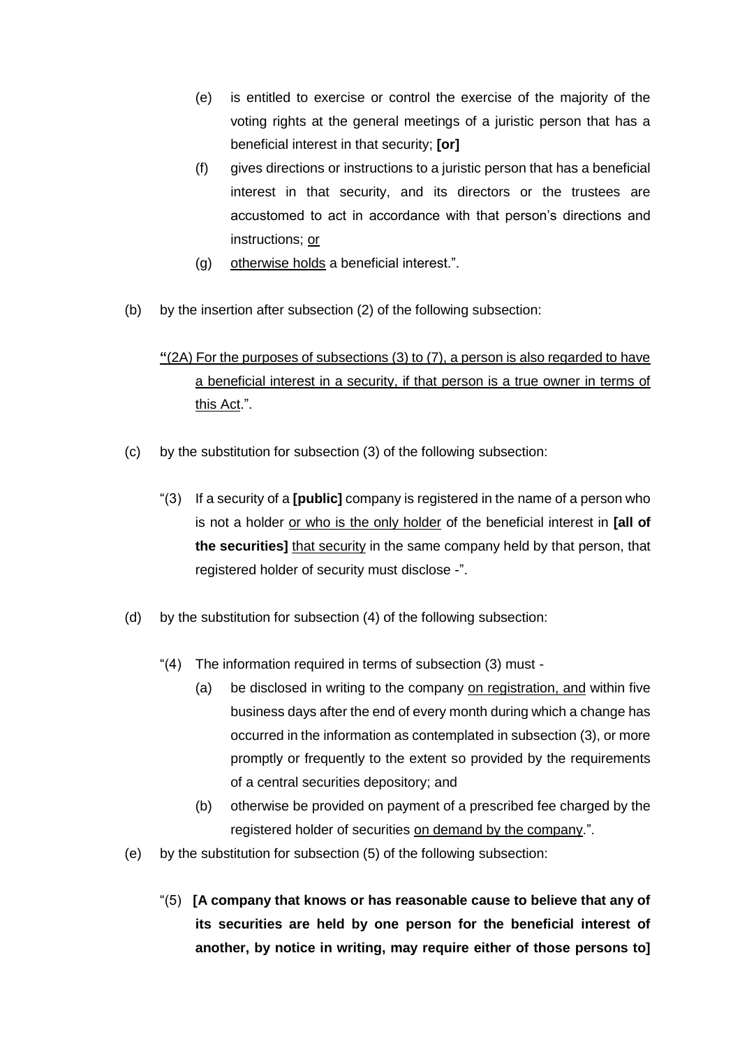(e) is entitled to exercise or control the exercise of the majority of the voting rights at the general meetings of a juristic person that has a beneficial interest in that security; **[or]**

(f) gives directions or instructions to a juristic person that has a beneficial interest in that security, and its directors or the trustees are accustomed to act in accordance with that person's directions and instructions; <u>or</u>

(g) <u>otherwise holds</u> a beneficial interest.".

(b) by the insertion after subsection (2) of the following subsection:

**"**<u>(2A) For the purposes of subsections (3) to (7), a person is also regarded to have a beneficial interest in a security, if that person is a true owner in terms of this Act</u>.".

(c) by the substitution for subsection (3) of the following subsection:

"(3) If a security of a **[public]** company is registered in the name of a person who is not a holder <u>or who is the only holder</u> of the beneficial interest in **[all of the securities]** <u>that security</u> in the same company held by that person, that registered holder of security must disclose -".

(d) by the substitution for subsection (4) of the following subsection:

"(4) The information required in terms of subsection (3) must -

(a) be disclosed in writing to the company <u>on registration, and</u> within five business days after the end of every month during which a change has occurred in the information as contemplated in subsection (3), or more promptly or frequently to the extent so provided by the requirements of a central securities depository; and

(b) otherwise be provided on payment of a prescribed fee charged by the registered holder of securities <u>on demand by the company</u>.".

(e) by the substitution for subsection (5) of the following subsection:

"(5) **[A company that knows or has reasonable cause to believe that any of its securities are held by one person for the beneficial interest of another, by notice in writing, may require either of those persons to]**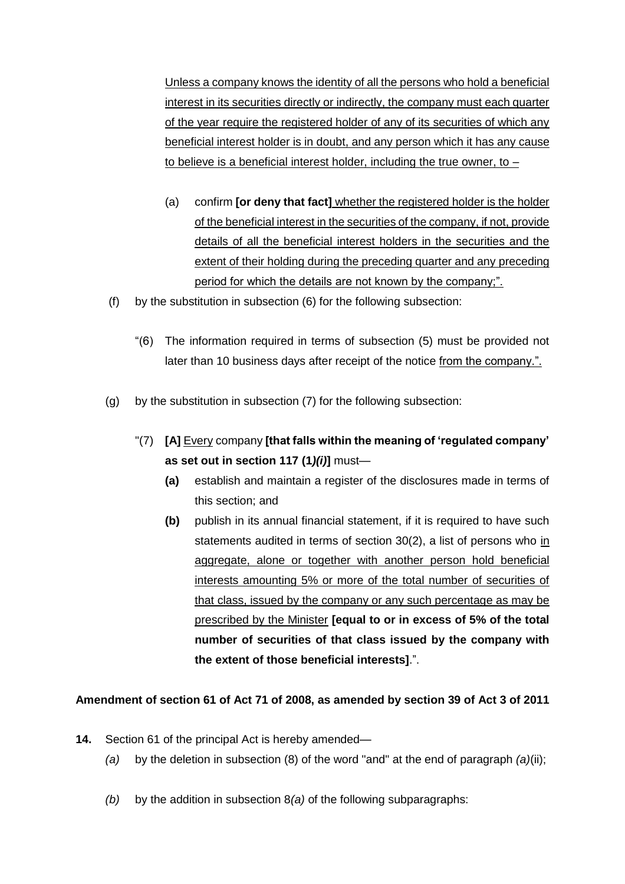<u>Unless a company knows the identity of all the persons who hold a beneficial interest in its securities directly or indirectly, the company must each quarter of the year require the registered holder of any of its securities of which any beneficial interest holder is in doubt, and any person which it has any cause to believe is a beneficial interest holder, including the true owner, to –</u>

(a) confirm **[or deny that fact]** <u>whether the registered holder is the holder of the beneficial interest in the securities of the company, if not, provide details of all the beneficial interest holders in the securities and the extent of their holding during the preceding quarter and any preceding period for which the details are not known by the company;".</u>

(f) by the substitution in subsection (6) for the following subsection:

"(6) The information required in terms of subsection (5) must be provided not later than 10 business days after receipt of the notice <u>from the company.".</u>

(g) by the substitution in subsection (7) for the following subsection:

"(7) **[A]** <u>Every</u> company **[that falls within the meaning of 'regulated company' as set out in section 117 (1*)(i)*]** must—

**(a)** establish and maintain a register of the disclosures made in terms of this section; and

**(b)** publish in its annual financial statement, if it is required to have such statements audited in terms of section 30(2), a list of persons who <u>in aggregate, alone or together with another person hold beneficial interests amounting 5% or more of the total number of securities of that class, issued by the company or any such percentage as may be prescribed by the Minister</u> **[equal to or in excess of 5% of the total number of securities of that class issued by the company with the extent of those beneficial interests]**.".

**Amendment of section 61 of Act 71 of 2008, as amended by section 39 of Act 3 of 2011**

**14.** Section 61 of the principal Act is hereby amended—

*(a)* by the deletion in subsection (8) of the word "and" at the end of paragraph *(a)*(ii);

*(b)* by the addition in subsection 8*(a)* of the following subparagraphs: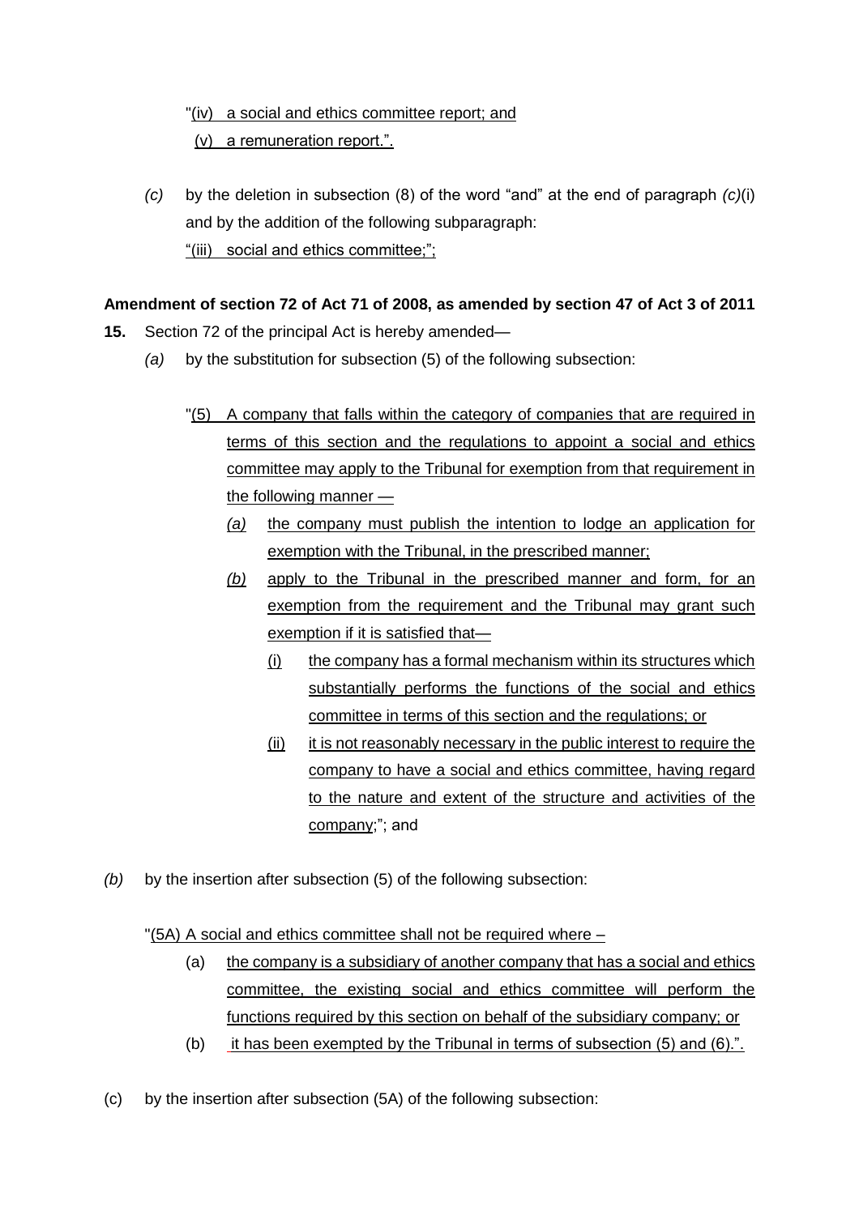"(iv) a social and ethics committee report; and

(v) a remuneration report.".

*(c)* by the deletion in subsection (8) of the word "and" at the end of paragraph *(c)*(i) and by the addition of the following subparagraph:

"(iii) social and ethics committee;";

**Amendment of section 72 of Act 71 of 2008, as amended by section 47 of Act 3 of 2011**

**15.** Section 72 of the principal Act is hereby amended—

*(a)* by the substitution for subsection (5) of the following subsection:

"(5) A company that falls within the category of companies that are required in terms of this section and the regulations to appoint a social and ethics committee may apply to the Tribunal for exemption from that requirement in the following manner —

*(a)* the company must publish the intention to lodge an application for exemption with the Tribunal, in the prescribed manner;

*(b)* apply to the Tribunal in the prescribed manner and form, for an exemption from the requirement and the Tribunal may grant such exemption if it is satisfied that—

(i) the company has a formal mechanism within its structures which substantially performs the functions of the social and ethics committee in terms of this section and the regulations; or

(ii) it is not reasonably necessary in the public interest to require the company to have a social and ethics committee, having regard to the nature and extent of the structure and activities of the company;"; and

*(b)* by the insertion after subsection (5) of the following subsection:

"(5A) A social and ethics committee shall not be required where –

(a) the company is a subsidiary of another company that has a social and ethics committee, the existing social and ethics committee will perform the functions required by this section on behalf of the subsidiary company; or

(b) it has been exempted by the Tribunal in terms of subsection (5) and (6).".

(c) by the insertion after subsection (5A) of the following subsection: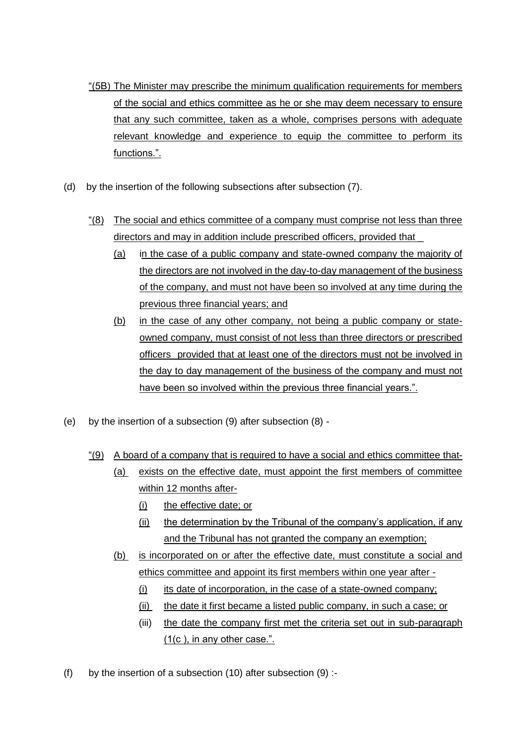"(5B) The Minister may prescribe the minimum qualification requirements for members of the social and ethics committee as he or she may deem necessary to ensure that any such committee, taken as a whole, comprises persons with adequate relevant knowledge and experience to equip the committee to perform its functions.".

(d) by the insertion of the following subsections after subsection (7).

"(8) The social and ethics committee of a company must comprise not less than three directors and may in addition include prescribed officers, provided that

(a) in the case of a public company and state-owned company the majority of the directors are not involved in the day-to-day management of the business of the company, and must not have been so involved at any time during the previous three financial years; and

(b) in the case of any other company, not being a public company or state-owned company, must consist of not less than three directors or prescribed officers provided that at least one of the directors must not be involved in the day to day management of the business of the company and must not have been so involved within the previous three financial years.".

(e) by the insertion of a subsection (9) after subsection (8) -

"(9) A board of a company that is required to have a social and ethics committee that-

(a) exists on the effective date, must appoint the first members of committee within 12 months after-

(i) the effective date; or

(ii) the determination by the Tribunal of the company's application, if any and the Tribunal has not granted the company an exemption;

(b) is incorporated on or after the effective date, must constitute a social and ethics committee and appoint its first members within one year after -

(i) its date of incorporation, in the case of a state-owned company;

(ii) the date it first became a listed public company, in such a case; or

(iii) the date the company first met the criteria set out in sub-paragraph (1(c ), in any other case.".

(f) by the insertion of a subsection (10) after subsection (9) :-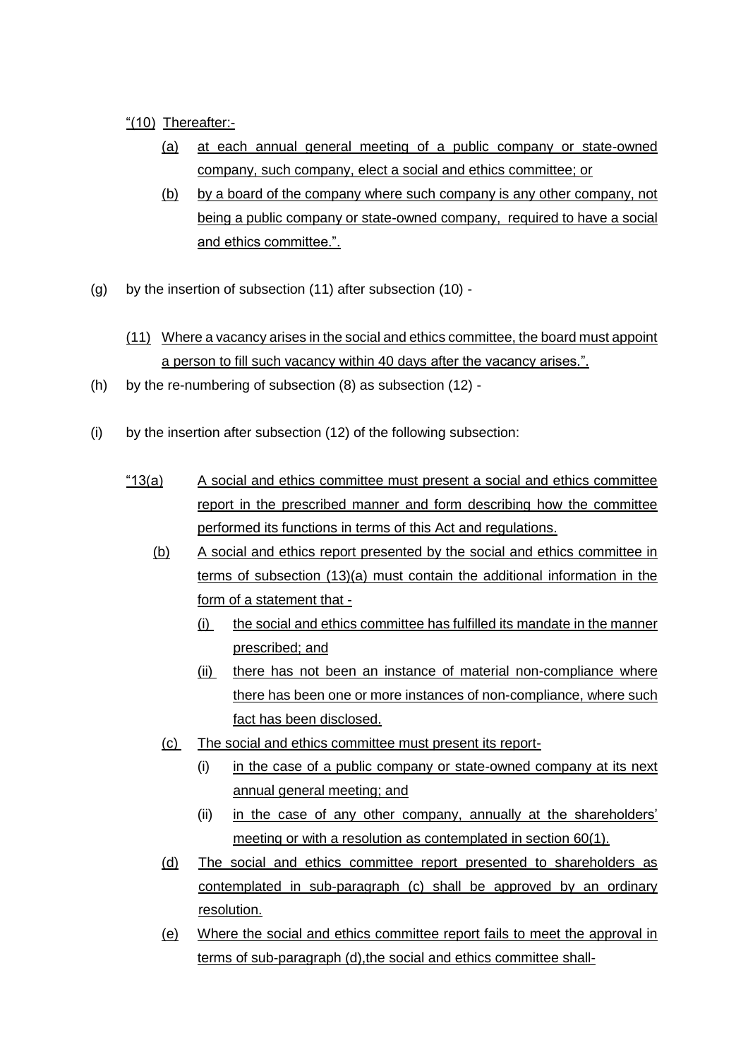"(10) Thereafter:-

(a) at each annual general meeting of a public company or state-owned company, such company, elect a social and ethics committee; or

(b) by a board of the company where such company is any other company, not being a public company or state-owned company, required to have a social and ethics committee.".

(g) by the insertion of subsection (11) after subsection (10) -

(11) Where a vacancy arises in the social and ethics committee, the board must appoint a person to fill such vacancy within 40 days after the vacancy arises.".

(h) by the re-numbering of subsection (8) as subsection (12) -

(i) by the insertion after subsection (12) of the following subsection:

"13(a) A social and ethics committee must present a social and ethics committee report in the prescribed manner and form describing how the committee performed its functions in terms of this Act and regulations.

(b) A social and ethics report presented by the social and ethics committee in terms of subsection (13)(a) must contain the additional information in the form of a statement that -

(i) the social and ethics committee has fulfilled its mandate in the manner prescribed; and

(ii) there has not been an instance of material non-compliance where there has been one or more instances of non-compliance, where such fact has been disclosed.

(c) The social and ethics committee must present its report-

(i) in the case of a public company or state-owned company at its next annual general meeting; and

(ii) in the case of any other company, annually at the shareholders' meeting or with a resolution as contemplated in section 60(1).

(d) The social and ethics committee report presented to shareholders as contemplated in sub-paragraph (c) shall be approved by an ordinary resolution.

(e) Where the social and ethics committee report fails to meet the approval in terms of sub-paragraph (d),the social and ethics committee shall-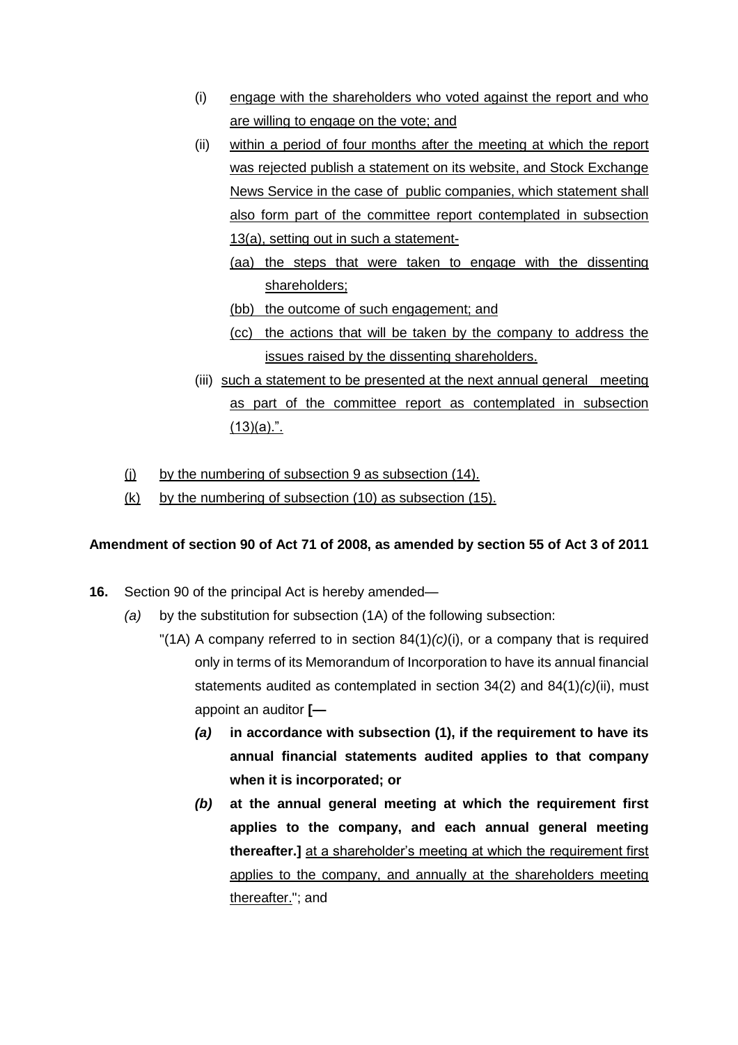(i) engage with the shareholders who voted against the report and who are willing to engage on the vote; and

(ii) within a period of four months after the meeting at which the report was rejected publish a statement on its website, and Stock Exchange News Service in the case of public companies, which statement shall also form part of the committee report contemplated in subsection 13(a), setting out in such a statement-

(aa) the steps that were taken to engage with the dissenting shareholders;

(bb) the outcome of such engagement; and

(cc) the actions that will be taken by the company to address the issues raised by the dissenting shareholders.

(iii) such a statement to be presented at the next annual general meeting as part of the committee report as contemplated in subsection (13)(a).".

(j) by the numbering of subsection 9 as subsection (14).

(k) by the numbering of subsection (10) as subsection (15).

**Amendment of section 90 of Act 71 of 2008, as amended by section 55 of Act 3 of 2011**

**16.** Section 90 of the principal Act is hereby amended—

*(a)* by the substitution for subsection (1A) of the following subsection:

"(1A) A company referred to in section 84(1)*(c)*(i), or a company that is required only in terms of its Memorandum of Incorporation to have its annual financial statements audited as contemplated in section 34(2) and 84(1)*(c)*(ii), must appoint an auditor **[—**

***(a)*** **in accordance with subsection (1), if the requirement to have its annual financial statements audited applies to that company when it is incorporated; or**

***(b)*** **at the annual general meeting at which the requirement first applies to the company, and each annual general meeting thereafter.]** at a shareholder's meeting at which the requirement first applies to the company, and annually at the shareholders meeting thereafter."; and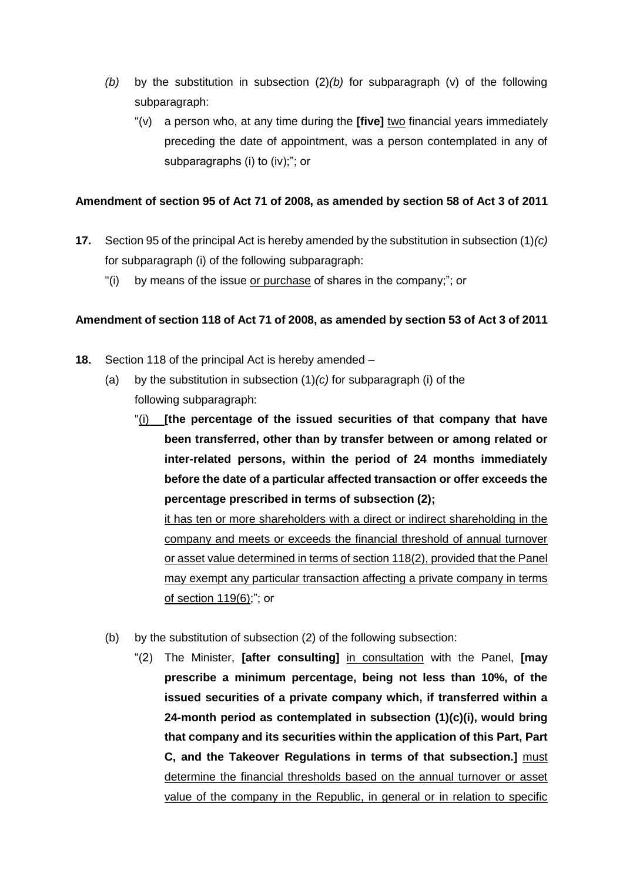- *(b)* by the substitution in subsection (2)*(b)* for subparagraph (v) of the following subparagraph:

  "(v) a person who, at any time during the **[five]** <u>two</u> financial years immediately preceding the date of appointment, was a person contemplated in any of subparagraphs (i) to (iv);"; or

**Amendment of section 95 of Act 71 of 2008, as amended by section 58 of Act 3 of 2011**

**17.** Section 95 of the principal Act is hereby amended by the substitution in subsection (1)*(c)* for subparagraph (i) of the following subparagraph:

"(i) by means of the issue <u>or purchase</u> of shares in the company;"; or

**Amendment of section 118 of Act 71 of 2008, as amended by section 53 of Act 3 of 2011**

**18.** Section 118 of the principal Act is hereby amended –

- (a) by the substitution in subsection (1)*(c)* for subparagraph (i) of the following subparagraph:

  "<u>(i)</u> **[the percentage of the issued securities of that company that have been transferred, other than by transfer between or among related or inter-related persons, within the period of 24 months immediately before the date of a particular affected transaction or offer exceeds the percentage prescribed in terms of subsection (2);**

  <u>it has ten or more shareholders with a direct or indirect shareholding in the company and meets or exceeds the financial threshold of annual turnover or asset value determined in terms of section 118(2), provided that the Panel may exempt any particular transaction affecting a private company in terms of section 119(6);</u>"; or

- (b) by the substitution of subsection (2) of the following subsection:

  "(2) The Minister, **[after consulting]** <u>in consultation</u> with the Panel, **[may prescribe a minimum percentage, being not less than 10%, of the issued securities of a private company which, if transferred within a 24-month period as contemplated in subsection (1)(c)(i), would bring that company and its securities within the application of this Part, Part C, and the Takeover Regulations in terms of that subsection.]** <u>must determine the financial thresholds based on the annual turnover or asset value of the company in the Republic, in general or in relation to specific</u>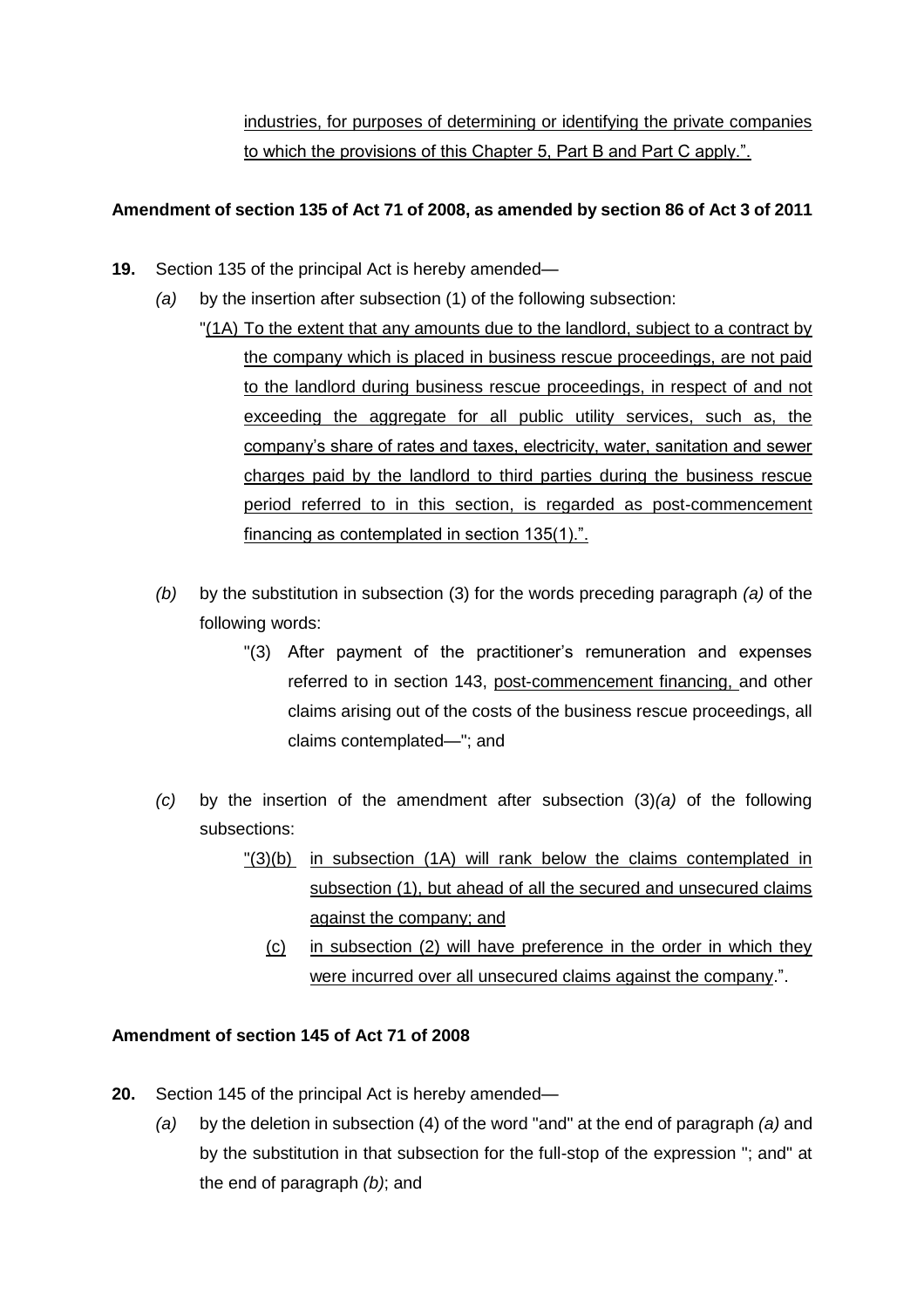industries, for purposes of determining or identifying the private companies to which the provisions of this Chapter 5, Part B and Part C apply.".

**Amendment of section 135 of Act 71 of 2008, as amended by section 86 of Act 3 of 2011**

**19.** Section 135 of the principal Act is hereby amended—

*(a)* by the insertion after subsection (1) of the following subsection:

"(1A) To the extent that any amounts due to the landlord, subject to a contract by the company which is placed in business rescue proceedings, are not paid to the landlord during business rescue proceedings, in respect of and not exceeding the aggregate for all public utility services, such as, the company's share of rates and taxes, electricity, water, sanitation and sewer charges paid by the landlord to third parties during the business rescue period referred to in this section, is regarded as post-commencement financing as contemplated in section 135(1).".

*(b)* by the substitution in subsection (3) for the words preceding paragraph *(a)* of the following words:

"(3) After payment of the practitioner's remuneration and expenses referred to in section 143, post-commencement financing, and other claims arising out of the costs of the business rescue proceedings, all claims contemplated—"; and

*(c)* by the insertion of the amendment after subsection (3)*(a)* of the following subsections:

"(3)(b) in subsection (1A) will rank below the claims contemplated in subsection (1), but ahead of all the secured and unsecured claims against the company; and

(c) in subsection (2) will have preference in the order in which they were incurred over all unsecured claims against the company.".

**Amendment of section 145 of Act 71 of 2008**

**20.** Section 145 of the principal Act is hereby amended—

*(a)* by the deletion in subsection (4) of the word "and" at the end of paragraph *(a)* and by the substitution in that subsection for the full-stop of the expression "; and" at the end of paragraph *(b)*; and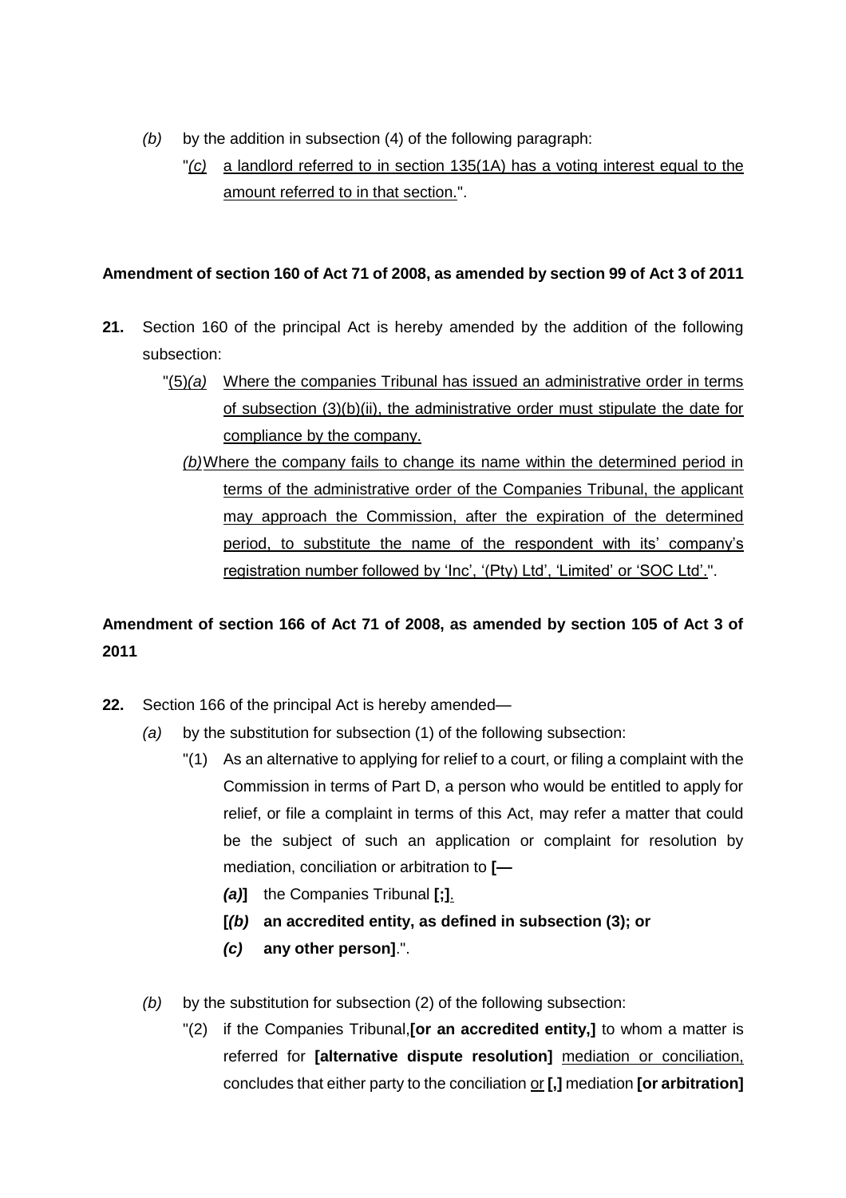*(b)* by the addition in subsection (4) of the following paragraph:

"*(c)* a landlord referred to in section 135(1A) has a voting interest equal to the amount referred to in that section.".

**Amendment of section 160 of Act 71 of 2008, as amended by section 99 of Act 3 of 2011**

**21.** Section 160 of the principal Act is hereby amended by the addition of the following subsection:

"(5)*(a)* Where the companies Tribunal has issued an administrative order in terms of subsection (3)(b)(ii), the administrative order must stipulate the date for compliance by the company.

*(b)* Where the company fails to change its name within the determined period in terms of the administrative order of the Companies Tribunal, the applicant may approach the Commission, after the expiration of the determined period, to substitute the name of the respondent with its' company's registration number followed by 'Inc', '(Pty) Ltd', 'Limited' or 'SOC Ltd'.".

**Amendment of section 166 of Act 71 of 2008, as amended by section 105 of Act 3 of 2011**

**22.** Section 166 of the principal Act is hereby amended—

*(a)* by the substitution for subsection (1) of the following subsection:

"(1) As an alternative to applying for relief to a court, or filing a complaint with the Commission in terms of Part D, a person who would be entitled to apply for relief, or file a complaint in terms of this Act, may refer a matter that could be the subject of such an application or complaint for resolution by mediation, conciliation or arbitration to **[—**

***(a)*]** the Companies Tribunal **[;]**.

**[*(b)* an accredited entity, as defined in subsection (3); or**

***(c)* any other person]**.".

*(b)* by the substitution for subsection (2) of the following subsection:

"(2) if the Companies Tribunal,**[or an accredited entity,]** to whom a matter is referred for **[alternative dispute resolution]** mediation or conciliation, concludes that either party to the conciliation or **[,]** mediation **[or arbitration]**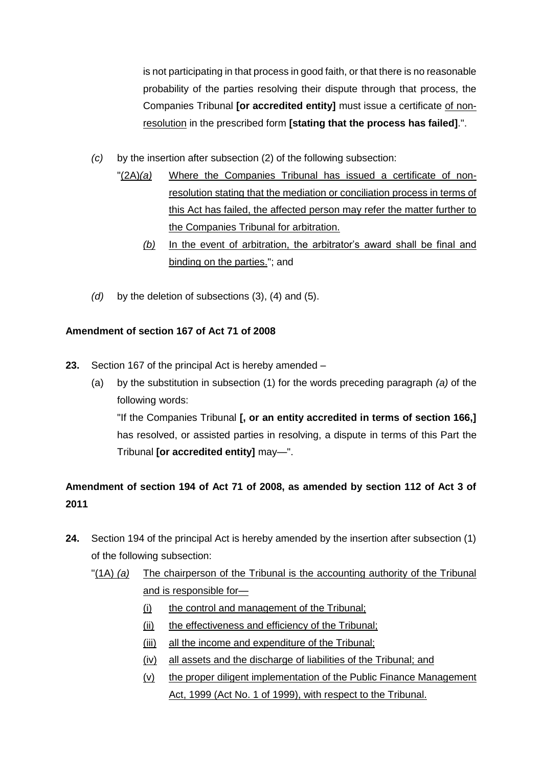is not participating in that process in good faith, or that there is no reasonable probability of the parties resolving their dispute through that process, the Companies Tribunal **[or accredited entity]** must issue a certificate <u>of non-resolution</u> in the prescribed form **[stating that the process has failed]**.".

*(c)* by the insertion after subsection (2) of the following subsection:

"<u>(2A)*(a)*</u> <u>Where the Companies Tribunal has issued a certificate of non-resolution stating that the mediation or conciliation process in terms of this Act has failed, the affected person may refer the matter further to the Companies Tribunal for arbitration.</u>

<u>*(b)*</u> <u>In the event of arbitration, the arbitrator's award shall be final and binding on the parties.</u>"; and

*(d)* by the deletion of subsections (3), (4) and (5).

**Amendment of section 167 of Act 71 of 2008**

**23.** Section 167 of the principal Act is hereby amended –

(a) by the substitution in subsection (1) for the words preceding paragraph *(a)* of the following words:

"If the Companies Tribunal **[, or an entity accredited in terms of section 166,]** has resolved, or assisted parties in resolving, a dispute in terms of this Part the Tribunal **[or accredited entity]** may—".

**Amendment of section 194 of Act 71 of 2008, as amended by section 112 of Act 3 of 2011**

**24.** Section 194 of the principal Act is hereby amended by the insertion after subsection (1) of the following subsection:

"<u>(1A)</u> *<u>(a)</u>* <u>The chairperson of the Tribunal is the accounting authority of the Tribunal and is responsible for—</u>

<u>(i)</u> <u>the control and management of the Tribunal;</u>

<u>(ii)</u> <u>the effectiveness and efficiency of the Tribunal;</u>

<u>(iii)</u> <u>all the income and expenditure of the Tribunal;</u>

<u>(iv)</u> <u>all assets and the discharge of liabilities of the Tribunal; and</u>

<u>(v)</u> <u>the proper diligent implementation of the Public Finance Management Act, 1999 (Act No. 1 of 1999), with respect to the Tribunal.</u>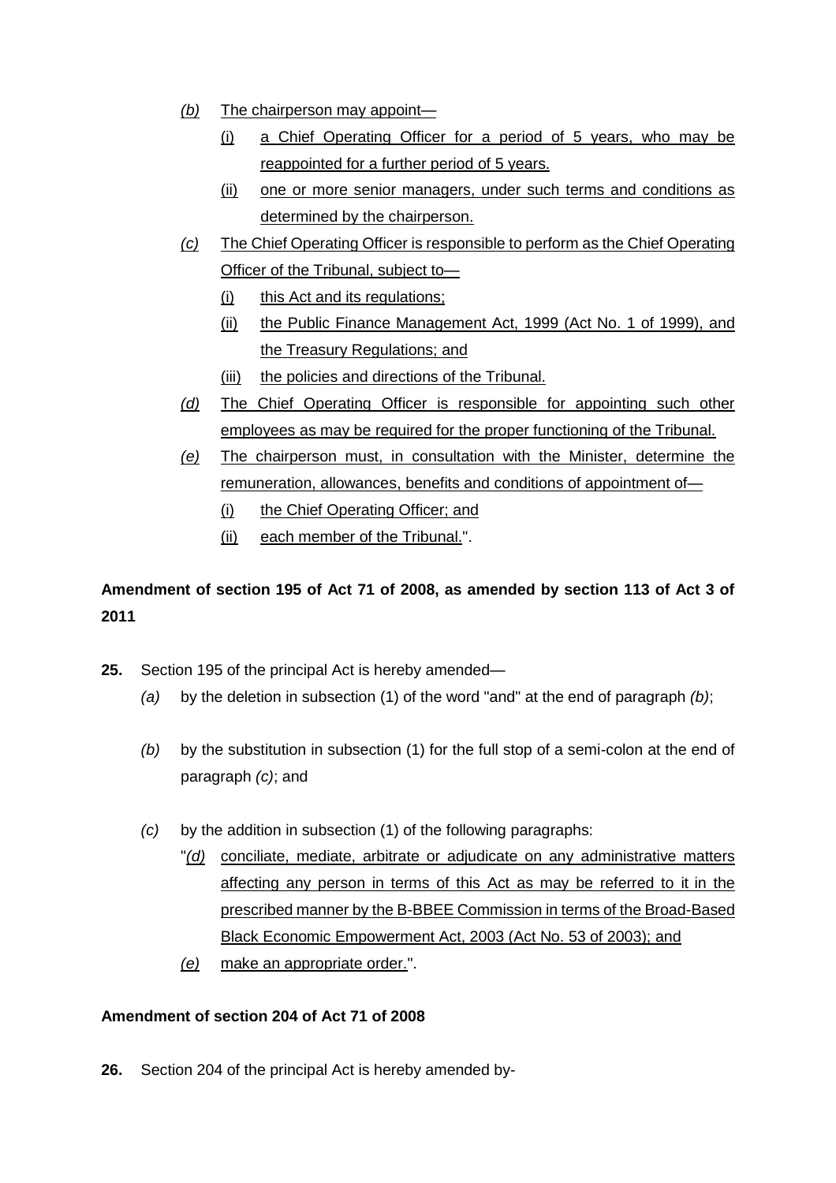*(b)* The chairperson may appoint—

(i) a Chief Operating Officer for a period of 5 years, who may be reappointed for a further period of 5 years.

(ii) one or more senior managers, under such terms and conditions as determined by the chairperson.

*(c)* The Chief Operating Officer is responsible to perform as the Chief Operating Officer of the Tribunal, subject to—

(i) this Act and its regulations;

(ii) the Public Finance Management Act, 1999 (Act No. 1 of 1999), and the Treasury Regulations; and

(iii) the policies and directions of the Tribunal.

*(d)* The Chief Operating Officer is responsible for appointing such other employees as may be required for the proper functioning of the Tribunal.

*(e)* The chairperson must, in consultation with the Minister, determine the remuneration, allowances, benefits and conditions of appointment of—

(i) the Chief Operating Officer; and

(ii) each member of the Tribunal.".

**Amendment of section 195 of Act 71 of 2008, as amended by section 113 of Act 3 of 2011**

**25.** Section 195 of the principal Act is hereby amended—

*(a)* by the deletion in subsection (1) of the word "and" at the end of paragraph *(b)*;

*(b)* by the substitution in subsection (1) for the full stop of a semi-colon at the end of paragraph *(c)*; and

*(c)* by the addition in subsection (1) of the following paragraphs:

"*(d)* conciliate, mediate, arbitrate or adjudicate on any administrative matters affecting any person in terms of this Act as may be referred to it in the prescribed manner by the B-BBEE Commission in terms of the Broad-Based Black Economic Empowerment Act, 2003 (Act No. 53 of 2003); and

*(e)* make an appropriate order.".

**Amendment of section 204 of Act 71 of 2008**

**26.** Section 204 of the principal Act is hereby amended by-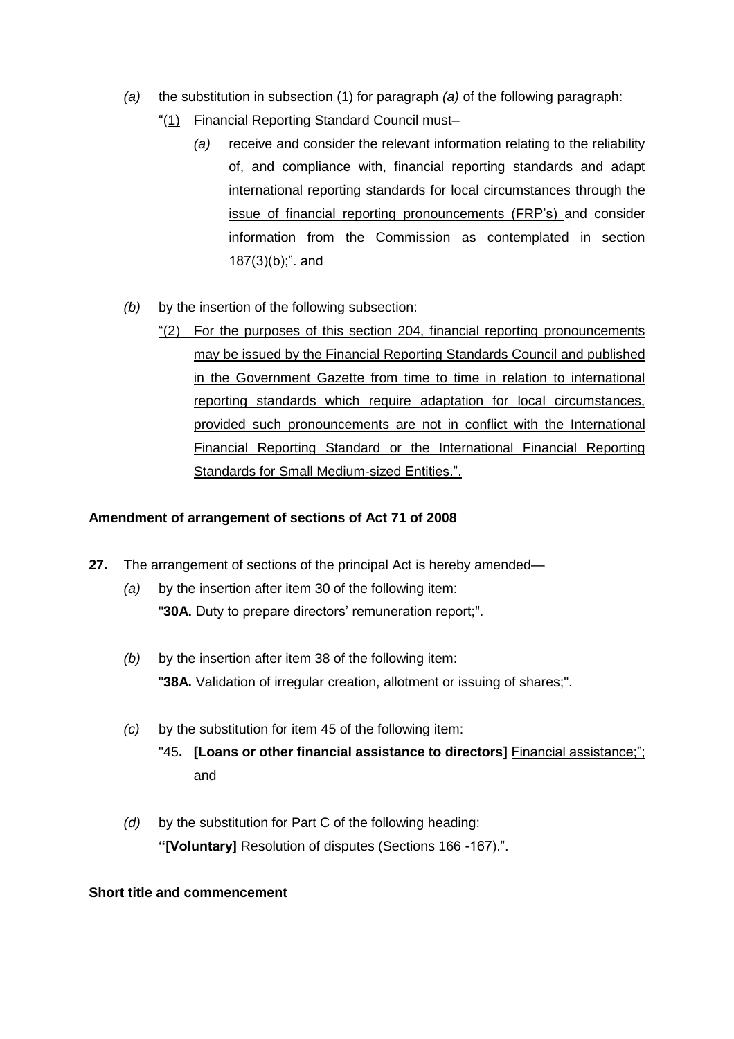*(a)* the substitution in subsection (1) for paragraph *(a)* of the following paragraph:

"(1) Financial Reporting Standard Council must–

*(a)* receive and consider the relevant information relating to the reliability of, and compliance with, financial reporting standards and adapt international reporting standards for local circumstances through the issue of financial reporting pronouncements (FRP's) and consider information from the Commission as contemplated in section 187(3)(b);". and

*(b)* by the insertion of the following subsection:

"(2) For the purposes of this section 204, financial reporting pronouncements may be issued by the Financial Reporting Standards Council and published in the Government Gazette from time to time in relation to international reporting standards which require adaptation for local circumstances, provided such pronouncements are not in conflict with the International Financial Reporting Standard or the International Financial Reporting Standards for Small Medium-sized Entities.".

**Amendment of arrangement of sections of Act 71 of 2008**

**27.** The arrangement of sections of the principal Act is hereby amended—

*(a)* by the insertion after item 30 of the following item:
"**30A.** Duty to prepare directors' remuneration report;".

*(b)* by the insertion after item 38 of the following item:
"**38A.** Validation of irregular creation, allotment or issuing of shares;".

*(c)* by the substitution for item 45 of the following item:
"45**. [Loans or other financial assistance to directors]** Financial assistance;"; and

*(d)* by the substitution for Part C of the following heading:
**"[Voluntary]** Resolution of disputes (Sections 166 -167).".

**Short title and commencement**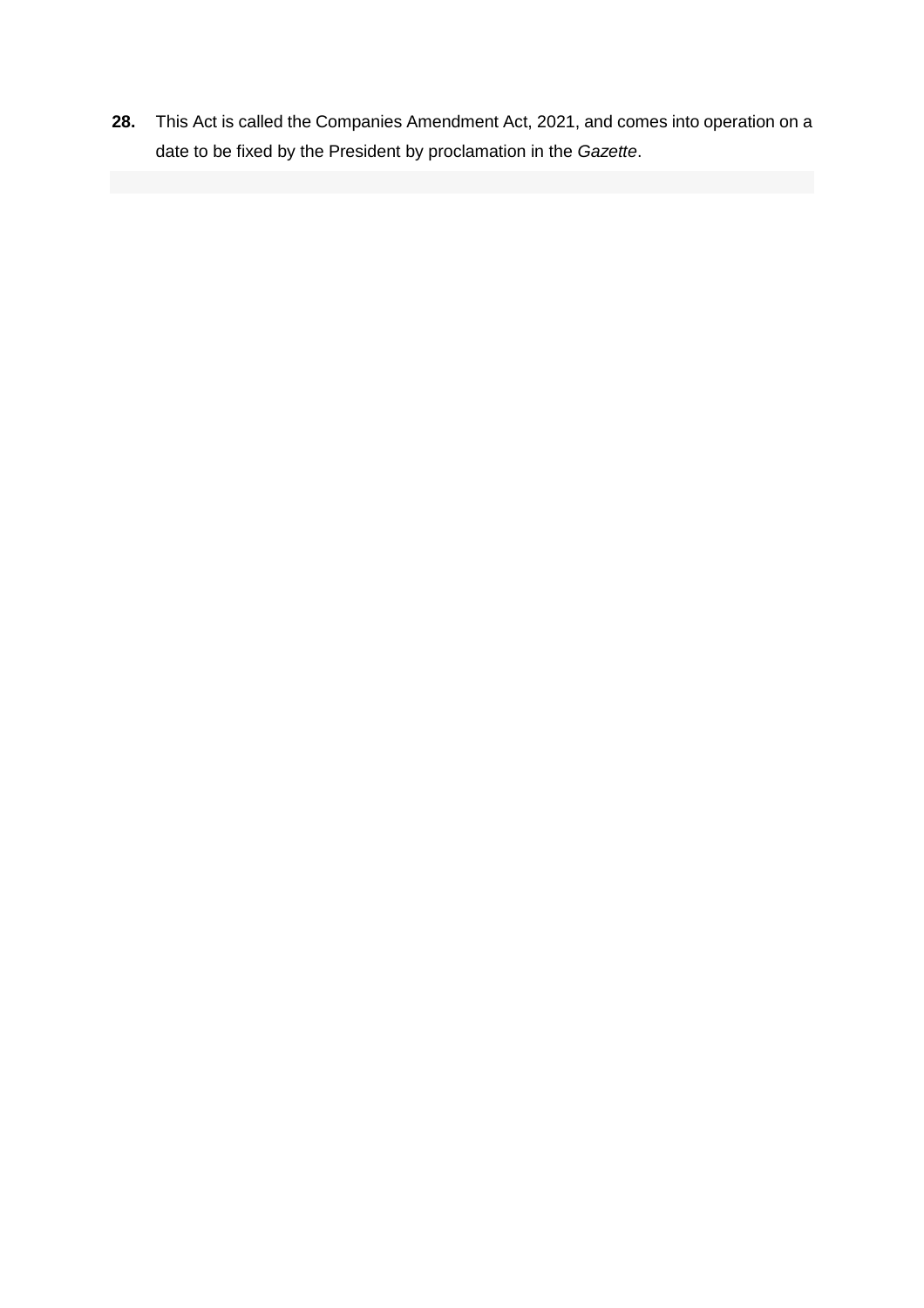**28.** This Act is called the Companies Amendment Act, 2021, and comes into operation on a date to be fixed by the President by proclamation in the *Gazette*.